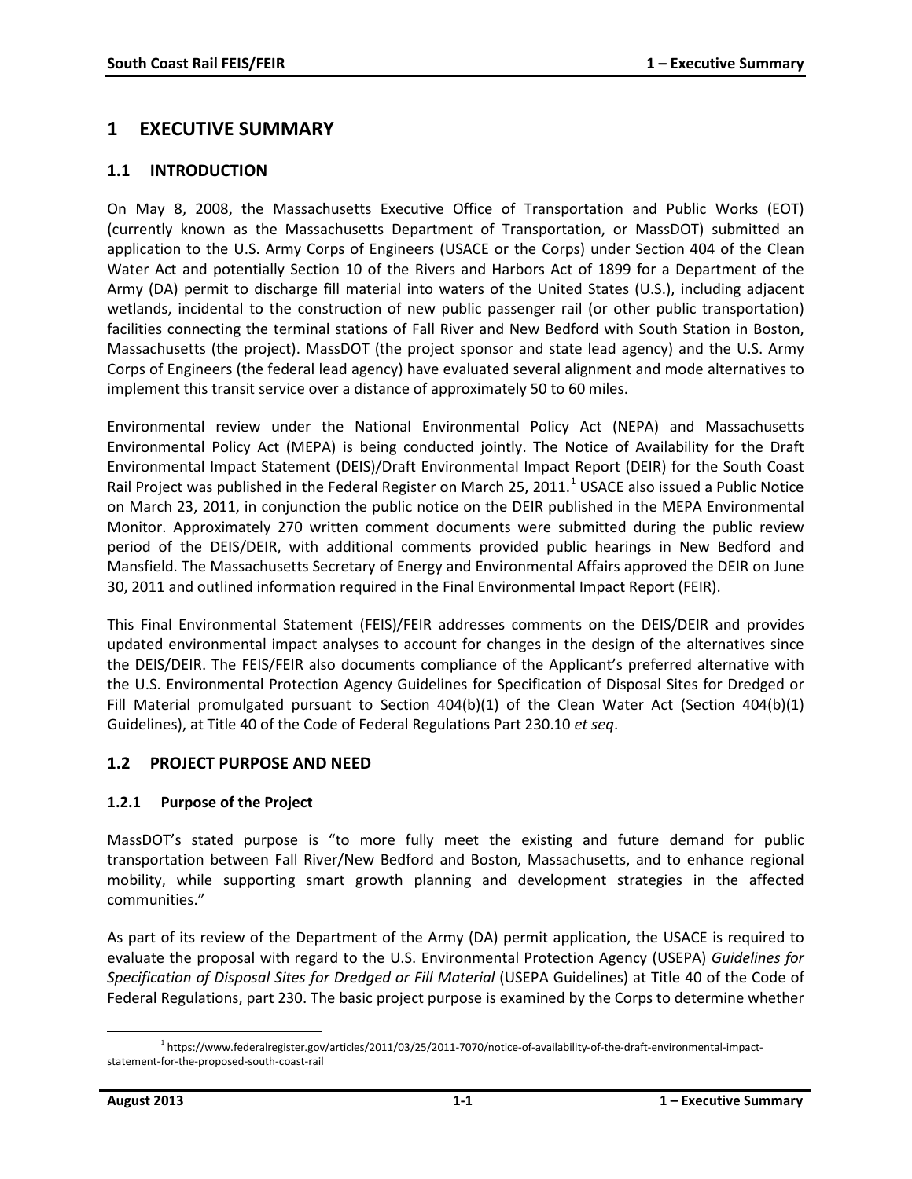# 1 EXECUTIVE SUMMARY

## 1.1 INTRODUCTION

On May 8, 2008, the Massachusetts Executive Office of Transportation and Public Works (EOT) (currently known as the Massachusetts Department of Transportation, or MassDOT) submitted an application to the U.S. Army Corps of Engineers (USACE or the Corps) under Section 404 of the Clean Water Act and potentially Section 10 of the Rivers and Harbors Act of 1899 for a Department of the Army (DA) permit to discharge fill material into waters of the United States (U.S.), including adjacent wetlands, incidental to the construction of new public passenger rail (or other public transportation) facilities connecting the terminal stations of Fall River and New Bedford with South Station in Boston, Massachusetts (the project). MassDOT (the project sponsor and state lead agency) and the U.S. Army Corps of Engineers (the federal lead agency) have evaluated several alignment and mode alternatives to implement this transit service over a distance of approximately 50 to 60 miles.

Environmental review under the National Environmental Policy Act (NEPA) and Massachusetts Environmental Policy Act (MEPA) is being conducted jointly. The Notice of Availability for the Draft Environmental Impact Statement (DEIS)/Draft Environmental Impact Report (DEIR) for the South Coast Rail Project was published in the Federal Register on March 25, 2011.[1] USACE also issued a Public Notice on March 23, 2011, in conjunction the public notice on the DEIR published in the MEPA Environmental Monitor. Approximately 270 written comment documents were submitted during the public review period of the DEIS/DEIR, with additional comments provided public hearings in New Bedford and Mansfield. The Massachusetts Secretary of Energy and Environmental Affairs approved the DEIR on June 30, 2011 and outlined information required in the Final Environmental Impact Report (FEIR).

This Final Environmental Statement (FEIS)/FEIR addresses comments on the DEIS/DEIR and provides updated environmental impact analyses to account for changes in the design of the alternatives since the DEIS/DEIR. The FEIS/FEIR also documents compliance of the Applicant's preferred alternative with the U.S. Environmental Protection Agency Guidelines for Specification of Disposal Sites for Dredged or Fill Material promulgated pursuant to Section 404(b)(1) of the Clean Water Act (Section 404(b)(1) Guidelines), at Title 40 of the Code of Federal Regulations Part 230.10 *et seq*.

## 1.2 PROJECT PURPOSE AND NEED

### 1.2.1 Purpose of the Project

MassDOT's stated purpose is "to more fully meet the existing and future demand for public transportation between Fall River/New Bedford and Boston, Massachusetts, and to enhance regional mobility, while supporting smart growth planning and development strategies in the affected communities."

As part of its review of the Department of the Army (DA) permit application, the USACE is required to evaluate the proposal with regard to the U.S. Environmental Protection Agency (USEPA) *Guidelines for Specification of Disposal Sites for Dredged or Fill Material* (USEPA Guidelines) at Title 40 of the Code of Federal Regulations, part 230. The basic project purpose is examined by the Corps to determine whether

[1] https://www.federalregister.gov/articles/2011/03/25/2011-7070/notice-of-availability-of-the-draft-environmental-impact-statement-for-the-proposed-south-coast-rail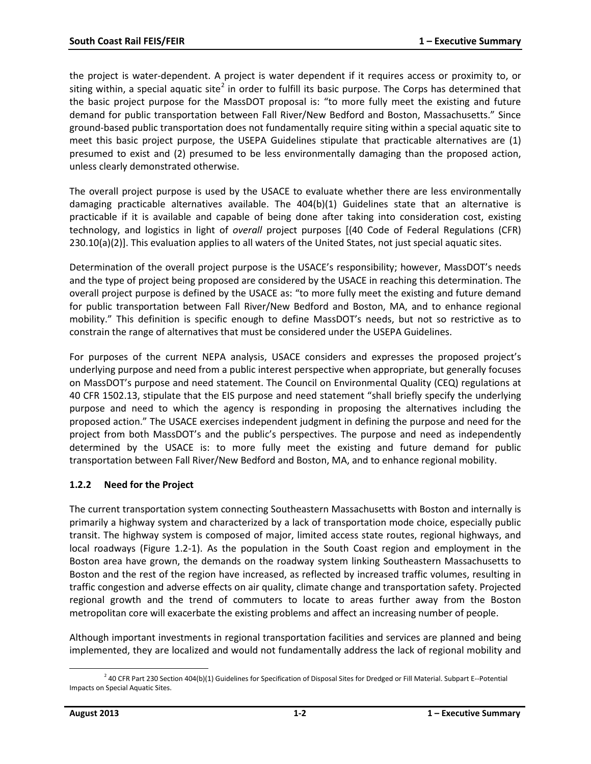the project is water-dependent. A project is water dependent if it requires access or proximity to, or siting within, a special aquatic site[2] in order to fulfill its basic purpose. The Corps has determined that the basic project purpose for the MassDOT proposal is: "to more fully meet the existing and future demand for public transportation between Fall River/New Bedford and Boston, Massachusetts." Since ground-based public transportation does not fundamentally require siting within a special aquatic site to meet this basic project purpose, the USEPA Guidelines stipulate that practicable alternatives are (1) presumed to exist and (2) presumed to be less environmentally damaging than the proposed action, unless clearly demonstrated otherwise.

The overall project purpose is used by the USACE to evaluate whether there are less environmentally damaging practicable alternatives available. The 404(b)(1) Guidelines state that an alternative is practicable if it is available and capable of being done after taking into consideration cost, existing technology, and logistics in light of *overall* project purposes [(40 Code of Federal Regulations (CFR) 230.10(a)(2)]. This evaluation applies to all waters of the United States, not just special aquatic sites.

Determination of the overall project purpose is the USACE's responsibility; however, MassDOT's needs and the type of project being proposed are considered by the USACE in reaching this determination. The overall project purpose is defined by the USACE as: "to more fully meet the existing and future demand for public transportation between Fall River/New Bedford and Boston, MA, and to enhance regional mobility." This definition is specific enough to define MassDOT's needs, but not so restrictive as to constrain the range of alternatives that must be considered under the USEPA Guidelines.

For purposes of the current NEPA analysis, USACE considers and expresses the proposed project's underlying purpose and need from a public interest perspective when appropriate, but generally focuses on MassDOT's purpose and need statement. The Council on Environmental Quality (CEQ) regulations at 40 CFR 1502.13, stipulate that the EIS purpose and need statement "shall briefly specify the underlying purpose and need to which the agency is responding in proposing the alternatives including the proposed action." The USACE exercises independent judgment in defining the purpose and need for the project from both MassDOT's and the public's perspectives. The purpose and need as independently determined by the USACE is: to more fully meet the existing and future demand for public transportation between Fall River/New Bedford and Boston, MA, and to enhance regional mobility.

### 1.2.2 Need for the Project

The current transportation system connecting Southeastern Massachusetts with Boston and internally is primarily a highway system and characterized by a lack of transportation mode choice, especially public transit. The highway system is composed of major, limited access state routes, regional highways, and local roadways (Figure 1.2-1). As the population in the South Coast region and employment in the Boston area have grown, the demands on the roadway system linking Southeastern Massachusetts to Boston and the rest of the region have increased, as reflected by increased traffic volumes, resulting in traffic congestion and adverse effects on air quality, climate change and transportation safety. Projected regional growth and the trend of commuters to locate to areas further away from the Boston metropolitan core will exacerbate the existing problems and affect an increasing number of people.

Although important investments in regional transportation facilities and services are planned and being implemented, they are localized and would not fundamentally address the lack of regional mobility and

[2] 40 CFR Part 230 Section 404(b)(1) Guidelines for Specification of Disposal Sites for Dredged or Fill Material. Subpart E--Potential Impacts on Special Aquatic Sites.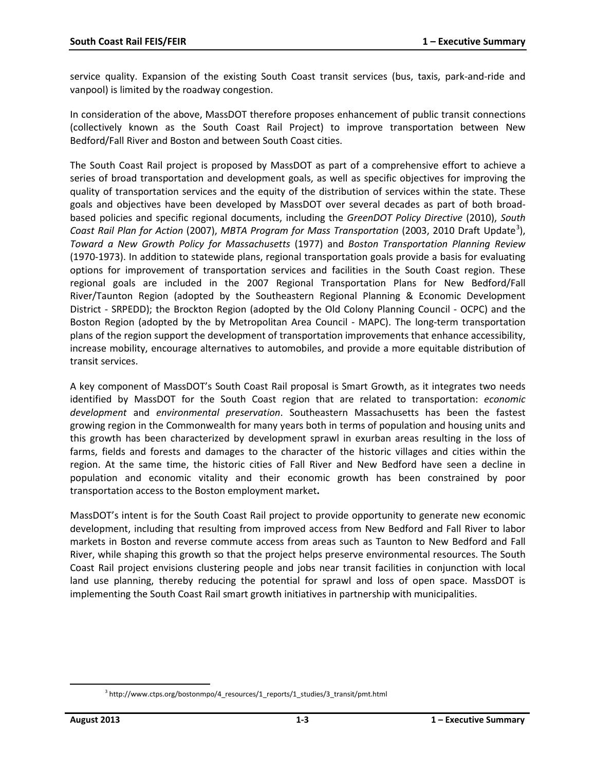service quality. Expansion of the existing South Coast transit services (bus, taxis, park-and-ride and vanpool) is limited by the roadway congestion.

In consideration of the above, MassDOT therefore proposes enhancement of public transit connections (collectively known as the South Coast Rail Project) to improve transportation between New Bedford/Fall River and Boston and between South Coast cities.

The South Coast Rail project is proposed by MassDOT as part of a comprehensive effort to achieve a series of broad transportation and development goals, as well as specific objectives for improving the quality of transportation services and the equity of the distribution of services within the state. These goals and objectives have been developed by MassDOT over several decades as part of both broad-based policies and specific regional documents, including the *GreenDOT Policy Directive* (2010), *South Coast Rail Plan for Action* (2007), *MBTA Program for Mass Transportation* (2003, 2010 Draft Update[3]), *Toward a New Growth Policy for Massachusetts* (1977) and *Boston Transportation Planning Review* (1970-1973). In addition to statewide plans, regional transportation goals provide a basis for evaluating options for improvement of transportation services and facilities in the South Coast region. These regional goals are included in the 2007 Regional Transportation Plans for New Bedford/Fall River/Taunton Region (adopted by the Southeastern Regional Planning & Economic Development District - SRPEDD); the Brockton Region (adopted by the Old Colony Planning Council - OCPC) and the Boston Region (adopted by the by Metropolitan Area Council - MAPC). The long-term transportation plans of the region support the development of transportation improvements that enhance accessibility, increase mobility, encourage alternatives to automobiles, and provide a more equitable distribution of transit services.

A key component of MassDOT's South Coast Rail proposal is Smart Growth, as it integrates two needs identified by MassDOT for the South Coast region that are related to transportation: *economic development* and *environmental preservation*. Southeastern Massachusetts has been the fastest growing region in the Commonwealth for many years both in terms of population and housing units and this growth has been characterized by development sprawl in exurban areas resulting in the loss of farms, fields and forests and damages to the character of the historic villages and cities within the region. At the same time, the historic cities of Fall River and New Bedford have seen a decline in population and economic vitality and their economic growth has been constrained by poor transportation access to the Boston employment market**.**

MassDOT's intent is for the South Coast Rail project to provide opportunity to generate new economic development, including that resulting from improved access from New Bedford and Fall River to labor markets in Boston and reverse commute access from areas such as Taunton to New Bedford and Fall River, while shaping this growth so that the project helps preserve environmental resources. The South Coast Rail project envisions clustering people and jobs near transit facilities in conjunction with local land use planning, thereby reducing the potential for sprawl and loss of open space. MassDOT is implementing the South Coast Rail smart growth initiatives in partnership with municipalities.

[3] http://www.ctps.org/bostonmpo/4_resources/1_reports/1_studies/3_transit/pmt.html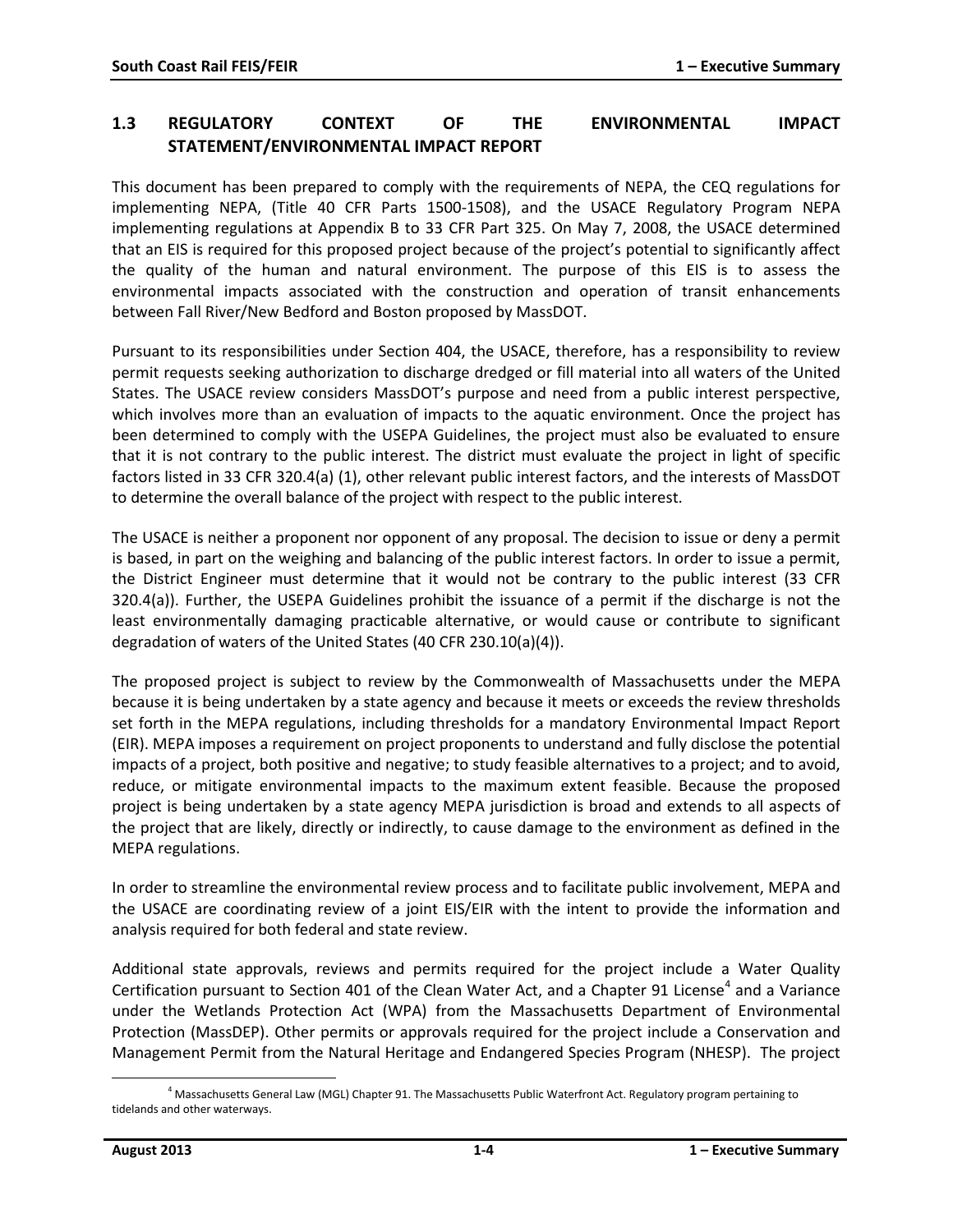## 1.3 REGULATORY CONTEXT OF THE ENVIRONMENTAL IMPACT STATEMENT/ENVIRONMENTAL IMPACT REPORT

This document has been prepared to comply with the requirements of NEPA, the CEQ regulations for implementing NEPA, (Title 40 CFR Parts 1500-1508), and the USACE Regulatory Program NEPA implementing regulations at Appendix B to 33 CFR Part 325. On May 7, 2008, the USACE determined that an EIS is required for this proposed project because of the project's potential to significantly affect the quality of the human and natural environment. The purpose of this EIS is to assess the environmental impacts associated with the construction and operation of transit enhancements between Fall River/New Bedford and Boston proposed by MassDOT.

Pursuant to its responsibilities under Section 404, the USACE, therefore, has a responsibility to review permit requests seeking authorization to discharge dredged or fill material into all waters of the United States. The USACE review considers MassDOT's purpose and need from a public interest perspective, which involves more than an evaluation of impacts to the aquatic environment. Once the project has been determined to comply with the USEPA Guidelines, the project must also be evaluated to ensure that it is not contrary to the public interest. The district must evaluate the project in light of specific factors listed in 33 CFR 320.4(a) (1), other relevant public interest factors, and the interests of MassDOT to determine the overall balance of the project with respect to the public interest.

The USACE is neither a proponent nor opponent of any proposal. The decision to issue or deny a permit is based, in part on the weighing and balancing of the public interest factors. In order to issue a permit, the District Engineer must determine that it would not be contrary to the public interest (33 CFR 320.4(a)). Further, the USEPA Guidelines prohibit the issuance of a permit if the discharge is not the least environmentally damaging practicable alternative, or would cause or contribute to significant degradation of waters of the United States (40 CFR 230.10(a)(4)).

The proposed project is subject to review by the Commonwealth of Massachusetts under the MEPA because it is being undertaken by a state agency and because it meets or exceeds the review thresholds set forth in the MEPA regulations, including thresholds for a mandatory Environmental Impact Report (EIR). MEPA imposes a requirement on project proponents to understand and fully disclose the potential impacts of a project, both positive and negative; to study feasible alternatives to a project; and to avoid, reduce, or mitigate environmental impacts to the maximum extent feasible. Because the proposed project is being undertaken by a state agency MEPA jurisdiction is broad and extends to all aspects of the project that are likely, directly or indirectly, to cause damage to the environment as defined in the MEPA regulations.

In order to streamline the environmental review process and to facilitate public involvement, MEPA and the USACE are coordinating review of a joint EIS/EIR with the intent to provide the information and analysis required for both federal and state review.

Additional state approvals, reviews and permits required for the project include a Water Quality Certification pursuant to Section 401 of the Clean Water Act, and a Chapter 91 License[4] and a Variance under the Wetlands Protection Act (WPA) from the Massachusetts Department of Environmental Protection (MassDEP). Other permits or approvals required for the project include a Conservation and Management Permit from the Natural Heritage and Endangered Species Program (NHESP). The project

[4] Massachusetts General Law (MGL) Chapter 91. The Massachusetts Public Waterfront Act. Regulatory program pertaining to tidelands and other waterways.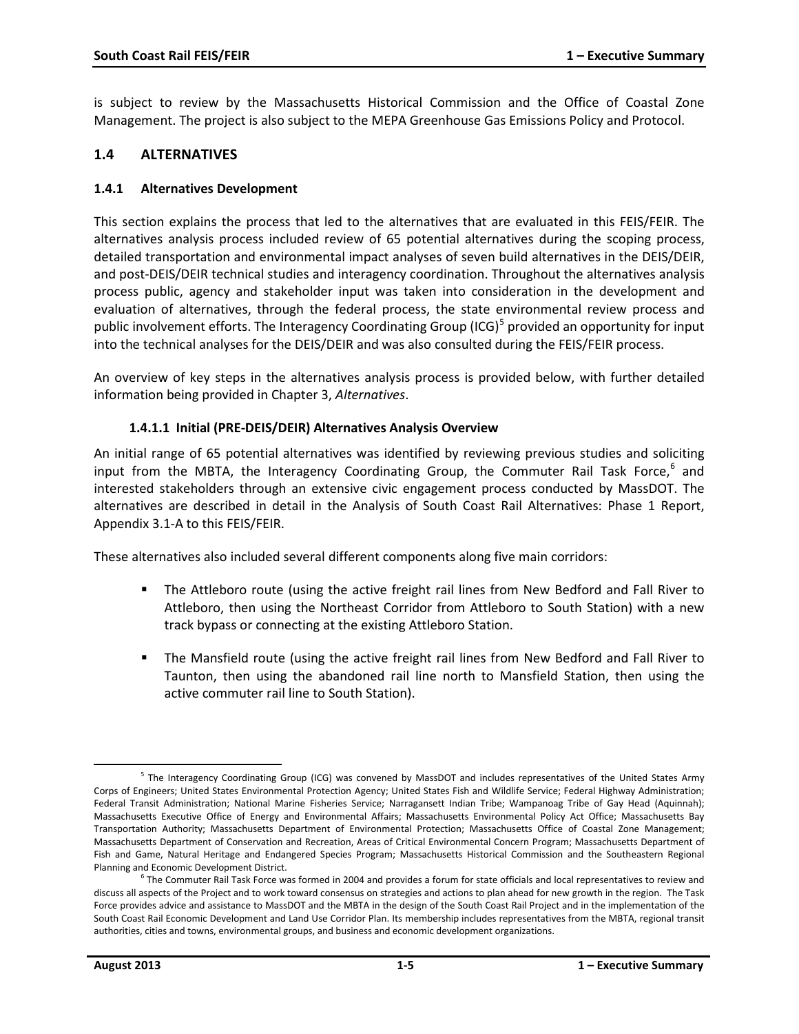is subject to review by the Massachusetts Historical Commission and the Office of Coastal Zone Management. The project is also subject to the MEPA Greenhouse Gas Emissions Policy and Protocol.

## 1.4 ALTERNATIVES

### 1.4.1 Alternatives Development

This section explains the process that led to the alternatives that are evaluated in this FEIS/FEIR. The alternatives analysis process included review of 65 potential alternatives during the scoping process, detailed transportation and environmental impact analyses of seven build alternatives in the DEIS/DEIR, and post-DEIS/DEIR technical studies and interagency coordination. Throughout the alternatives analysis process public, agency and stakeholder input was taken into consideration in the development and evaluation of alternatives, through the federal process, the state environmental review process and public involvement efforts. The Interagency Coordinating Group (ICG)[5] provided an opportunity for input into the technical analyses for the DEIS/DEIR and was also consulted during the FEIS/FEIR process.

An overview of key steps in the alternatives analysis process is provided below, with further detailed information being provided in Chapter 3, *Alternatives*.

#### 1.4.1.1 Initial (PRE-DEIS/DEIR) Alternatives Analysis Overview

An initial range of 65 potential alternatives was identified by reviewing previous studies and soliciting input from the MBTA, the Interagency Coordinating Group, the Commuter Rail Task Force,[6] and interested stakeholders through an extensive civic engagement process conducted by MassDOT. The alternatives are described in detail in the Analysis of South Coast Rail Alternatives: Phase 1 Report, Appendix 3.1-A to this FEIS/FEIR.

These alternatives also included several different components along five main corridors:

- The Attleboro route (using the active freight rail lines from New Bedford and Fall River to Attleboro, then using the Northeast Corridor from Attleboro to South Station) with a new track bypass or connecting at the existing Attleboro Station.
- The Mansfield route (using the active freight rail lines from New Bedford and Fall River to Taunton, then using the abandoned rail line north to Mansfield Station, then using the active commuter rail line to South Station).

---

[5] The Interagency Coordinating Group (ICG) was convened by MassDOT and includes representatives of the United States Army Corps of Engineers; United States Environmental Protection Agency; United States Fish and Wildlife Service; Federal Highway Administration; Federal Transit Administration; National Marine Fisheries Service; Narragansett Indian Tribe; Wampanoag Tribe of Gay Head (Aquinnah); Massachusetts Executive Office of Energy and Environmental Affairs; Massachusetts Environmental Policy Act Office; Massachusetts Bay Transportation Authority; Massachusetts Department of Environmental Protection; Massachusetts Office of Coastal Zone Management; Massachusetts Department of Conservation and Recreation, Areas of Critical Environmental Concern Program; Massachusetts Department of Fish and Game, Natural Heritage and Endangered Species Program; Massachusetts Historical Commission and the Southeastern Regional Planning and Economic Development District.

[6] The Commuter Rail Task Force was formed in 2004 and provides a forum for state officials and local representatives to review and discuss all aspects of the Project and to work toward consensus on strategies and actions to plan ahead for new growth in the region. The Task Force provides advice and assistance to MassDOT and the MBTA in the design of the South Coast Rail Project and in the implementation of the South Coast Rail Economic Development and Land Use Corridor Plan. Its membership includes representatives from the MBTA, regional transit authorities, cities and towns, environmental groups, and business and economic development organizations.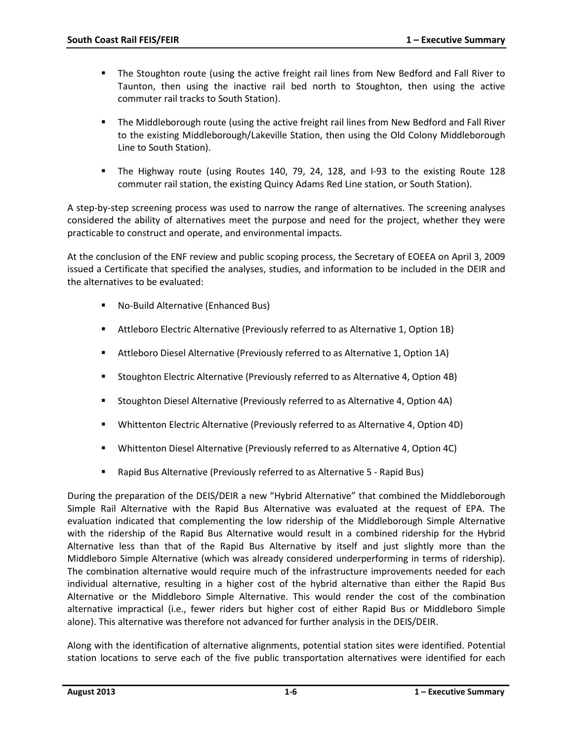- The Stoughton route (using the active freight rail lines from New Bedford and Fall River to Taunton, then using the inactive rail bed north to Stoughton, then using the active commuter rail tracks to South Station).
- The Middleborough route (using the active freight rail lines from New Bedford and Fall River to the existing Middleborough/Lakeville Station, then using the Old Colony Middleborough Line to South Station).
- The Highway route (using Routes 140, 79, 24, 128, and I-93 to the existing Route 128 commuter rail station, the existing Quincy Adams Red Line station, or South Station).

A step-by-step screening process was used to narrow the range of alternatives. The screening analyses considered the ability of alternatives meet the purpose and need for the project, whether they were practicable to construct and operate, and environmental impacts.

At the conclusion of the ENF review and public scoping process, the Secretary of EOEEA on April 3, 2009 issued a Certificate that specified the analyses, studies, and information to be included in the DEIR and the alternatives to be evaluated:

- No-Build Alternative (Enhanced Bus)
- Attleboro Electric Alternative (Previously referred to as Alternative 1, Option 1B)
- Attleboro Diesel Alternative (Previously referred to as Alternative 1, Option 1A)
- Stoughton Electric Alternative (Previously referred to as Alternative 4, Option 4B)
- Stoughton Diesel Alternative (Previously referred to as Alternative 4, Option 4A)
- Whittenton Electric Alternative (Previously referred to as Alternative 4, Option 4D)
- Whittenton Diesel Alternative (Previously referred to as Alternative 4, Option 4C)
- Rapid Bus Alternative (Previously referred to as Alternative 5 - Rapid Bus)

During the preparation of the DEIS/DEIR a new "Hybrid Alternative" that combined the Middleborough Simple Rail Alternative with the Rapid Bus Alternative was evaluated at the request of EPA. The evaluation indicated that complementing the low ridership of the Middleborough Simple Alternative with the ridership of the Rapid Bus Alternative would result in a combined ridership for the Hybrid Alternative less than that of the Rapid Bus Alternative by itself and just slightly more than the Middleboro Simple Alternative (which was already considered underperforming in terms of ridership). The combination alternative would require much of the infrastructure improvements needed for each individual alternative, resulting in a higher cost of the hybrid alternative than either the Rapid Bus Alternative or the Middleboro Simple Alternative. This would render the cost of the combination alternative impractical (i.e., fewer riders but higher cost of either Rapid Bus or Middleboro Simple alone). This alternative was therefore not advanced for further analysis in the DEIS/DEIR.

Along with the identification of alternative alignments, potential station sites were identified. Potential station locations to serve each of the five public transportation alternatives were identified for each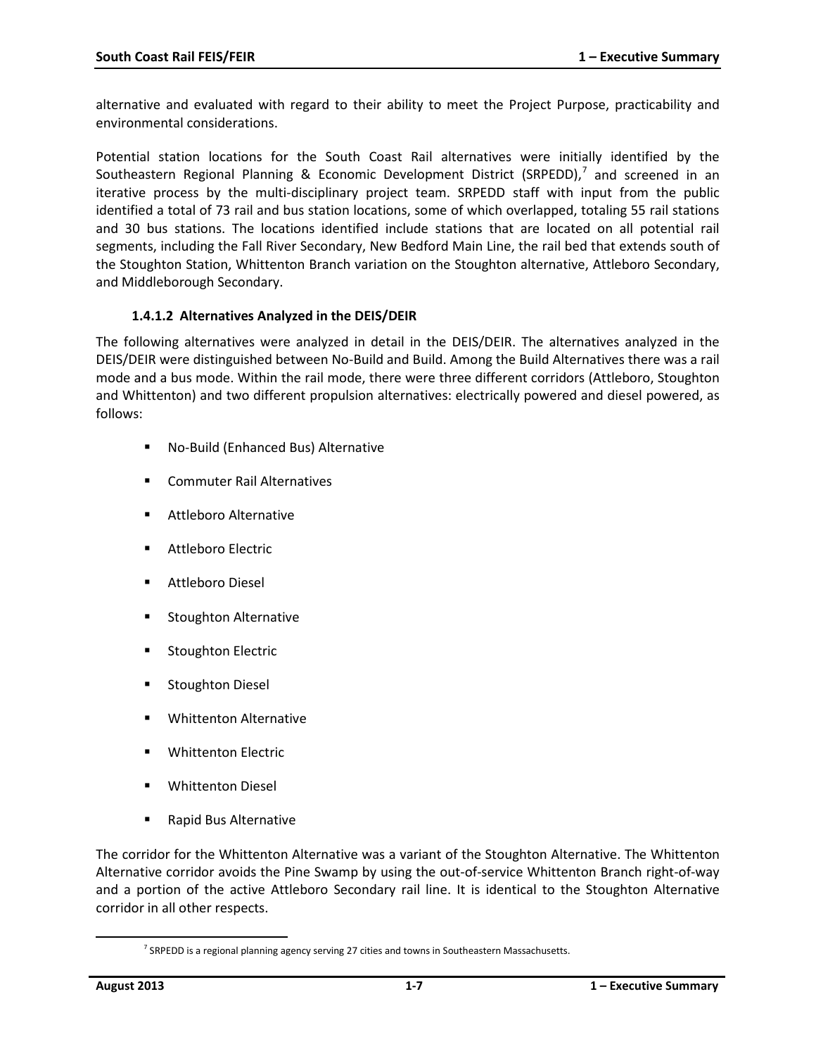alternative and evaluated with regard to their ability to meet the Project Purpose, practicability and environmental considerations.

Potential station locations for the South Coast Rail alternatives were initially identified by the Southeastern Regional Planning & Economic Development District (SRPEDD),[7] and screened in an iterative process by the multi-disciplinary project team. SRPEDD staff with input from the public identified a total of 73 rail and bus station locations, some of which overlapped, totaling 55 rail stations and 30 bus stations. The locations identified include stations that are located on all potential rail segments, including the Fall River Secondary, New Bedford Main Line, the rail bed that extends south of the Stoughton Station, Whittenton Branch variation on the Stoughton alternative, Attleboro Secondary, and Middleborough Secondary.

#### 1.4.1.2 Alternatives Analyzed in the DEIS/DEIR

The following alternatives were analyzed in detail in the DEIS/DEIR. The alternatives analyzed in the DEIS/DEIR were distinguished between No-Build and Build. Among the Build Alternatives there was a rail mode and a bus mode. Within the rail mode, there were three different corridors (Attleboro, Stoughton and Whittenton) and two different propulsion alternatives: electrically powered and diesel powered, as follows:

- No-Build (Enhanced Bus) Alternative
- Commuter Rail Alternatives
- Attleboro Alternative
- Attleboro Electric
- Attleboro Diesel
- Stoughton Alternative
- Stoughton Electric
- Stoughton Diesel
- Whittenton Alternative
- Whittenton Electric
- Whittenton Diesel
- Rapid Bus Alternative

The corridor for the Whittenton Alternative was a variant of the Stoughton Alternative. The Whittenton Alternative corridor avoids the Pine Swamp by using the out-of-service Whittenton Branch right-of-way and a portion of the active Attleboro Secondary rail line. It is identical to the Stoughton Alternative corridor in all other respects.

[7] SRPEDD is a regional planning agency serving 27 cities and towns in Southeastern Massachusetts.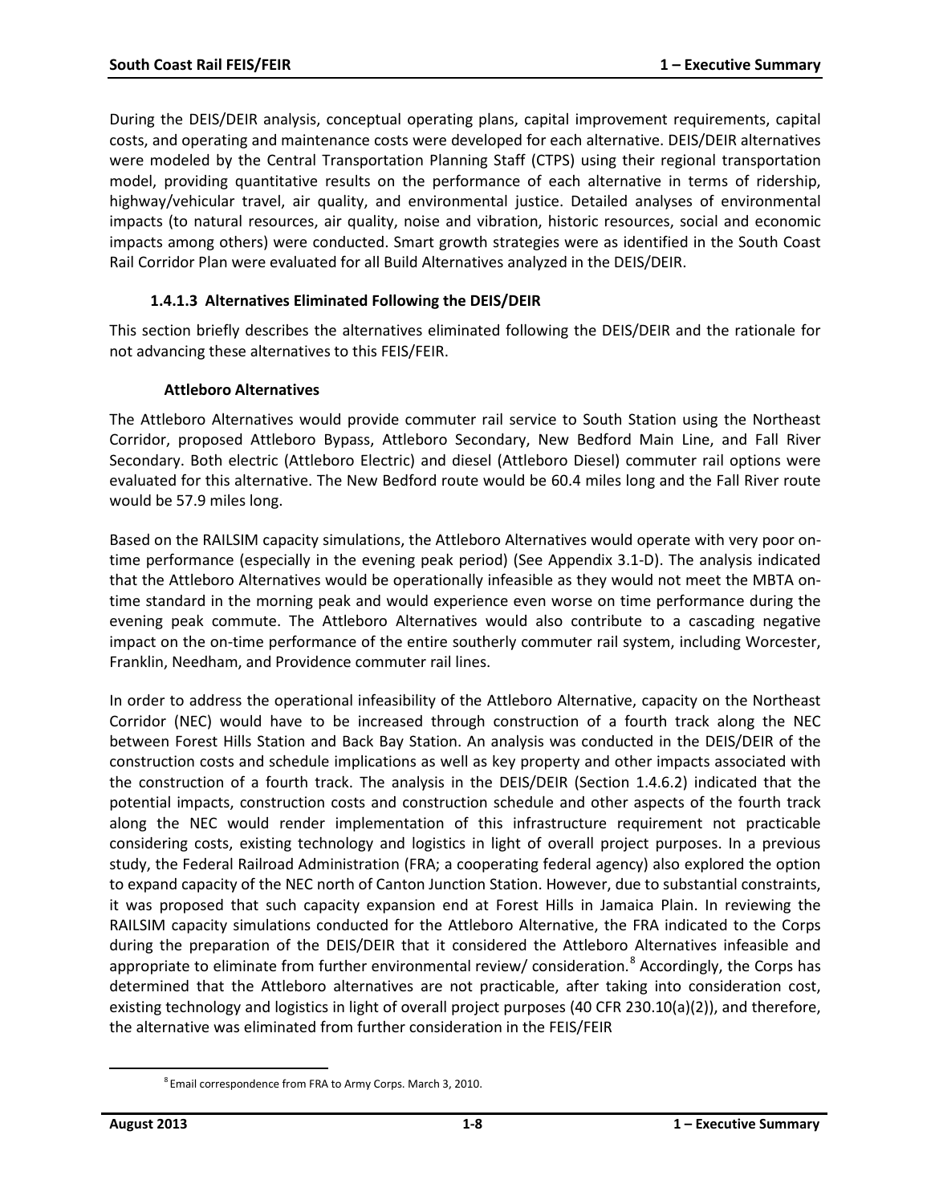During the DEIS/DEIR analysis, conceptual operating plans, capital improvement requirements, capital costs, and operating and maintenance costs were developed for each alternative. DEIS/DEIR alternatives were modeled by the Central Transportation Planning Staff (CTPS) using their regional transportation model, providing quantitative results on the performance of each alternative in terms of ridership, highway/vehicular travel, air quality, and environmental justice. Detailed analyses of environmental impacts (to natural resources, air quality, noise and vibration, historic resources, social and economic impacts among others) were conducted. Smart growth strategies were as identified in the South Coast Rail Corridor Plan were evaluated for all Build Alternatives analyzed in the DEIS/DEIR.

#### 1.4.1.3 Alternatives Eliminated Following the DEIS/DEIR

This section briefly describes the alternatives eliminated following the DEIS/DEIR and the rationale for not advancing these alternatives to this FEIS/FEIR.

**Attleboro Alternatives**

The Attleboro Alternatives would provide commuter rail service to South Station using the Northeast Corridor, proposed Attleboro Bypass, Attleboro Secondary, New Bedford Main Line, and Fall River Secondary. Both electric (Attleboro Electric) and diesel (Attleboro Diesel) commuter rail options were evaluated for this alternative. The New Bedford route would be 60.4 miles long and the Fall River route would be 57.9 miles long.

Based on the RAILSIM capacity simulations, the Attleboro Alternatives would operate with very poor on-time performance (especially in the evening peak period) (See Appendix 3.1-D). The analysis indicated that the Attleboro Alternatives would be operationally infeasible as they would not meet the MBTA on-time standard in the morning peak and would experience even worse on time performance during the evening peak commute. The Attleboro Alternatives would also contribute to a cascading negative impact on the on-time performance of the entire southerly commuter rail system, including Worcester, Franklin, Needham, and Providence commuter rail lines.

In order to address the operational infeasibility of the Attleboro Alternative, capacity on the Northeast Corridor (NEC) would have to be increased through construction of a fourth track along the NEC between Forest Hills Station and Back Bay Station. An analysis was conducted in the DEIS/DEIR of the construction costs and schedule implications as well as key property and other impacts associated with the construction of a fourth track. The analysis in the DEIS/DEIR (Section 1.4.6.2) indicated that the potential impacts, construction costs and construction schedule and other aspects of the fourth track along the NEC would render implementation of this infrastructure requirement not practicable considering costs, existing technology and logistics in light of overall project purposes. In a previous study, the Federal Railroad Administration (FRA; a cooperating federal agency) also explored the option to expand capacity of the NEC north of Canton Junction Station. However, due to substantial constraints, it was proposed that such capacity expansion end at Forest Hills in Jamaica Plain. In reviewing the RAILSIM capacity simulations conducted for the Attleboro Alternative, the FRA indicated to the Corps during the preparation of the DEIS/DEIR that it considered the Attleboro Alternatives infeasible and appropriate to eliminate from further environmental review/ consideration.[8] Accordingly, the Corps has determined that the Attleboro alternatives are not practicable, after taking into consideration cost, existing technology and logistics in light of overall project purposes (40 CFR 230.10(a)(2)), and therefore, the alternative was eliminated from further consideration in the FEIS/FEIR

[8] Email correspondence from FRA to Army Corps. March 3, 2010.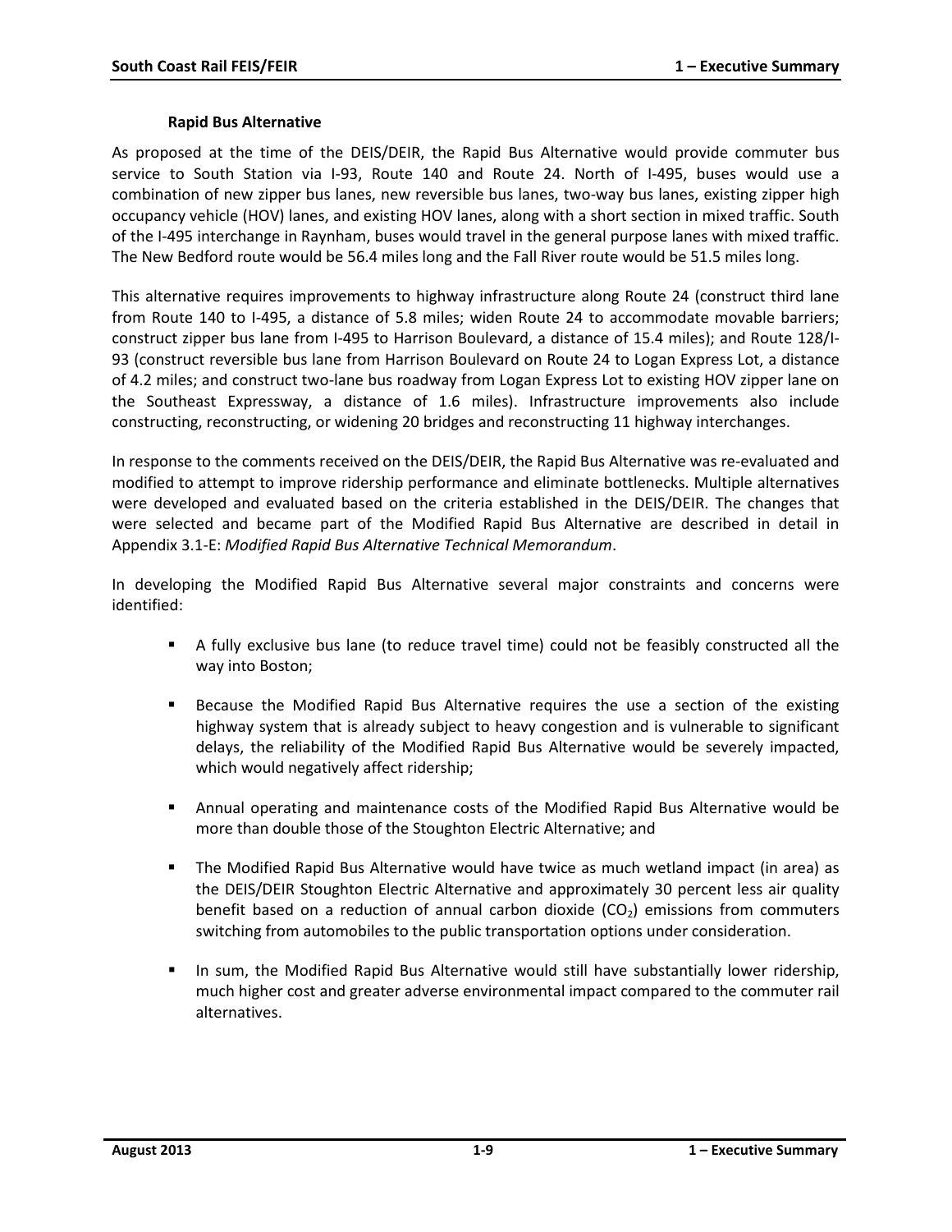### Rapid Bus Alternative

As proposed at the time of the DEIS/DEIR, the Rapid Bus Alternative would provide commuter bus service to South Station via I-93, Route 140 and Route 24. North of I-495, buses would use a combination of new zipper bus lanes, new reversible bus lanes, two-way bus lanes, existing zipper high occupancy vehicle (HOV) lanes, and existing HOV lanes, along with a short section in mixed traffic. South of the I-495 interchange in Raynham, buses would travel in the general purpose lanes with mixed traffic. The New Bedford route would be 56.4 miles long and the Fall River route would be 51.5 miles long.

This alternative requires improvements to highway infrastructure along Route 24 (construct third lane from Route 140 to I-495, a distance of 5.8 miles; widen Route 24 to accommodate movable barriers; construct zipper bus lane from I-495 to Harrison Boulevard, a distance of 15.4 miles); and Route 128/I-93 (construct reversible bus lane from Harrison Boulevard on Route 24 to Logan Express Lot, a distance of 4.2 miles; and construct two-lane bus roadway from Logan Express Lot to existing HOV zipper lane on the Southeast Expressway, a distance of 1.6 miles). Infrastructure improvements also include constructing, reconstructing, or widening 20 bridges and reconstructing 11 highway interchanges.

In response to the comments received on the DEIS/DEIR, the Rapid Bus Alternative was re-evaluated and modified to attempt to improve ridership performance and eliminate bottlenecks. Multiple alternatives were developed and evaluated based on the criteria established in the DEIS/DEIR. The changes that were selected and became part of the Modified Rapid Bus Alternative are described in detail in Appendix 3.1-E: *Modified Rapid Bus Alternative Technical Memorandum*.

In developing the Modified Rapid Bus Alternative several major constraints and concerns were identified:

- A fully exclusive bus lane (to reduce travel time) could not be feasibly constructed all the way into Boston;
- Because the Modified Rapid Bus Alternative requires the use a section of the existing highway system that is already subject to heavy congestion and is vulnerable to significant delays, the reliability of the Modified Rapid Bus Alternative would be severely impacted, which would negatively affect ridership;
- Annual operating and maintenance costs of the Modified Rapid Bus Alternative would be more than double those of the Stoughton Electric Alternative; and
- The Modified Rapid Bus Alternative would have twice as much wetland impact (in area) as the DEIS/DEIR Stoughton Electric Alternative and approximately 30 percent less air quality benefit based on a reduction of annual carbon dioxide ($CO_2$) emissions from commuters switching from automobiles to the public transportation options under consideration.
- In sum, the Modified Rapid Bus Alternative would still have substantially lower ridership, much higher cost and greater adverse environmental impact compared to the commuter rail alternatives.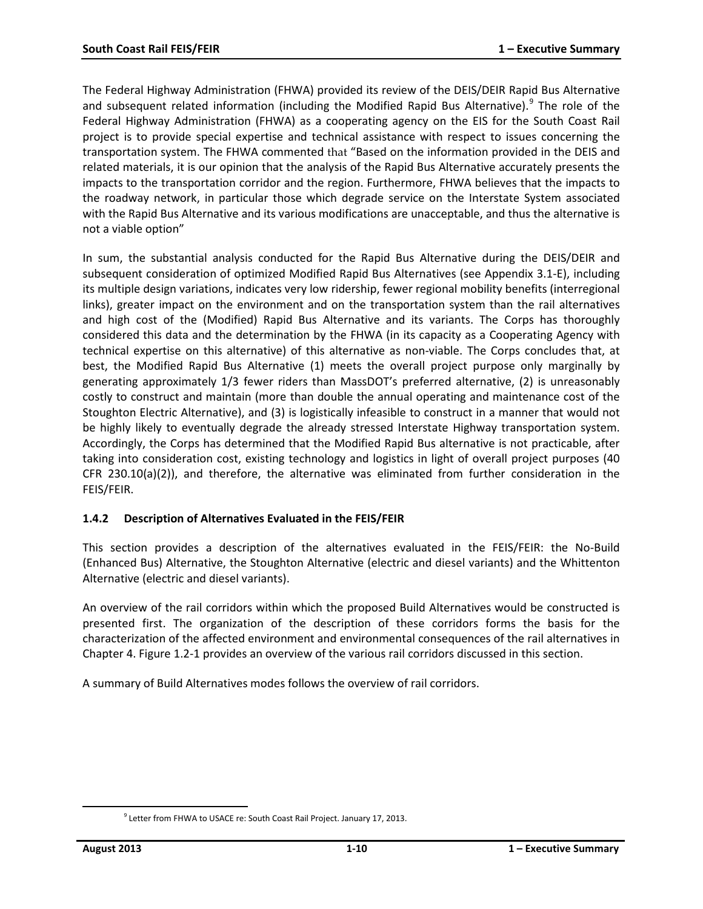The Federal Highway Administration (FHWA) provided its review of the DEIS/DEIR Rapid Bus Alternative and subsequent related information (including the Modified Rapid Bus Alternative).[9] The role of the Federal Highway Administration (FHWA) as a cooperating agency on the EIS for the South Coast Rail project is to provide special expertise and technical assistance with respect to issues concerning the transportation system. The FHWA commented that "Based on the information provided in the DEIS and related materials, it is our opinion that the analysis of the Rapid Bus Alternative accurately presents the impacts to the transportation corridor and the region. Furthermore, FHWA believes that the impacts to the roadway network, in particular those which degrade service on the Interstate System associated with the Rapid Bus Alternative and its various modifications are unacceptable, and thus the alternative is not a viable option"

In sum, the substantial analysis conducted for the Rapid Bus Alternative during the DEIS/DEIR and subsequent consideration of optimized Modified Rapid Bus Alternatives (see Appendix 3.1-E), including its multiple design variations, indicates very low ridership, fewer regional mobility benefits (interregional links), greater impact on the environment and on the transportation system than the rail alternatives and high cost of the (Modified) Rapid Bus Alternative and its variants. The Corps has thoroughly considered this data and the determination by the FHWA (in its capacity as a Cooperating Agency with technical expertise on this alternative) of this alternative as non-viable. The Corps concludes that, at best, the Modified Rapid Bus Alternative (1) meets the overall project purpose only marginally by generating approximately 1/3 fewer riders than MassDOT's preferred alternative, (2) is unreasonably costly to construct and maintain (more than double the annual operating and maintenance cost of the Stoughton Electric Alternative), and (3) is logistically infeasible to construct in a manner that would not be highly likely to eventually degrade the already stressed Interstate Highway transportation system. Accordingly, the Corps has determined that the Modified Rapid Bus alternative is not practicable, after taking into consideration cost, existing technology and logistics in light of overall project purposes (40 CFR 230.10(a)(2)), and therefore, the alternative was eliminated from further consideration in the FEIS/FEIR.

### 1.4.2 Description of Alternatives Evaluated in the FEIS/FEIR

This section provides a description of the alternatives evaluated in the FEIS/FEIR: the No-Build (Enhanced Bus) Alternative, the Stoughton Alternative (electric and diesel variants) and the Whittenton Alternative (electric and diesel variants).

An overview of the rail corridors within which the proposed Build Alternatives would be constructed is presented first. The organization of the description of these corridors forms the basis for the characterization of the affected environment and environmental consequences of the rail alternatives in Chapter 4. Figure 1.2-1 provides an overview of the various rail corridors discussed in this section.

A summary of Build Alternatives modes follows the overview of rail corridors.

[9] Letter from FHWA to USACE re: South Coast Rail Project. January 17, 2013.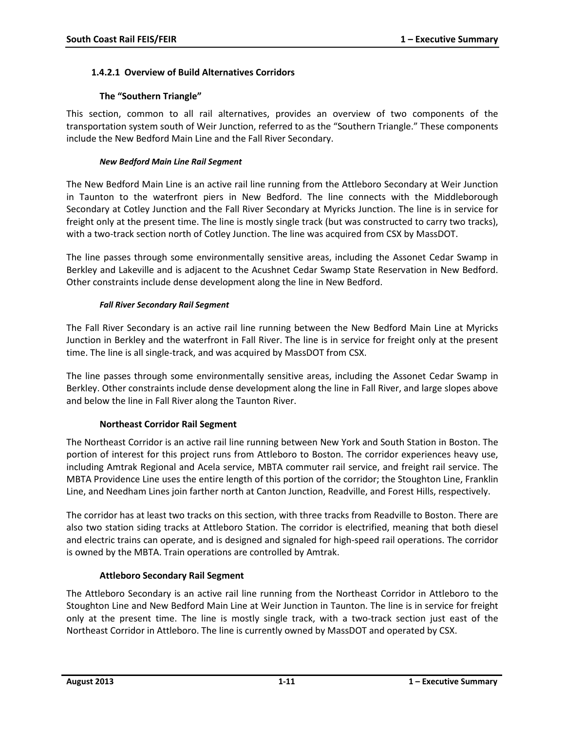### 1.4.2.1 Overview of Build Alternatives Corridors

#### The "Southern Triangle"

This section, common to all rail alternatives, provides an overview of two components of the transportation system south of Weir Junction, referred to as the "Southern Triangle." These components include the New Bedford Main Line and the Fall River Secondary.

##### *New Bedford Main Line Rail Segment*

The New Bedford Main Line is an active rail line running from the Attleboro Secondary at Weir Junction in Taunton to the waterfront piers in New Bedford. The line connects with the Middleborough Secondary at Cotley Junction and the Fall River Secondary at Myricks Junction. The line is in service for freight only at the present time. The line is mostly single track (but was constructed to carry two tracks), with a two-track section north of Cotley Junction. The line was acquired from CSX by MassDOT.

The line passes through some environmentally sensitive areas, including the Assonet Cedar Swamp in Berkley and Lakeville and is adjacent to the Acushnet Cedar Swamp State Reservation in New Bedford. Other constraints include dense development along the line in New Bedford.

##### *Fall River Secondary Rail Segment*

The Fall River Secondary is an active rail line running between the New Bedford Main Line at Myricks Junction in Berkley and the waterfront in Fall River. The line is in service for freight only at the present time. The line is all single-track, and was acquired by MassDOT from CSX.

The line passes through some environmentally sensitive areas, including the Assonet Cedar Swamp in Berkley. Other constraints include dense development along the line in Fall River, and large slopes above and below the line in Fall River along the Taunton River.

#### Northeast Corridor Rail Segment

The Northeast Corridor is an active rail line running between New York and South Station in Boston. The portion of interest for this project runs from Attleboro to Boston. The corridor experiences heavy use, including Amtrak Regional and Acela service, MBTA commuter rail service, and freight rail service. The MBTA Providence Line uses the entire length of this portion of the corridor; the Stoughton Line, Franklin Line, and Needham Lines join farther north at Canton Junction, Readville, and Forest Hills, respectively.

The corridor has at least two tracks on this section, with three tracks from Readville to Boston. There are also two station siding tracks at Attleboro Station. The corridor is electrified, meaning that both diesel and electric trains can operate, and is designed and signaled for high-speed rail operations. The corridor is owned by the MBTA. Train operations are controlled by Amtrak.

#### Attleboro Secondary Rail Segment

The Attleboro Secondary is an active rail line running from the Northeast Corridor in Attleboro to the Stoughton Line and New Bedford Main Line at Weir Junction in Taunton. The line is in service for freight only at the present time. The line is mostly single track, with a two-track section just east of the Northeast Corridor in Attleboro. The line is currently owned by MassDOT and operated by CSX.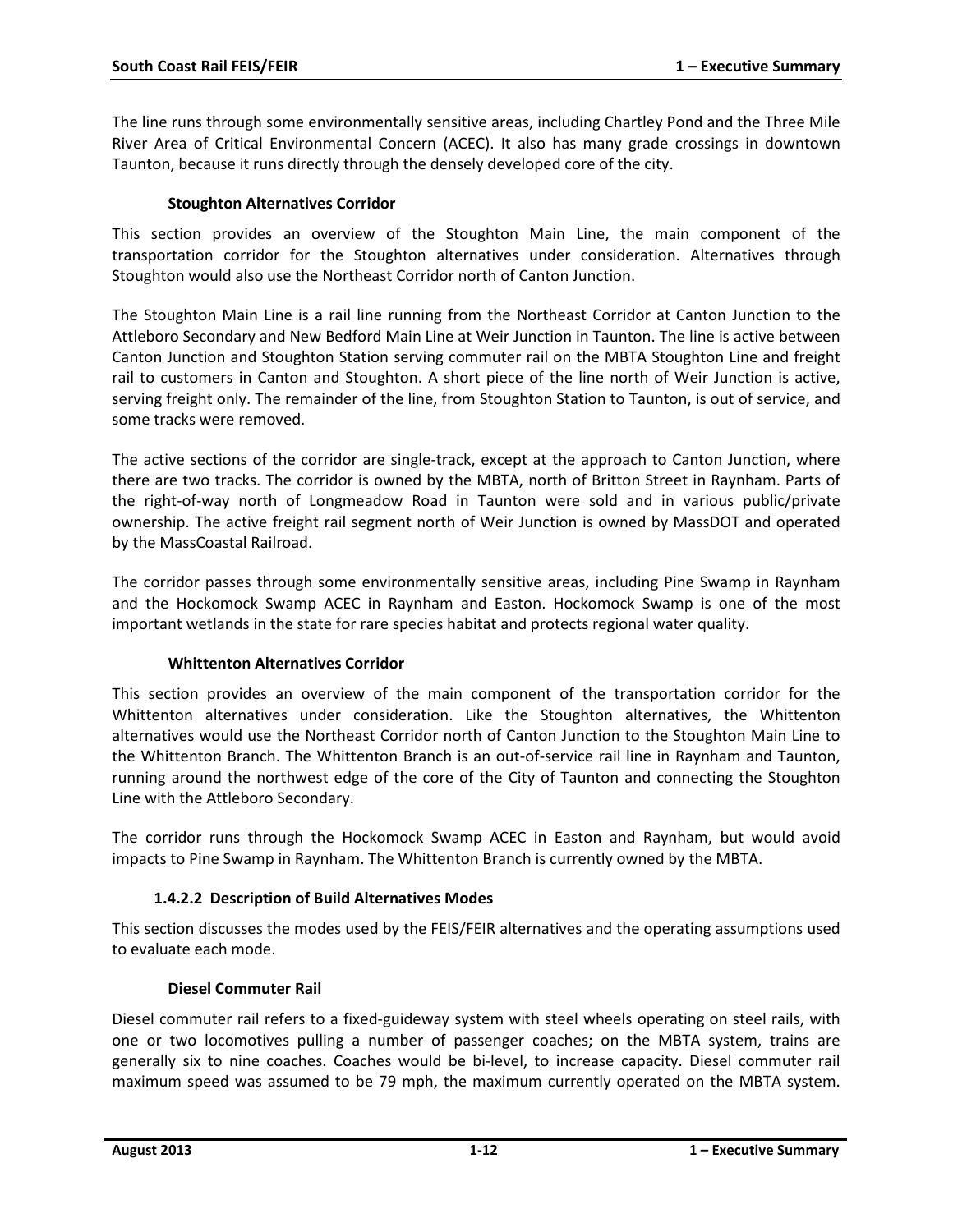The line runs through some environmentally sensitive areas, including Chartley Pond and the Three Mile River Area of Critical Environmental Concern (ACEC). It also has many grade crossings in downtown Taunton, because it runs directly through the densely developed core of the city.

#### Stoughton Alternatives Corridor

This section provides an overview of the Stoughton Main Line, the main component of the transportation corridor for the Stoughton alternatives under consideration. Alternatives through Stoughton would also use the Northeast Corridor north of Canton Junction.

The Stoughton Main Line is a rail line running from the Northeast Corridor at Canton Junction to the Attleboro Secondary and New Bedford Main Line at Weir Junction in Taunton. The line is active between Canton Junction and Stoughton Station serving commuter rail on the MBTA Stoughton Line and freight rail to customers in Canton and Stoughton. A short piece of the line north of Weir Junction is active, serving freight only. The remainder of the line, from Stoughton Station to Taunton, is out of service, and some tracks were removed.

The active sections of the corridor are single-track, except at the approach to Canton Junction, where there are two tracks. The corridor is owned by the MBTA, north of Britton Street in Raynham. Parts of the right-of-way north of Longmeadow Road in Taunton were sold and in various public/private ownership. The active freight rail segment north of Weir Junction is owned by MassDOT and operated by the MassCoastal Railroad.

The corridor passes through some environmentally sensitive areas, including Pine Swamp in Raynham and the Hockomock Swamp ACEC in Raynham and Easton. Hockomock Swamp is one of the most important wetlands in the state for rare species habitat and protects regional water quality.

#### Whittenton Alternatives Corridor

This section provides an overview of the main component of the transportation corridor for the Whittenton alternatives under consideration. Like the Stoughton alternatives, the Whittenton alternatives would use the Northeast Corridor north of Canton Junction to the Stoughton Main Line to the Whittenton Branch. The Whittenton Branch is an out-of-service rail line in Raynham and Taunton, running around the northwest edge of the core of the City of Taunton and connecting the Stoughton Line with the Attleboro Secondary.

The corridor runs through the Hockomock Swamp ACEC in Easton and Raynham, but would avoid impacts to Pine Swamp in Raynham. The Whittenton Branch is currently owned by the MBTA.

### 1.4.2.2 Description of Build Alternatives Modes

This section discusses the modes used by the FEIS/FEIR alternatives and the operating assumptions used to evaluate each mode.

#### Diesel Commuter Rail

Diesel commuter rail refers to a fixed-guideway system with steel wheels operating on steel rails, with one or two locomotives pulling a number of passenger coaches; on the MBTA system, trains are generally six to nine coaches. Coaches would be bi-level, to increase capacity. Diesel commuter rail maximum speed was assumed to be 79 mph, the maximum currently operated on the MBTA system.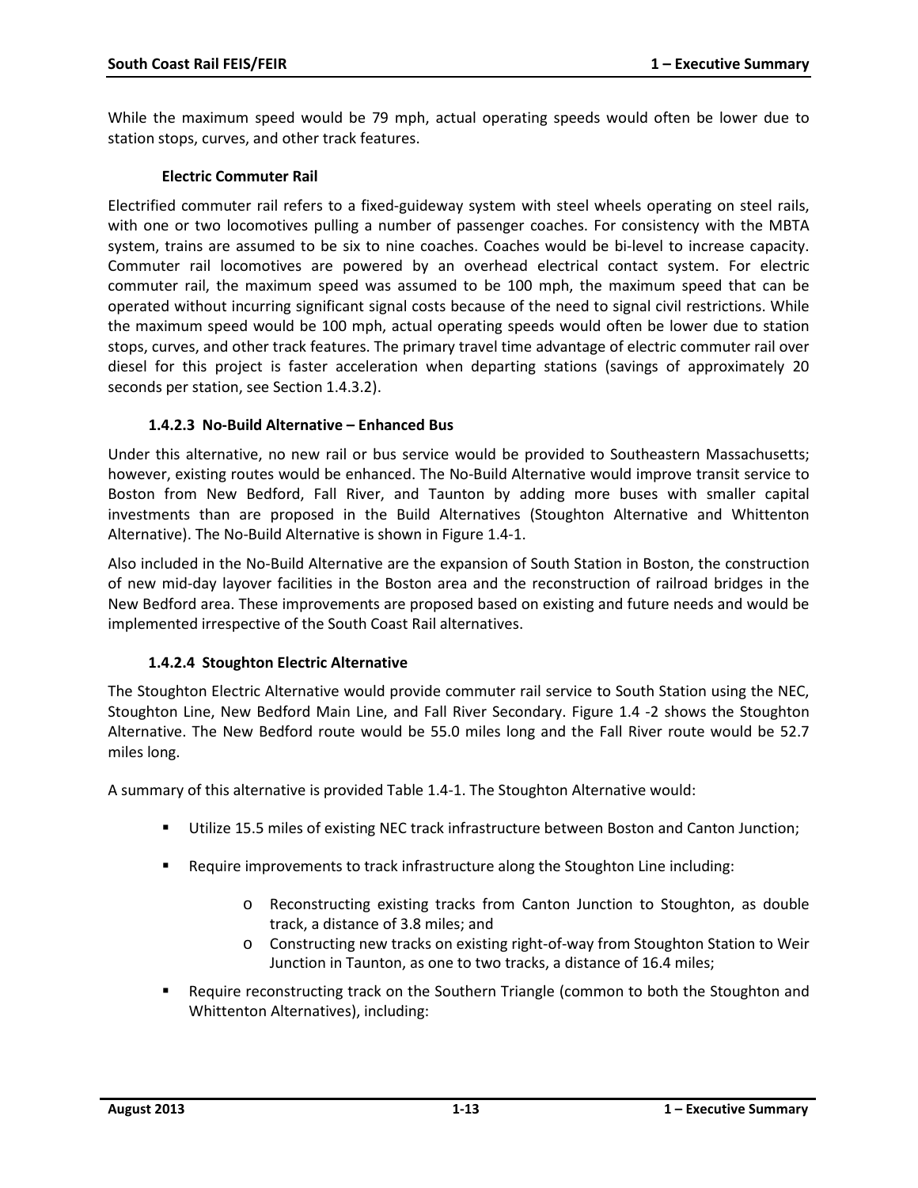While the maximum speed would be 79 mph, actual operating speeds would often be lower due to station stops, curves, and other track features.

**Electric Commuter Rail**

Electrified commuter rail refers to a fixed-guideway system with steel wheels operating on steel rails, with one or two locomotives pulling a number of passenger coaches. For consistency with the MBTA system, trains are assumed to be six to nine coaches. Coaches would be bi-level to increase capacity. Commuter rail locomotives are powered by an overhead electrical contact system. For electric commuter rail, the maximum speed was assumed to be 100 mph, the maximum speed that can be operated without incurring significant signal costs because of the need to signal civil restrictions. While the maximum speed would be 100 mph, actual operating speeds would often be lower due to station stops, curves, and other track features. The primary travel time advantage of electric commuter rail over diesel for this project is faster acceleration when departing stations (savings of approximately 20 seconds per station, see Section 1.4.3.2).

#### 1.4.2.3 No-Build Alternative – Enhanced Bus

Under this alternative, no new rail or bus service would be provided to Southeastern Massachusetts; however, existing routes would be enhanced. The No-Build Alternative would improve transit service to Boston from New Bedford, Fall River, and Taunton by adding more buses with smaller capital investments than are proposed in the Build Alternatives (Stoughton Alternative and Whittenton Alternative). The No-Build Alternative is shown in Figure 1.4-1.

Also included in the No-Build Alternative are the expansion of South Station in Boston, the construction of new mid-day layover facilities in the Boston area and the reconstruction of railroad bridges in the New Bedford area. These improvements are proposed based on existing and future needs and would be implemented irrespective of the South Coast Rail alternatives.

#### 1.4.2.4 Stoughton Electric Alternative

The Stoughton Electric Alternative would provide commuter rail service to South Station using the NEC, Stoughton Line, New Bedford Main Line, and Fall River Secondary. Figure 1.4 -2 shows the Stoughton Alternative. The New Bedford route would be 55.0 miles long and the Fall River route would be 52.7 miles long.

A summary of this alternative is provided Table 1.4-1. The Stoughton Alternative would:

- Utilize 15.5 miles of existing NEC track infrastructure between Boston and Canton Junction;
- Require improvements to track infrastructure along the Stoughton Line including:
  - Reconstructing existing tracks from Canton Junction to Stoughton, as double track, a distance of 3.8 miles; and
  - Constructing new tracks on existing right-of-way from Stoughton Station to Weir Junction in Taunton, as one to two tracks, a distance of 16.4 miles;
- Require reconstructing track on the Southern Triangle (common to both the Stoughton and Whittenton Alternatives), including: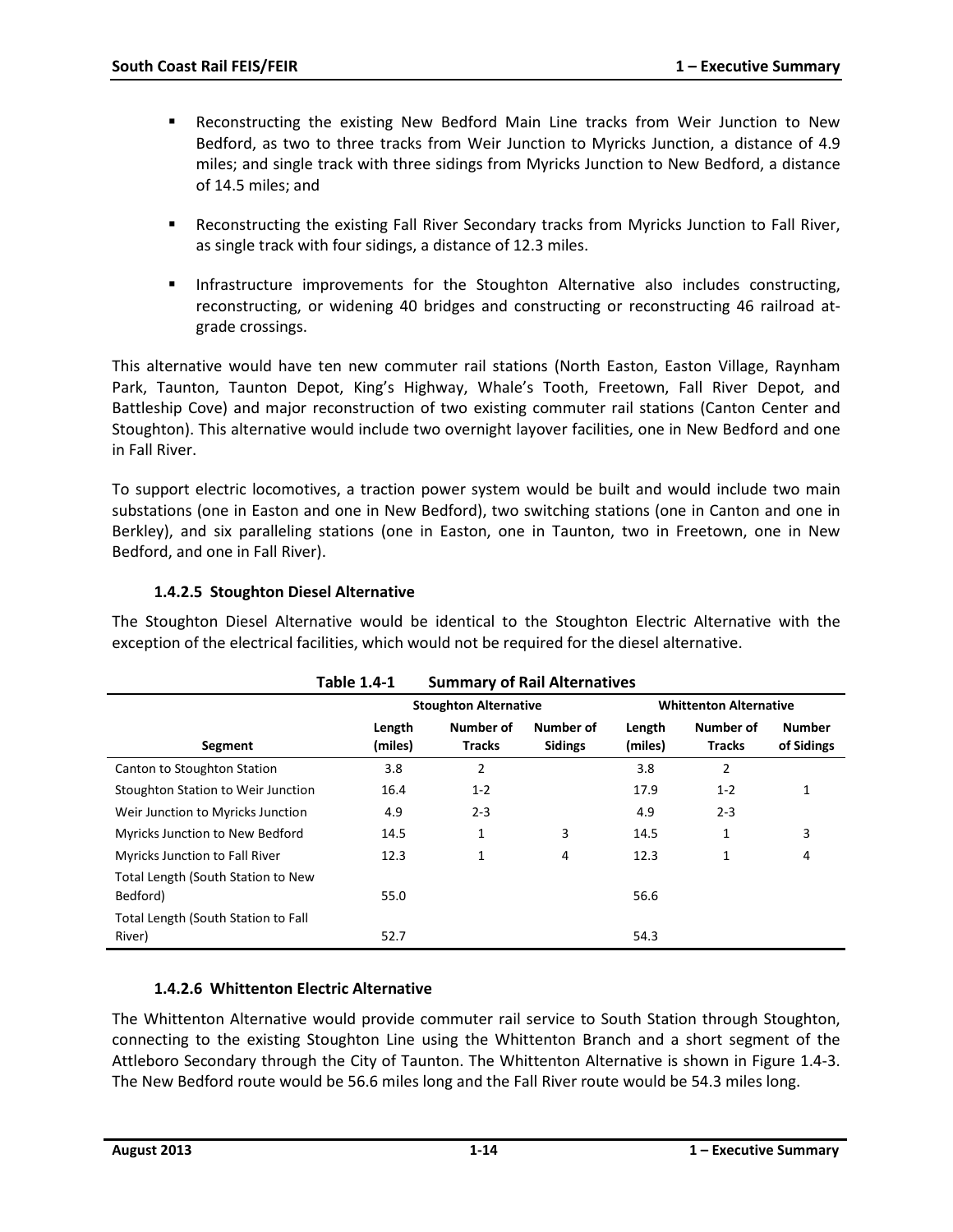- Reconstructing the existing New Bedford Main Line tracks from Weir Junction to New Bedford, as two to three tracks from Weir Junction to Myricks Junction, a distance of 4.9 miles; and single track with three sidings from Myricks Junction to New Bedford, a distance of 14.5 miles; and
- Reconstructing the existing Fall River Secondary tracks from Myricks Junction to Fall River, as single track with four sidings, a distance of 12.3 miles.
- Infrastructure improvements for the Stoughton Alternative also includes constructing, reconstructing, or widening 40 bridges and constructing or reconstructing 46 railroad at-grade crossings.

This alternative would have ten new commuter rail stations (North Easton, Easton Village, Raynham Park, Taunton, Taunton Depot, King's Highway, Whale's Tooth, Freetown, Fall River Depot, and Battleship Cove) and major reconstruction of two existing commuter rail stations (Canton Center and Stoughton). This alternative would include two overnight layover facilities, one in New Bedford and one in Fall River.

To support electric locomotives, a traction power system would be built and would include two main substations (one in Easton and one in New Bedford), two switching stations (one in Canton and one in Berkley), and six paralleling stations (one in Easton, one in Taunton, two in Freetown, one in New Bedford, and one in Fall River).

#### 1.4.2.5 Stoughton Diesel Alternative

The Stoughton Diesel Alternative would be identical to the Stoughton Electric Alternative with the exception of the electrical facilities, which would not be required for the diesel alternative.

**Table 1.4-1 Summary of Rail Alternatives**

| | Stoughton Alternative | | | Whittenton Alternative | | |
|---|---|---|---|---|---|---|
| Segment | Length (miles) | Number of Tracks | Number of Sidings | Length (miles) | Number of Tracks | Number of Sidings |
| Canton to Stoughton Station | 3.8 | 2 | | 3.8 | 2 | |
| Stoughton Station to Weir Junction | 16.4 | 1-2 | | 17.9 | 1-2 | 1 |
| Weir Junction to Myricks Junction | 4.9 | 2-3 | | 4.9 | 2-3 | |
| Myricks Junction to New Bedford | 14.5 | 1 | 3 | 14.5 | 1 | 3 |
| Myricks Junction to Fall River | 12.3 | 1 | 4 | 12.3 | 1 | 4 |
| Total Length (South Station to New Bedford) | 55.0 | | | 56.6 | | |
| Total Length (South Station to Fall River) | 52.7 | | | 54.3 | | |

#### 1.4.2.6 Whittenton Electric Alternative

The Whittenton Alternative would provide commuter rail service to South Station through Stoughton, connecting to the existing Stoughton Line using the Whittenton Branch and a short segment of the Attleboro Secondary through the City of Taunton. The Whittenton Alternative is shown in Figure 1.4-3. The New Bedford route would be 56.6 miles long and the Fall River route would be 54.3 miles long.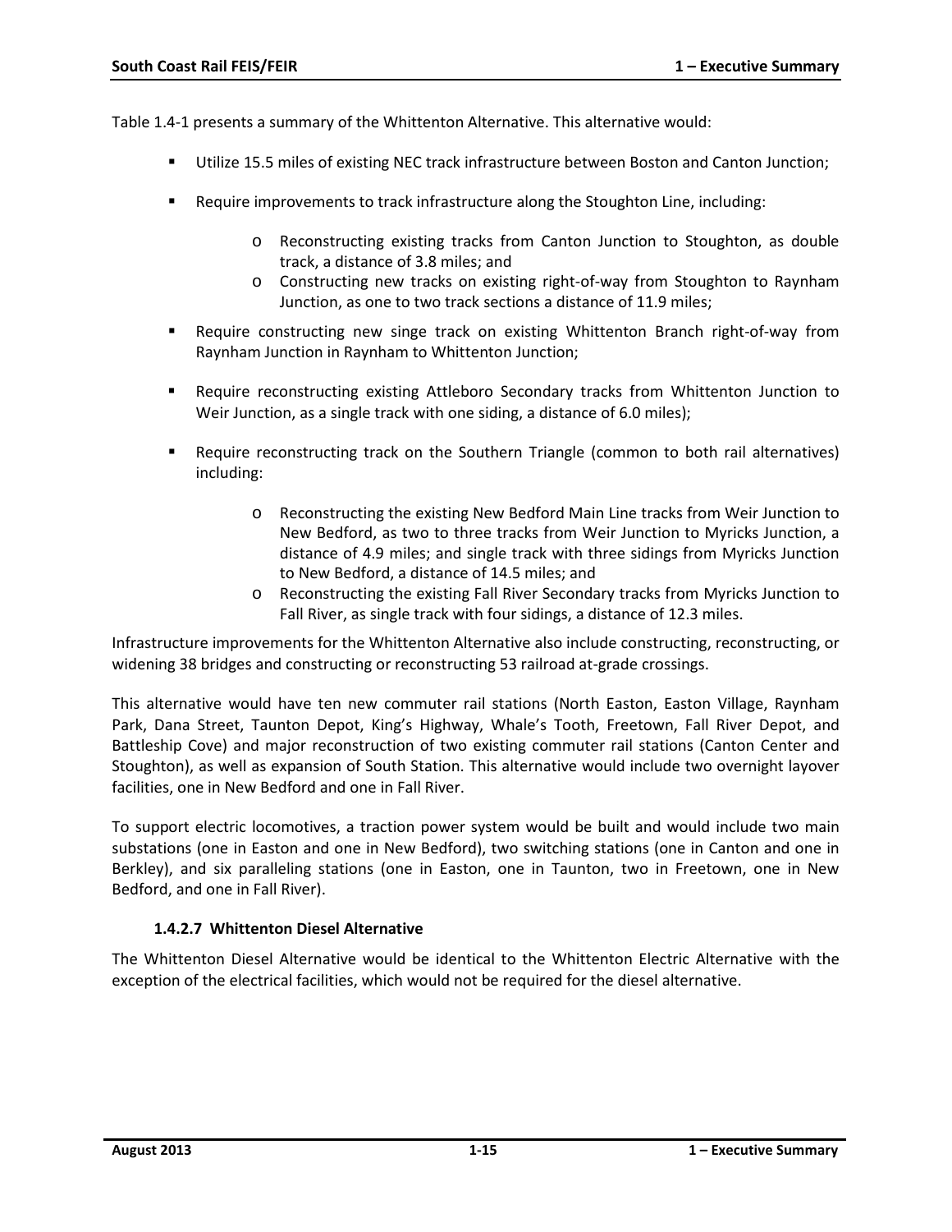Table 1.4-1 presents a summary of the Whittenton Alternative. This alternative would:

- Utilize 15.5 miles of existing NEC track infrastructure between Boston and Canton Junction;
- Require improvements to track infrastructure along the Stoughton Line, including:
  - Reconstructing existing tracks from Canton Junction to Stoughton, as double track, a distance of 3.8 miles; and
  - Constructing new tracks on existing right-of-way from Stoughton to Raynham Junction, as one to two track sections a distance of 11.9 miles;
- Require constructing new singe track on existing Whittenton Branch right-of-way from Raynham Junction in Raynham to Whittenton Junction;
- Require reconstructing existing Attleboro Secondary tracks from Whittenton Junction to Weir Junction, as a single track with one siding, a distance of 6.0 miles);
- Require reconstructing track on the Southern Triangle (common to both rail alternatives) including:
  - Reconstructing the existing New Bedford Main Line tracks from Weir Junction to New Bedford, as two to three tracks from Weir Junction to Myricks Junction, a distance of 4.9 miles; and single track with three sidings from Myricks Junction to New Bedford, a distance of 14.5 miles; and
  - Reconstructing the existing Fall River Secondary tracks from Myricks Junction to Fall River, as single track with four sidings, a distance of 12.3 miles.

Infrastructure improvements for the Whittenton Alternative also include constructing, reconstructing, or widening 38 bridges and constructing or reconstructing 53 railroad at-grade crossings.

This alternative would have ten new commuter rail stations (North Easton, Easton Village, Raynham Park, Dana Street, Taunton Depot, King's Highway, Whale's Tooth, Freetown, Fall River Depot, and Battleship Cove) and major reconstruction of two existing commuter rail stations (Canton Center and Stoughton), as well as expansion of South Station. This alternative would include two overnight layover facilities, one in New Bedford and one in Fall River.

To support electric locomotives, a traction power system would be built and would include two main substations (one in Easton and one in New Bedford), two switching stations (one in Canton and one in Berkley), and six paralleling stations (one in Easton, one in Taunton, two in Freetown, one in New Bedford, and one in Fall River).

#### 1.4.2.7 Whittenton Diesel Alternative

The Whittenton Diesel Alternative would be identical to the Whittenton Electric Alternative with the exception of the electrical facilities, which would not be required for the diesel alternative.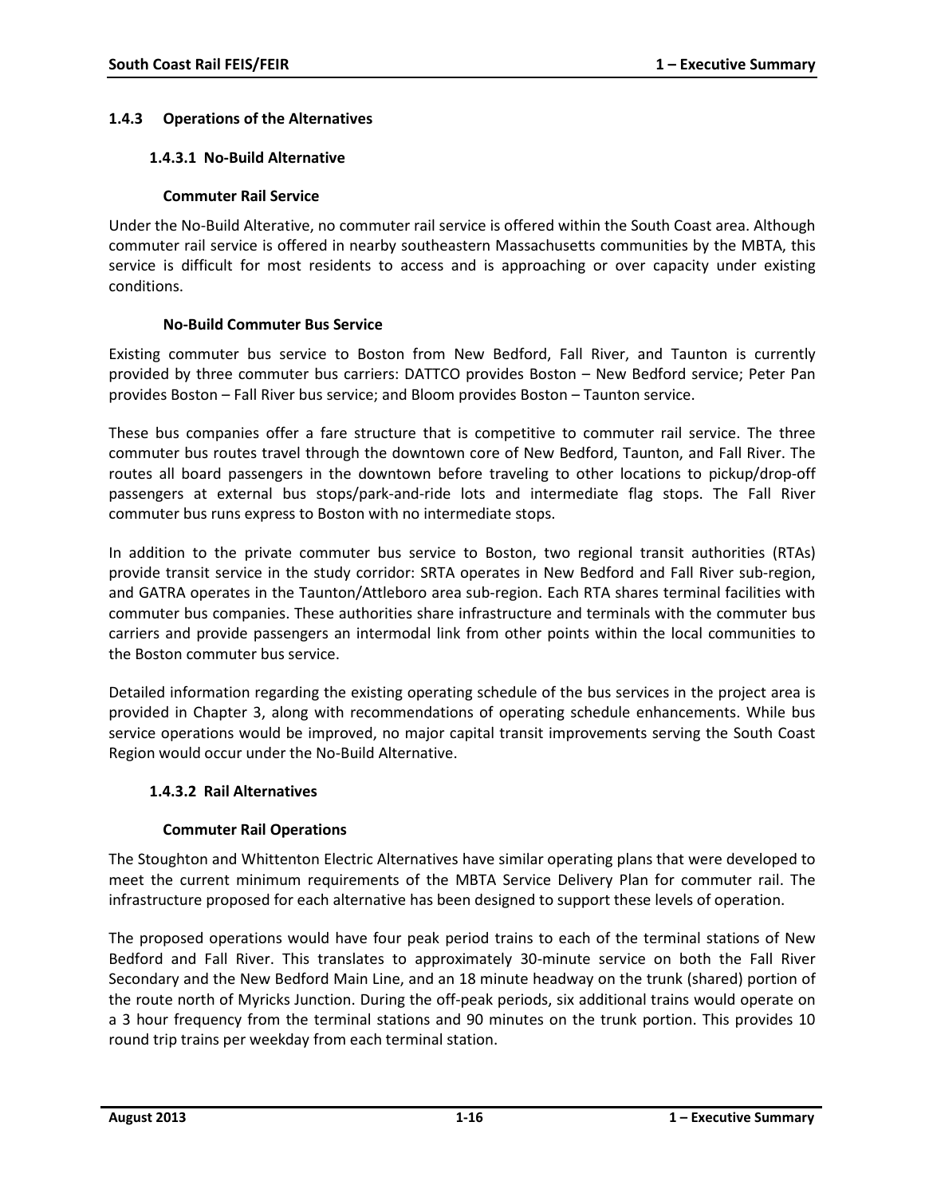### 1.4.3 Operations of the Alternatives

#### 1.4.3.1 No-Build Alternative

**Commuter Rail Service**

Under the No-Build Alterative, no commuter rail service is offered within the South Coast area. Although commuter rail service is offered in nearby southeastern Massachusetts communities by the MBTA, this service is difficult for most residents to access and is approaching or over capacity under existing conditions.

**No-Build Commuter Bus Service**

Existing commuter bus service to Boston from New Bedford, Fall River, and Taunton is currently provided by three commuter bus carriers: DATTCO provides Boston – New Bedford service; Peter Pan provides Boston – Fall River bus service; and Bloom provides Boston – Taunton service.

These bus companies offer a fare structure that is competitive to commuter rail service. The three commuter bus routes travel through the downtown core of New Bedford, Taunton, and Fall River. The routes all board passengers in the downtown before traveling to other locations to pickup/drop-off passengers at external bus stops/park-and-ride lots and intermediate flag stops. The Fall River commuter bus runs express to Boston with no intermediate stops.

In addition to the private commuter bus service to Boston, two regional transit authorities (RTAs) provide transit service in the study corridor: SRTA operates in New Bedford and Fall River sub-region, and GATRA operates in the Taunton/Attleboro area sub-region. Each RTA shares terminal facilities with commuter bus companies. These authorities share infrastructure and terminals with the commuter bus carriers and provide passengers an intermodal link from other points within the local communities to the Boston commuter bus service.

Detailed information regarding the existing operating schedule of the bus services in the project area is provided in Chapter 3, along with recommendations of operating schedule enhancements. While bus service operations would be improved, no major capital transit improvements serving the South Coast Region would occur under the No-Build Alternative.

#### 1.4.3.2 Rail Alternatives

**Commuter Rail Operations**

The Stoughton and Whittenton Electric Alternatives have similar operating plans that were developed to meet the current minimum requirements of the MBTA Service Delivery Plan for commuter rail. The infrastructure proposed for each alternative has been designed to support these levels of operation.

The proposed operations would have four peak period trains to each of the terminal stations of New Bedford and Fall River. This translates to approximately 30-minute service on both the Fall River Secondary and the New Bedford Main Line, and an 18 minute headway on the trunk (shared) portion of the route north of Myricks Junction. During the off-peak periods, six additional trains would operate on a 3 hour frequency from the terminal stations and 90 minutes on the trunk portion. This provides 10 round trip trains per weekday from each terminal station.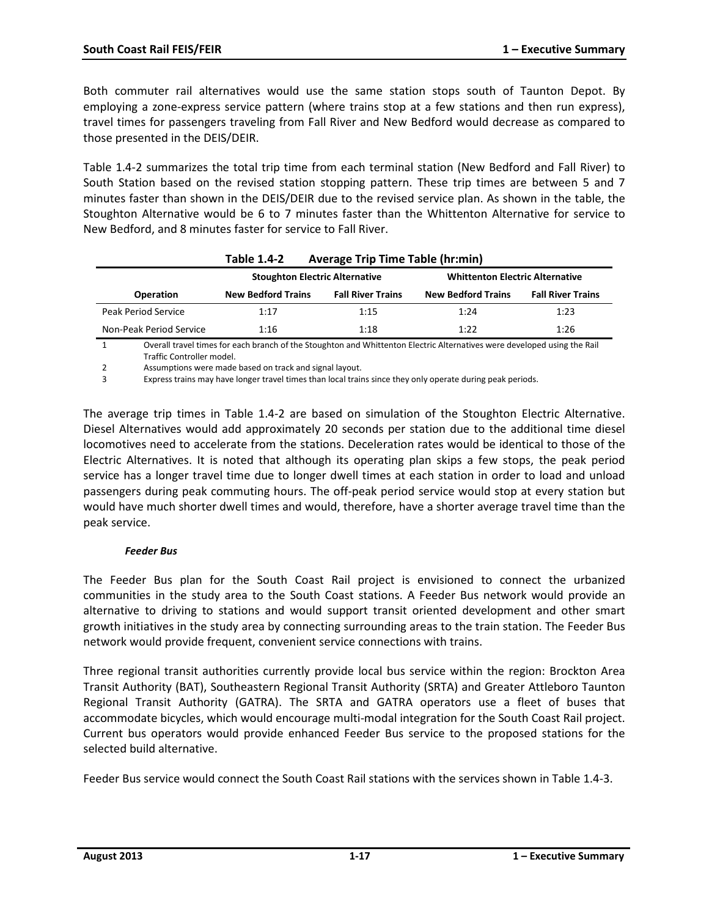Both commuter rail alternatives would use the same station stops south of Taunton Depot. By employing a zone-express service pattern (where trains stop at a few stations and then run express), travel times for passengers traveling from Fall River and New Bedford would decrease as compared to those presented in the DEIS/DEIR.

Table 1.4-2 summarizes the total trip time from each terminal station (New Bedford and Fall River) to South Station based on the revised station stopping pattern. These trip times are between 5 and 7 minutes faster than shown in the DEIS/DEIR due to the revised service plan. As shown in the table, the Stoughton Alternative would be 6 to 7 minutes faster than the Whittenton Alternative for service to New Bedford, and 8 minutes faster for service to Fall River.

**Table 1.4-2 Average Trip Time Table (hr:min)**

| | Stoughton Electric Alternative | | Whittenton Electric Alternative | |
|---|---|---|---|---|
| **Operation** | **New Bedford Trains** | **Fall River Trains** | **New Bedford Trains** | **Fall River Trains** |
| Peak Period Service | 1:17 | 1:15 | 1:24 | 1:23 |
| Non-Peak Period Service | 1:16 | 1:18 | 1:22 | 1:26 |

1 Overall travel times for each branch of the Stoughton and Whittenton Electric Alternatives were developed using the Rail Traffic Controller model.
2 Assumptions were made based on track and signal layout.
3 Express trains may have longer travel times than local trains since they only operate during peak periods.

The average trip times in Table 1.4-2 are based on simulation of the Stoughton Electric Alternative. Diesel Alternatives would add approximately 20 seconds per station due to the additional time diesel locomotives need to accelerate from the stations. Deceleration rates would be identical to those of the Electric Alternatives. It is noted that although its operating plan skips a few stops, the peak period service has a longer travel time due to longer dwell times at each station in order to load and unload passengers during peak commuting hours. The off-peak period service would stop at every station but would have much shorter dwell times and would, therefore, have a shorter average travel time than the peak service.

#### *Feeder Bus*

The Feeder Bus plan for the South Coast Rail project is envisioned to connect the urbanized communities in the study area to the South Coast stations. A Feeder Bus network would provide an alternative to driving to stations and would support transit oriented development and other smart growth initiatives in the study area by connecting surrounding areas to the train station. The Feeder Bus network would provide frequent, convenient service connections with trains.

Three regional transit authorities currently provide local bus service within the region: Brockton Area Transit Authority (BAT), Southeastern Regional Transit Authority (SRTA) and Greater Attleboro Taunton Regional Transit Authority (GATRA). The SRTA and GATRA operators use a fleet of buses that accommodate bicycles, which would encourage multi-modal integration for the South Coast Rail project. Current bus operators would provide enhanced Feeder Bus service to the proposed stations for the selected build alternative.

Feeder Bus service would connect the South Coast Rail stations with the services shown in Table 1.4-3.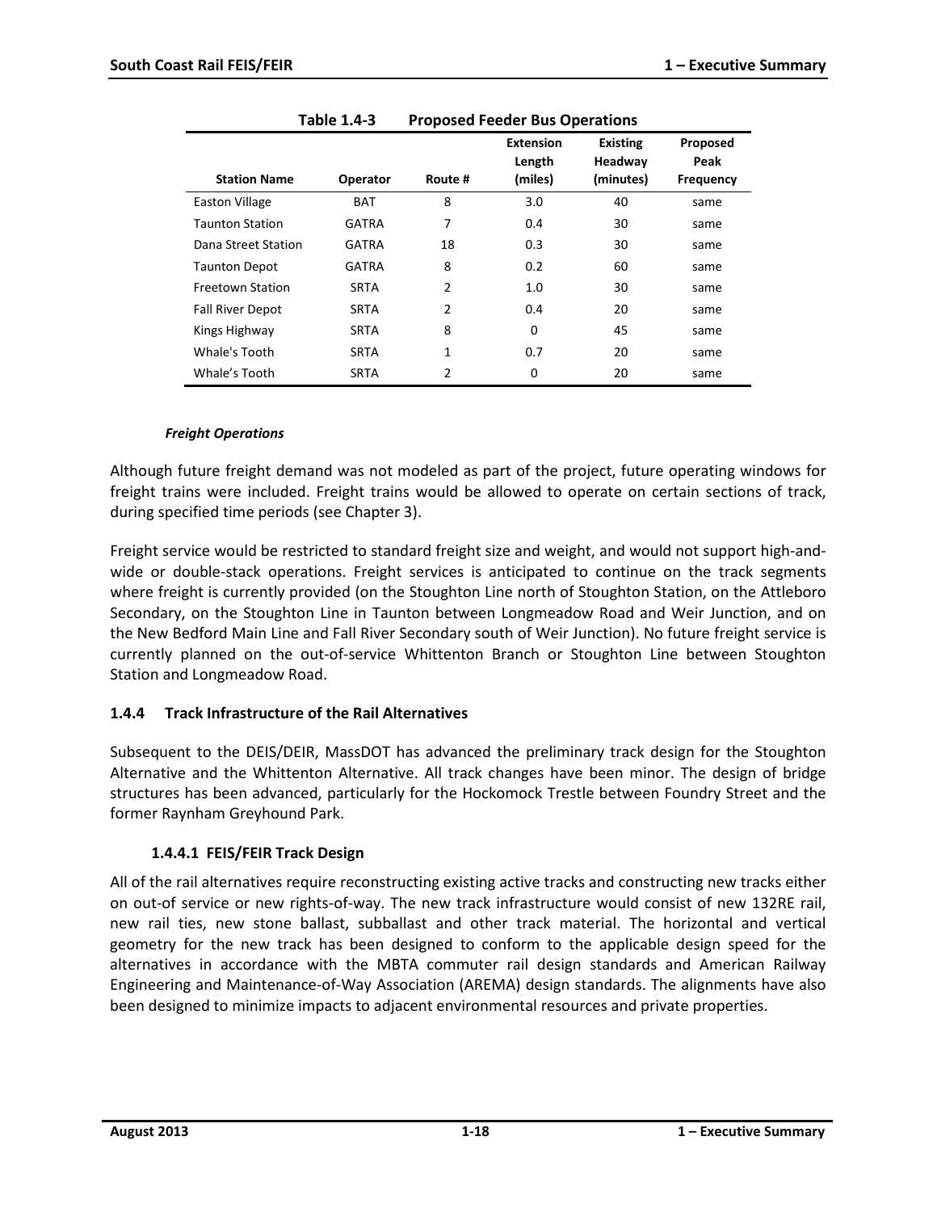**Table 1.4-3 Proposed Feeder Bus Operations**

| Station Name | Operator | Route # | Extension Length (miles) | Existing Headway (minutes) | Proposed Peak Frequency |
|---|---|---|---|---|---|
| Easton Village | BAT | 8 | 3.0 | 40 | same |
| Taunton Station | GATRA | 7 | 0.4 | 30 | same |
| Dana Street Station | GATRA | 18 | 0.3 | 30 | same |
| Taunton Depot | GATRA | 8 | 0.2 | 60 | same |
| Freetown Station | SRTA | 2 | 1.0 | 30 | same |
| Fall River Depot | SRTA | 2 | 0.4 | 20 | same |
| Kings Highway | SRTA | 8 | 0 | 45 | same |
| Whale's Tooth | SRTA | 1 | 0.7 | 20 | same |
| Whale's Tooth | SRTA | 2 | 0 | 20 | same |

***Freight Operations***

Although future freight demand was not modeled as part of the project, future operating windows for freight trains were included. Freight trains would be allowed to operate on certain sections of track, during specified time periods (see Chapter 3).

Freight service would be restricted to standard freight size and weight, and would not support high-and-wide or double-stack operations. Freight services is anticipated to continue on the track segments where freight is currently provided (on the Stoughton Line north of Stoughton Station, on the Attleboro Secondary, on the Stoughton Line in Taunton between Longmeadow Road and Weir Junction, and on the New Bedford Main Line and Fall River Secondary south of Weir Junction). No future freight service is currently planned on the out-of-service Whittenton Branch or Stoughton Line between Stoughton Station and Longmeadow Road.

### 1.4.4 Track Infrastructure of the Rail Alternatives

Subsequent to the DEIS/DEIR, MassDOT has advanced the preliminary track design for the Stoughton Alternative and the Whittenton Alternative. All track changes have been minor. The design of bridge structures has been advanced, particularly for the Hockomock Trestle between Foundry Street and the former Raynham Greyhound Park.

#### 1.4.4.1 FEIS/FEIR Track Design

All of the rail alternatives require reconstructing existing active tracks and constructing new tracks either on out-of service or new rights-of-way. The new track infrastructure would consist of new 132RE rail, new rail ties, new stone ballast, subballast and other track material. The horizontal and vertical geometry for the new track has been designed to conform to the applicable design speed for the alternatives in accordance with the MBTA commuter rail design standards and American Railway Engineering and Maintenance-of-Way Association (AREMA) design standards. The alignments have also been designed to minimize impacts to adjacent environmental resources and private properties.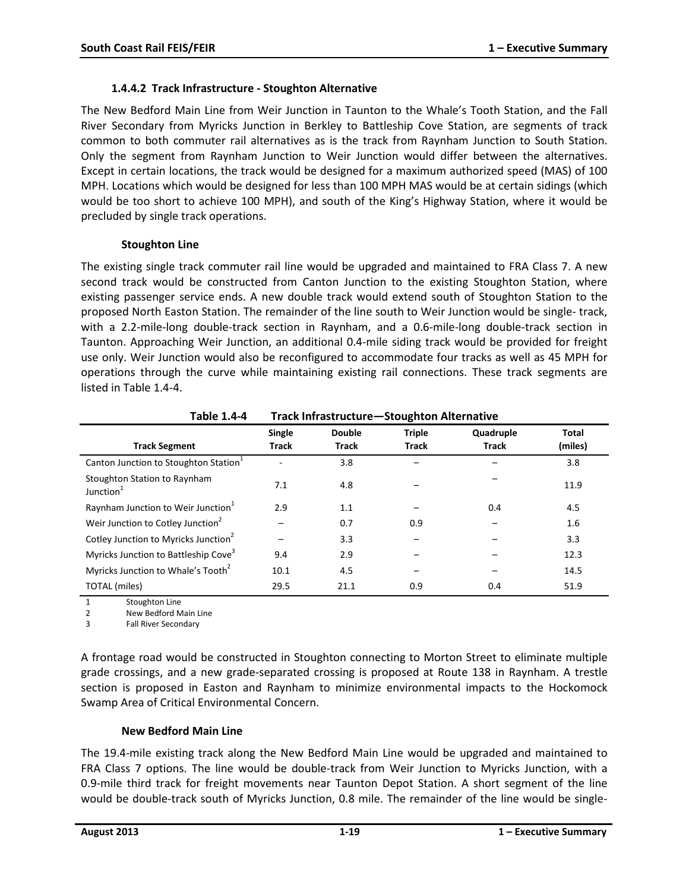#### 1.4.4.2 Track Infrastructure - Stoughton Alternative

The New Bedford Main Line from Weir Junction in Taunton to the Whale's Tooth Station, and the Fall River Secondary from Myricks Junction in Berkley to Battleship Cove Station, are segments of track common to both commuter rail alternatives as is the track from Raynham Junction to South Station. Only the segment from Raynham Junction to Weir Junction would differ between the alternatives. Except in certain locations, the track would be designed for a maximum authorized speed (MAS) of 100 MPH. Locations which would be designed for less than 100 MPH MAS would be at certain sidings (which would be too short to achieve 100 MPH), and south of the King's Highway Station, where it would be precluded by single track operations.

##### Stoughton Line

The existing single track commuter rail line would be upgraded and maintained to FRA Class 7. A new second track would be constructed from Canton Junction to the existing Stoughton Station, where existing passenger service ends. A new double track would extend south of Stoughton Station to the proposed North Easton Station. The remainder of the line south to Weir Junction would be single- track, with a 2.2-mile-long double-track section in Raynham, and a 0.6-mile-long double-track section in Taunton. Approaching Weir Junction, an additional 0.4-mile siding track would be provided for freight use only. Weir Junction would also be reconfigured to accommodate four tracks as well as 45 MPH for operations through the curve while maintaining existing rail connections. These track segments are listed in Table 1.4-4.

**Table 1.4-4 Track Infrastructure—Stoughton Alternative**

| Track Segment | Single Track | Double Track | Triple Track | Quadruple Track | Total (miles) |
|---|---|---|---|---|---|
| Canton Junction to Stoughton Station[1] | - | 3.8 | – | – | 3.8 |
| Stoughton Station to Raynham Junction[1] | 7.1 | 4.8 | – | – | 11.9 |
| Raynham Junction to Weir Junction[1] | 2.9 | 1.1 | – | 0.4 | 4.5 |
| Weir Junction to Cotley Junction[2] | – | 0.7 | 0.9 | – | 1.6 |
| Cotley Junction to Myricks Junction[2] | – | 3.3 | – | – | 3.3 |
| Myricks Junction to Battleship Cove[3] | 9.4 | 2.9 | – | – | 12.3 |
| Myricks Junction to Whale's Tooth[2] | 10.1 | 4.5 | – | – | 14.5 |
| TOTAL (miles) | 29.5 | 21.1 | 0.9 | 0.4 | 51.9 |

1 Stoughton Line
2 New Bedford Main Line
3 Fall River Secondary

A frontage road would be constructed in Stoughton connecting to Morton Street to eliminate multiple grade crossings, and a new grade-separated crossing is proposed at Route 138 in Raynham. A trestle section is proposed in Easton and Raynham to minimize environmental impacts to the Hockomock Swamp Area of Critical Environmental Concern.

##### New Bedford Main Line

The 19.4-mile existing track along the New Bedford Main Line would be upgraded and maintained to FRA Class 7 options. The line would be double-track from Weir Junction to Myricks Junction, with a 0.9-mile third track for freight movements near Taunton Depot Station. A short segment of the line would be double-track south of Myricks Junction, 0.8 mile. The remainder of the line would be single-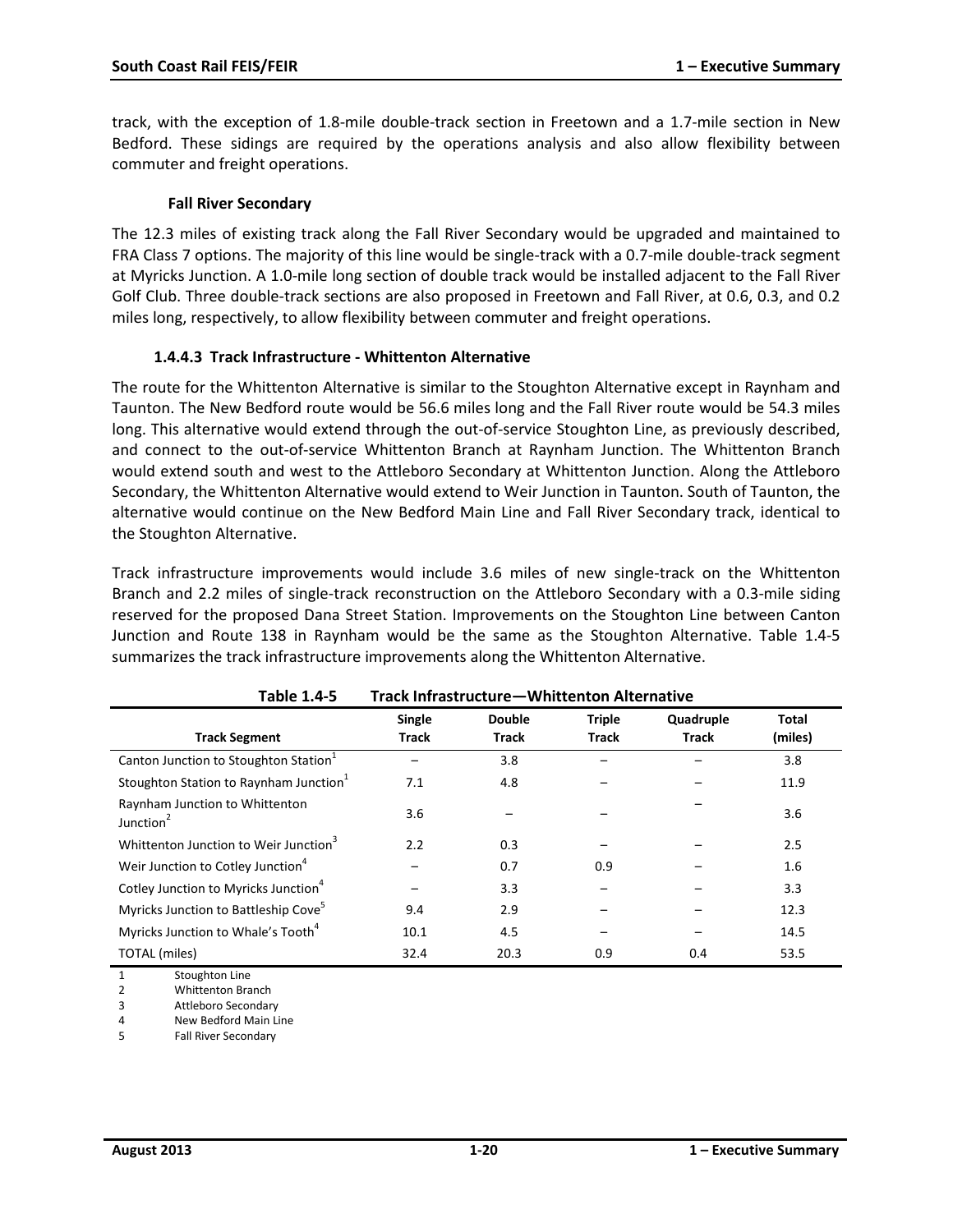track, with the exception of 1.8-mile double-track section in Freetown and a 1.7-mile section in New Bedford. These sidings are required by the operations analysis and also allow flexibility between commuter and freight operations.

**Fall River Secondary**

The 12.3 miles of existing track along the Fall River Secondary would be upgraded and maintained to FRA Class 7 options. The majority of this line would be single-track with a 0.7-mile double-track segment at Myricks Junction. A 1.0-mile long section of double track would be installed adjacent to the Fall River Golf Club. Three double-track sections are also proposed in Freetown and Fall River, at 0.6, 0.3, and 0.2 miles long, respectively, to allow flexibility between commuter and freight operations.

### 1.4.4.3 Track Infrastructure - Whittenton Alternative

The route for the Whittenton Alternative is similar to the Stoughton Alternative except in Raynham and Taunton. The New Bedford route would be 56.6 miles long and the Fall River route would be 54.3 miles long. This alternative would extend through the out-of-service Stoughton Line, as previously described, and connect to the out-of-service Whittenton Branch at Raynham Junction. The Whittenton Branch would extend south and west to the Attleboro Secondary at Whittenton Junction. Along the Attleboro Secondary, the Whittenton Alternative would extend to Weir Junction in Taunton. South of Taunton, the alternative would continue on the New Bedford Main Line and Fall River Secondary track, identical to the Stoughton Alternative.

Track infrastructure improvements would include 3.6 miles of new single-track on the Whittenton Branch and 2.2 miles of single-track reconstruction on the Attleboro Secondary with a 0.3-mile siding reserved for the proposed Dana Street Station. Improvements on the Stoughton Line between Canton Junction and Route 138 in Raynham would be the same as the Stoughton Alternative. Table 1.4-5 summarizes the track infrastructure improvements along the Whittenton Alternative.

**Table 1.4-5 Track Infrastructure—Whittenton Alternative**

| Track Segment | Single Track | Double Track | Triple Track | Quadruple Track | Total (miles) |
|---|---|---|---|---|---|
| Canton Junction to Stoughton Station[1] | – | 3.8 | – | – | 3.8 |
| Stoughton Station to Raynham Junction[1] | 7.1 | 4.8 | – | – | 11.9 |
| Raynham Junction to Whittenton Junction[2] | 3.6 | – | – | – | 3.6 |
| Whittenton Junction to Weir Junction[3] | 2.2 | 0.3 | – | – | 2.5 |
| Weir Junction to Cotley Junction[4] | – | 0.7 | 0.9 | – | 1.6 |
| Cotley Junction to Myricks Junction[4] | – | 3.3 | – | – | 3.3 |
| Myricks Junction to Battleship Cove[5] | 9.4 | 2.9 | – | – | 12.3 |
| Myricks Junction to Whale's Tooth[4] | 10.1 | 4.5 | – | – | 14.5 |
| TOTAL (miles) | 32.4 | 20.3 | 0.9 | 0.4 | 53.5 |

1 Stoughton Line
2 Whittenton Branch
3 Attleboro Secondary
4 New Bedford Main Line
5 Fall River Secondary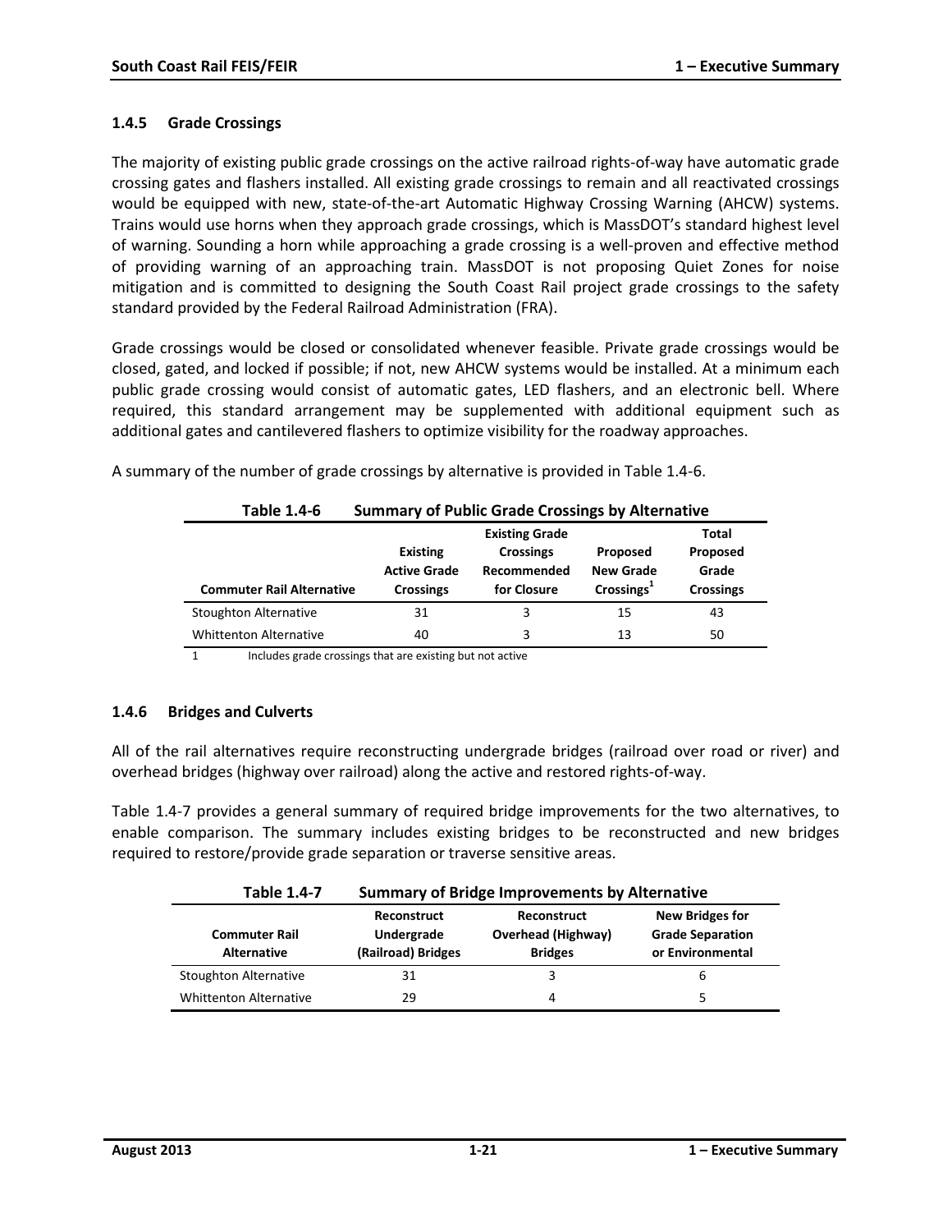### 1.4.5 Grade Crossings

The majority of existing public grade crossings on the active railroad rights-of-way have automatic grade crossing gates and flashers installed. All existing grade crossings to remain and all reactivated crossings would be equipped with new, state-of-the-art Automatic Highway Crossing Warning (AHCW) systems. Trains would use horns when they approach grade crossings, which is MassDOT's standard highest level of warning. Sounding a horn while approaching a grade crossing is a well-proven and effective method of providing warning of an approaching train. MassDOT is not proposing Quiet Zones for noise mitigation and is committed to designing the South Coast Rail project grade crossings to the safety standard provided by the Federal Railroad Administration (FRA).

Grade crossings would be closed or consolidated whenever feasible. Private grade crossings would be closed, gated, and locked if possible; if not, new AHCW systems would be installed. At a minimum each public grade crossing would consist of automatic gates, LED flashers, and an electronic bell. Where required, this standard arrangement may be supplemented with additional equipment such as additional gates and cantilevered flashers to optimize visibility for the roadway approaches.

A summary of the number of grade crossings by alternative is provided in Table 1.4-6.

**Table 1.4-6 Summary of Public Grade Crossings by Alternative**

| Commuter Rail Alternative | Existing Active Grade Crossings | Existing Grade Crossings Recommended for Closure | Proposed New Grade Crossings[1] | Total Proposed Grade Crossings |
|---|---|---|---|---|
| Stoughton Alternative | 31 | 3 | 15 | 43 |
| Whittenton Alternative | 40 | 3 | 13 | 50 |

1 Includes grade crossings that are existing but not active

### 1.4.6 Bridges and Culverts

All of the rail alternatives require reconstructing undergrade bridges (railroad over road or river) and overhead bridges (highway over railroad) along the active and restored rights-of-way.

Table 1.4-7 provides a general summary of required bridge improvements for the two alternatives, to enable comparison. The summary includes existing bridges to be reconstructed and new bridges required to restore/provide grade separation or traverse sensitive areas.

**Table 1.4-7 Summary of Bridge Improvements by Alternative**

| Commuter Rail Alternative | Reconstruct Undergrade (Railroad) Bridges | Reconstruct Overhead (Highway) Bridges | New Bridges for Grade Separation or Environmental |
|---|---|---|---|
| Stoughton Alternative | 31 | 3 | 6 |
| Whittenton Alternative | 29 | 4 | 5 |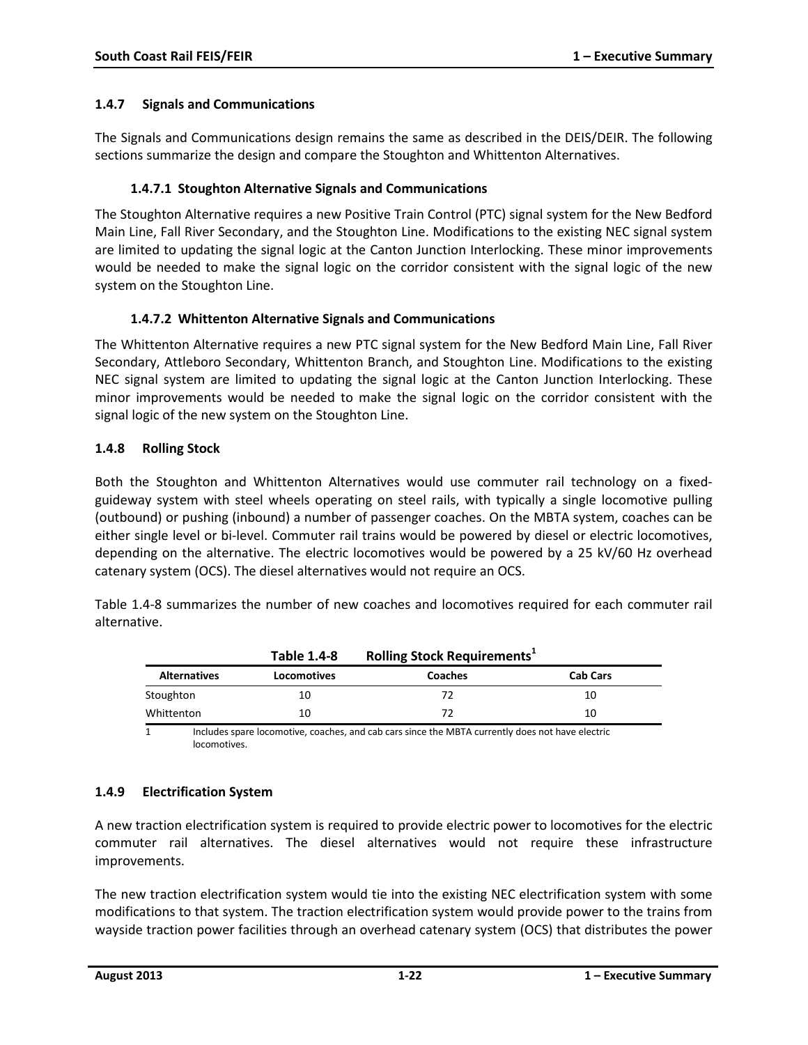### 1.4.7 Signals and Communications

The Signals and Communications design remains the same as described in the DEIS/DEIR. The following sections summarize the design and compare the Stoughton and Whittenton Alternatives.

#### 1.4.7.1 Stoughton Alternative Signals and Communications

The Stoughton Alternative requires a new Positive Train Control (PTC) signal system for the New Bedford Main Line, Fall River Secondary, and the Stoughton Line. Modifications to the existing NEC signal system are limited to updating the signal logic at the Canton Junction Interlocking. These minor improvements would be needed to make the signal logic on the corridor consistent with the signal logic of the new system on the Stoughton Line.

#### 1.4.7.2 Whittenton Alternative Signals and Communications

The Whittenton Alternative requires a new PTC signal system for the New Bedford Main Line, Fall River Secondary, Attleboro Secondary, Whittenton Branch, and Stoughton Line. Modifications to the existing NEC signal system are limited to updating the signal logic at the Canton Junction Interlocking. These minor improvements would be needed to make the signal logic on the corridor consistent with the signal logic of the new system on the Stoughton Line.

### 1.4.8 Rolling Stock

Both the Stoughton and Whittenton Alternatives would use commuter rail technology on a fixed-guideway system with steel wheels operating on steel rails, with typically a single locomotive pulling (outbound) or pushing (inbound) a number of passenger coaches. On the MBTA system, coaches can be either single level or bi-level. Commuter rail trains would be powered by diesel or electric locomotives, depending on the alternative. The electric locomotives would be powered by a 25 kV/60 Hz overhead catenary system (OCS). The diesel alternatives would not require an OCS.

Table 1.4-8 summarizes the number of new coaches and locomotives required for each commuter rail alternative.

**Table 1.4-8 Rolling Stock Requirements[1]**

| Alternatives | Locomotives | Coaches | Cab Cars |
|---|---|---|---|
| Stoughton | 10 | 72 | 10 |
| Whittenton | 10 | 72 | 10 |

1 Includes spare locomotive, coaches, and cab cars since the MBTA currently does not have electric locomotives.

### 1.4.9 Electrification System

A new traction electrification system is required to provide electric power to locomotives for the electric commuter rail alternatives. The diesel alternatives would not require these infrastructure improvements.

The new traction electrification system would tie into the existing NEC electrification system with some modifications to that system. The traction electrification system would provide power to the trains from wayside traction power facilities through an overhead catenary system (OCS) that distributes the power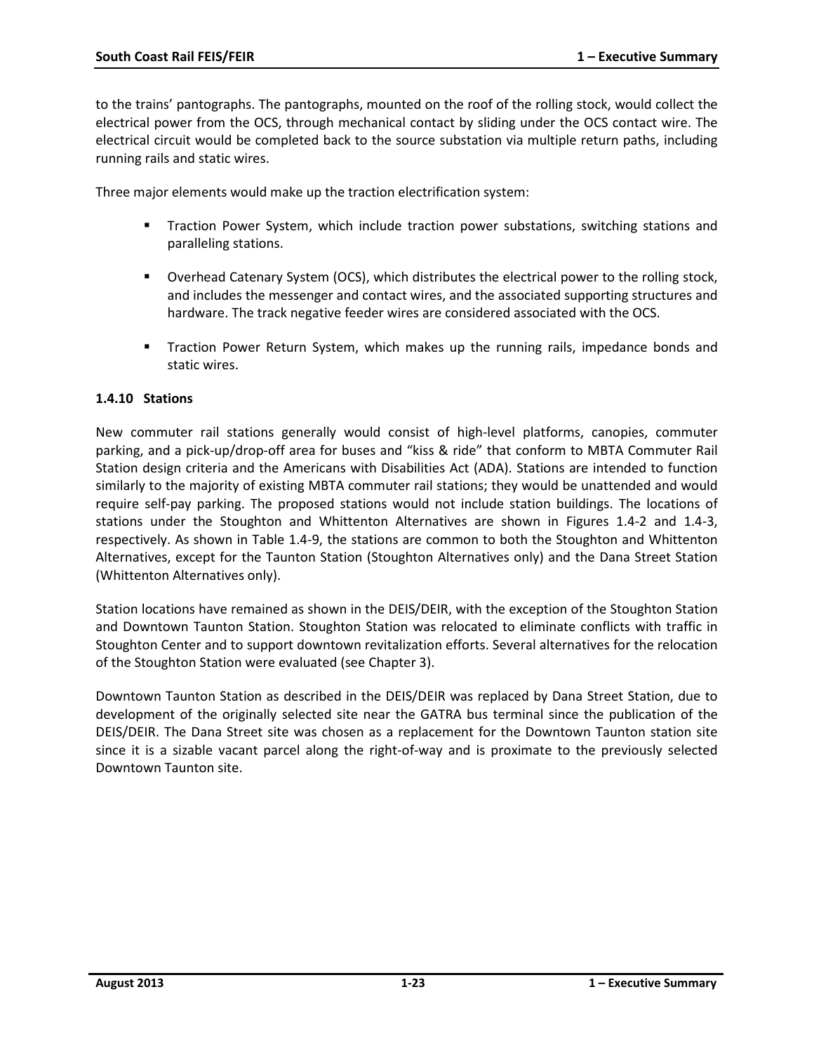to the trains' pantographs. The pantographs, mounted on the roof of the rolling stock, would collect the electrical power from the OCS, through mechanical contact by sliding under the OCS contact wire. The electrical circuit would be completed back to the source substation via multiple return paths, including running rails and static wires.

Three major elements would make up the traction electrification system:

- Traction Power System, which include traction power substations, switching stations and paralleling stations.
- Overhead Catenary System (OCS), which distributes the electrical power to the rolling stock, and includes the messenger and contact wires, and the associated supporting structures and hardware. The track negative feeder wires are considered associated with the OCS.
- Traction Power Return System, which makes up the running rails, impedance bonds and static wires.

### 1.4.10 Stations

New commuter rail stations generally would consist of high-level platforms, canopies, commuter parking, and a pick-up/drop-off area for buses and "kiss & ride" that conform to MBTA Commuter Rail Station design criteria and the Americans with Disabilities Act (ADA). Stations are intended to function similarly to the majority of existing MBTA commuter rail stations; they would be unattended and would require self-pay parking. The proposed stations would not include station buildings. The locations of stations under the Stoughton and Whittenton Alternatives are shown in Figures 1.4-2 and 1.4-3, respectively. As shown in Table 1.4-9, the stations are common to both the Stoughton and Whittenton Alternatives, except for the Taunton Station (Stoughton Alternatives only) and the Dana Street Station (Whittenton Alternatives only).

Station locations have remained as shown in the DEIS/DEIR, with the exception of the Stoughton Station and Downtown Taunton Station. Stoughton Station was relocated to eliminate conflicts with traffic in Stoughton Center and to support downtown revitalization efforts. Several alternatives for the relocation of the Stoughton Station were evaluated (see Chapter 3).

Downtown Taunton Station as described in the DEIS/DEIR was replaced by Dana Street Station, due to development of the originally selected site near the GATRA bus terminal since the publication of the DEIS/DEIR. The Dana Street site was chosen as a replacement for the Downtown Taunton station site since it is a sizable vacant parcel along the right-of-way and is proximate to the previously selected Downtown Taunton site.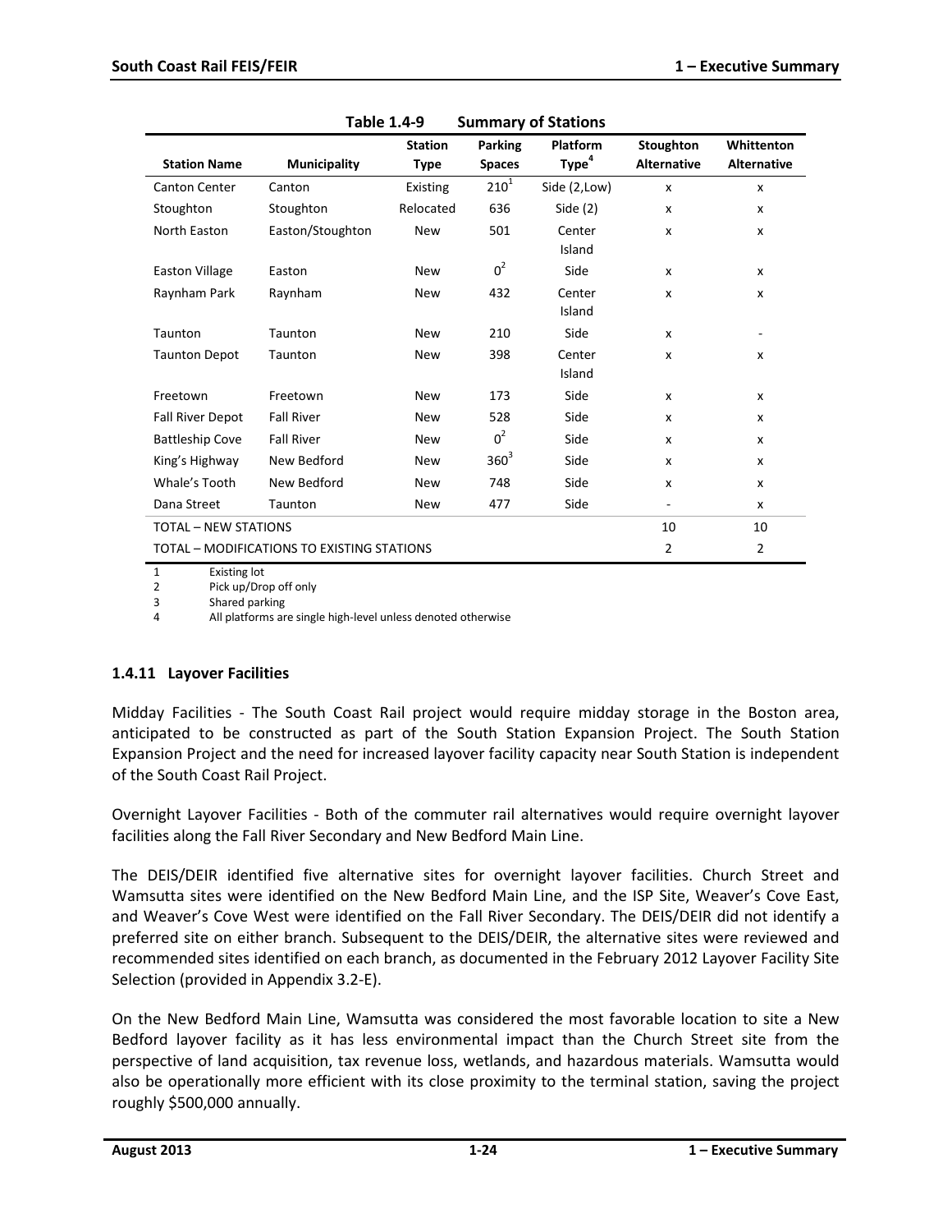**Table 1.4-9 Summary of Stations**

| Station Name | Municipality | Station Type | Parking Spaces | Platform Type[4] | Stoughton Alternative | Whittenton Alternative |
|---|---|---|---|---|---|---|
| Canton Center | Canton | Existing | 210[1] | Side (2,Low) | x | x |
| Stoughton | Stoughton | Relocated | 636 | Side (2) | x | x |
| North Easton | Easton/Stoughton | New | 501 | Center Island | x | x |
| Easton Village | Easton | New | 0[2] | Side | x | x |
| Raynham Park | Raynham | New | 432 | Center Island | x | x |
| Taunton | Taunton | New | 210 | Side | x | - |
| Taunton Depot | Taunton | New | 398 | Center Island | x | x |
| Freetown | Freetown | New | 173 | Side | x | x |
| Fall River Depot | Fall River | New | 528 | Side | x | x |
| Battleship Cove | Fall River | New | 0[2] | Side | x | x |
| King's Highway | New Bedford | New | 360[3] | Side | x | x |
| Whale's Tooth | New Bedford | New | 748 | Side | x | x |
| Dana Street | Taunton | New | 477 | Side | - | x |
| TOTAL – NEW STATIONS | | | | | 10 | 10 |
| TOTAL – MODIFICATIONS TO EXISTING STATIONS | | | | | 2 | 2 |

1 Existing lot
2 Pick up/Drop off only
3 Shared parking
4 All platforms are single high-level unless denoted otherwise

### 1.4.11 Layover Facilities

Midday Facilities - The South Coast Rail project would require midday storage in the Boston area, anticipated to be constructed as part of the South Station Expansion Project. The South Station Expansion Project and the need for increased layover facility capacity near South Station is independent of the South Coast Rail Project.

Overnight Layover Facilities - Both of the commuter rail alternatives would require overnight layover facilities along the Fall River Secondary and New Bedford Main Line.

The DEIS/DEIR identified five alternative sites for overnight layover facilities. Church Street and Wamsutta sites were identified on the New Bedford Main Line, and the ISP Site, Weaver's Cove East, and Weaver's Cove West were identified on the Fall River Secondary. The DEIS/DEIR did not identify a preferred site on either branch. Subsequent to the DEIS/DEIR, the alternative sites were reviewed and recommended sites identified on each branch, as documented in the February 2012 Layover Facility Site Selection (provided in Appendix 3.2-E).

On the New Bedford Main Line, Wamsutta was considered the most favorable location to site a New Bedford layover facility as it has less environmental impact than the Church Street site from the perspective of land acquisition, tax revenue loss, wetlands, and hazardous materials. Wamsutta would also be operationally more efficient with its close proximity to the terminal station, saving the project roughly $500,000 annually.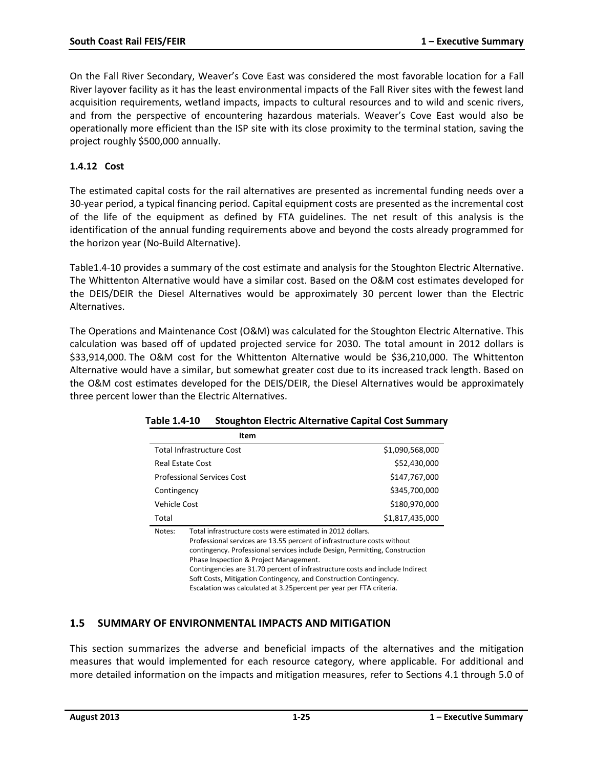On the Fall River Secondary, Weaver's Cove East was considered the most favorable location for a Fall River layover facility as it has the least environmental impacts of the Fall River sites with the fewest land acquisition requirements, wetland impacts, impacts to cultural resources and to wild and scenic rivers, and from the perspective of encountering hazardous materials. Weaver's Cove East would also be operationally more efficient than the ISP site with its close proximity to the terminal station, saving the project roughly $500,000 annually.

### 1.4.12 Cost

The estimated capital costs for the rail alternatives are presented as incremental funding needs over a 30-year period, a typical financing period. Capital equipment costs are presented as the incremental cost of the life of the equipment as defined by FTA guidelines. The net result of this analysis is the identification of the annual funding requirements above and beyond the costs already programmed for the horizon year (No-Build Alternative).

Table1.4-10 provides a summary of the cost estimate and analysis for the Stoughton Electric Alternative. The Whittenton Alternative would have a similar cost. Based on the O&M cost estimates developed for the DEIS/DEIR the Diesel Alternatives would be approximately 30 percent lower than the Electric Alternatives.

The Operations and Maintenance Cost (O&M) was calculated for the Stoughton Electric Alternative. This calculation was based off of updated projected service for 2030. The total amount in 2012 dollars is $33,914,000. The O&M cost for the Whittenton Alternative would be $36,210,000. The Whittenton Alternative would have a similar, but somewhat greater cost due to its increased track length. Based on the O&M cost estimates developed for the DEIS/DEIR, the Diesel Alternatives would be approximately three percent lower than the Electric Alternatives.

**Table 1.4-10 Stoughton Electric Alternative Capital Cost Summary**

| Item | |
|---|---|
| Total Infrastructure Cost | $1,090,568,000 |
| Real Estate Cost | $52,430,000 |
| Professional Services Cost | $147,767,000 |
| Contingency | $345,700,000 |
| Vehicle Cost | $180,970,000 |
| Total | $1,817,435,000 |

Notes: Total infrastructure costs were estimated in 2012 dollars.
Professional services are 13.55 percent of infrastructure costs without contingency. Professional services include Design, Permitting, Construction Phase Inspection & Project Management.
Contingencies are 31.70 percent of infrastructure costs and include Indirect Soft Costs, Mitigation Contingency, and Construction Contingency.
Escalation was calculated at 3.25percent per year per FTA criteria.

## 1.5 SUMMARY OF ENVIRONMENTAL IMPACTS AND MITIGATION

This section summarizes the adverse and beneficial impacts of the alternatives and the mitigation measures that would implemented for each resource category, where applicable. For additional and more detailed information on the impacts and mitigation measures, refer to Sections 4.1 through 5.0 of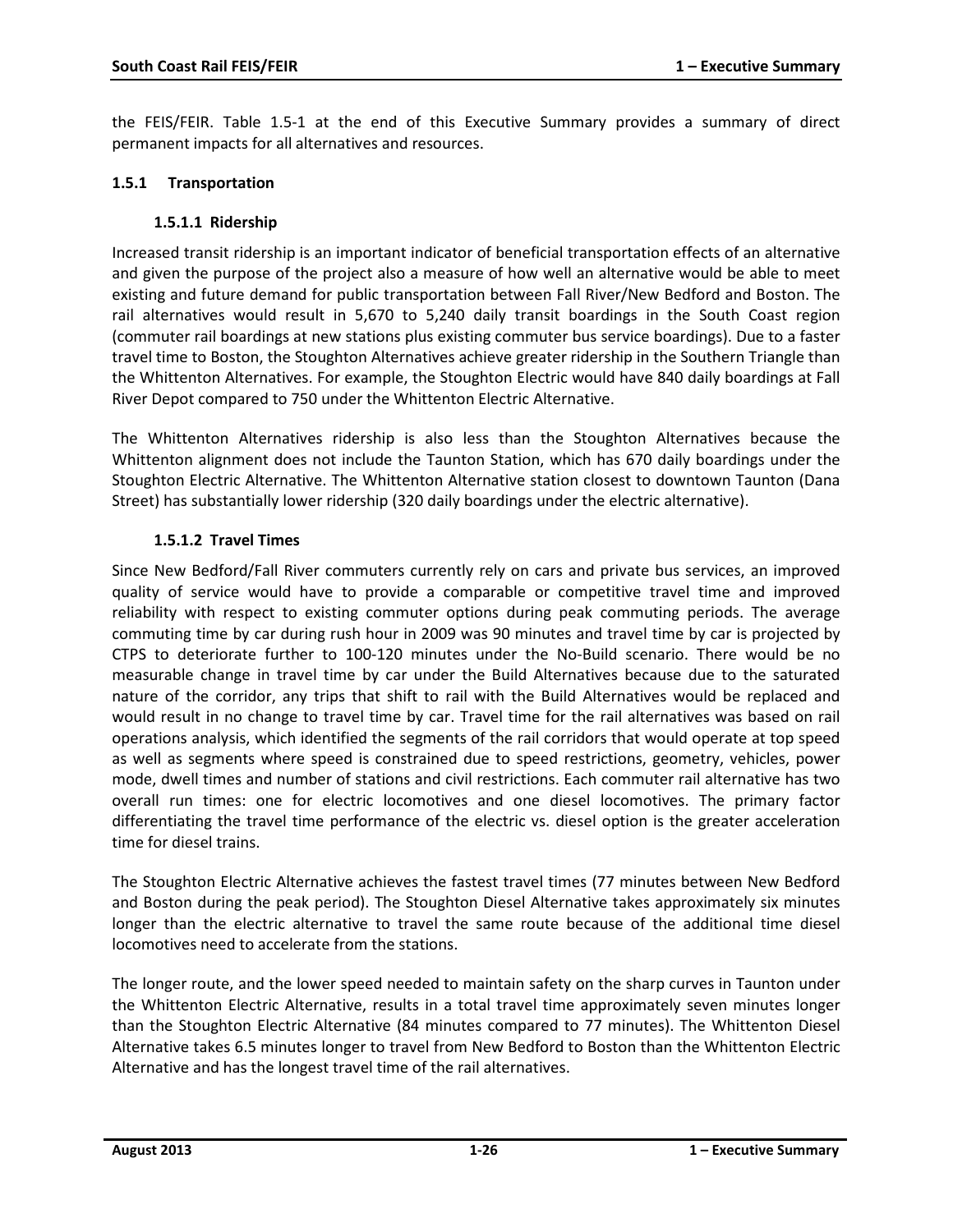the FEIS/FEIR. Table 1.5-1 at the end of this Executive Summary provides a summary of direct permanent impacts for all alternatives and resources.

### 1.5.1 Transportation

#### 1.5.1.1 Ridership

Increased transit ridership is an important indicator of beneficial transportation effects of an alternative and given the purpose of the project also a measure of how well an alternative would be able to meet existing and future demand for public transportation between Fall River/New Bedford and Boston. The rail alternatives would result in 5,670 to 5,240 daily transit boardings in the South Coast region (commuter rail boardings at new stations plus existing commuter bus service boardings). Due to a faster travel time to Boston, the Stoughton Alternatives achieve greater ridership in the Southern Triangle than the Whittenton Alternatives. For example, the Stoughton Electric would have 840 daily boardings at Fall River Depot compared to 750 under the Whittenton Electric Alternative.

The Whittenton Alternatives ridership is also less than the Stoughton Alternatives because the Whittenton alignment does not include the Taunton Station, which has 670 daily boardings under the Stoughton Electric Alternative. The Whittenton Alternative station closest to downtown Taunton (Dana Street) has substantially lower ridership (320 daily boardings under the electric alternative).

#### 1.5.1.2 Travel Times

Since New Bedford/Fall River commuters currently rely on cars and private bus services, an improved quality of service would have to provide a comparable or competitive travel time and improved reliability with respect to existing commuter options during peak commuting periods. The average commuting time by car during rush hour in 2009 was 90 minutes and travel time by car is projected by CTPS to deteriorate further to 100-120 minutes under the No-Build scenario. There would be no measurable change in travel time by car under the Build Alternatives because due to the saturated nature of the corridor, any trips that shift to rail with the Build Alternatives would be replaced and would result in no change to travel time by car. Travel time for the rail alternatives was based on rail operations analysis, which identified the segments of the rail corridors that would operate at top speed as well as segments where speed is constrained due to speed restrictions, geometry, vehicles, power mode, dwell times and number of stations and civil restrictions. Each commuter rail alternative has two overall run times: one for electric locomotives and one diesel locomotives. The primary factor differentiating the travel time performance of the electric vs. diesel option is the greater acceleration time for diesel trains.

The Stoughton Electric Alternative achieves the fastest travel times (77 minutes between New Bedford and Boston during the peak period). The Stoughton Diesel Alternative takes approximately six minutes longer than the electric alternative to travel the same route because of the additional time diesel locomotives need to accelerate from the stations.

The longer route, and the lower speed needed to maintain safety on the sharp curves in Taunton under the Whittenton Electric Alternative, results in a total travel time approximately seven minutes longer than the Stoughton Electric Alternative (84 minutes compared to 77 minutes). The Whittenton Diesel Alternative takes 6.5 minutes longer to travel from New Bedford to Boston than the Whittenton Electric Alternative and has the longest travel time of the rail alternatives.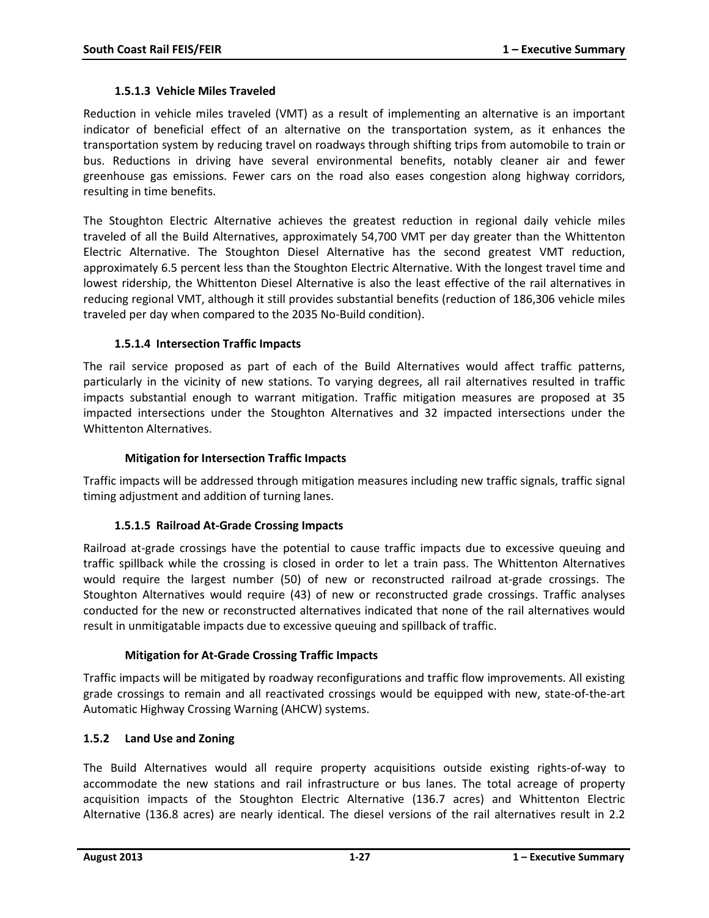#### 1.5.1.3 Vehicle Miles Traveled

Reduction in vehicle miles traveled (VMT) as a result of implementing an alternative is an important indicator of beneficial effect of an alternative on the transportation system, as it enhances the transportation system by reducing travel on roadways through shifting trips from automobile to train or bus. Reductions in driving have several environmental benefits, notably cleaner air and fewer greenhouse gas emissions. Fewer cars on the road also eases congestion along highway corridors, resulting in time benefits.

The Stoughton Electric Alternative achieves the greatest reduction in regional daily vehicle miles traveled of all the Build Alternatives, approximately 54,700 VMT per day greater than the Whittenton Electric Alternative. The Stoughton Diesel Alternative has the second greatest VMT reduction, approximately 6.5 percent less than the Stoughton Electric Alternative. With the longest travel time and lowest ridership, the Whittenton Diesel Alternative is also the least effective of the rail alternatives in reducing regional VMT, although it still provides substantial benefits (reduction of 186,306 vehicle miles traveled per day when compared to the 2035 No-Build condition).

#### 1.5.1.4 Intersection Traffic Impacts

The rail service proposed as part of each of the Build Alternatives would affect traffic patterns, particularly in the vicinity of new stations. To varying degrees, all rail alternatives resulted in traffic impacts substantial enough to warrant mitigation. Traffic mitigation measures are proposed at 35 impacted intersections under the Stoughton Alternatives and 32 impacted intersections under the Whittenton Alternatives.

##### Mitigation for Intersection Traffic Impacts

Traffic impacts will be addressed through mitigation measures including new traffic signals, traffic signal timing adjustment and addition of turning lanes.

#### 1.5.1.5 Railroad At-Grade Crossing Impacts

Railroad at-grade crossings have the potential to cause traffic impacts due to excessive queuing and traffic spillback while the crossing is closed in order to let a train pass. The Whittenton Alternatives would require the largest number (50) of new or reconstructed railroad at-grade crossings. The Stoughton Alternatives would require (43) of new or reconstructed grade crossings. Traffic analyses conducted for the new or reconstructed alternatives indicated that none of the rail alternatives would result in unmitigatable impacts due to excessive queuing and spillback of traffic.

##### Mitigation for At-Grade Crossing Traffic Impacts

Traffic impacts will be mitigated by roadway reconfigurations and traffic flow improvements. All existing grade crossings to remain and all reactivated crossings would be equipped with new, state-of-the-art Automatic Highway Crossing Warning (AHCW) systems.

### 1.5.2 Land Use and Zoning

The Build Alternatives would all require property acquisitions outside existing rights-of-way to accommodate the new stations and rail infrastructure or bus lanes. The total acreage of property acquisition impacts of the Stoughton Electric Alternative (136.7 acres) and Whittenton Electric Alternative (136.8 acres) are nearly identical. The diesel versions of the rail alternatives result in 2.2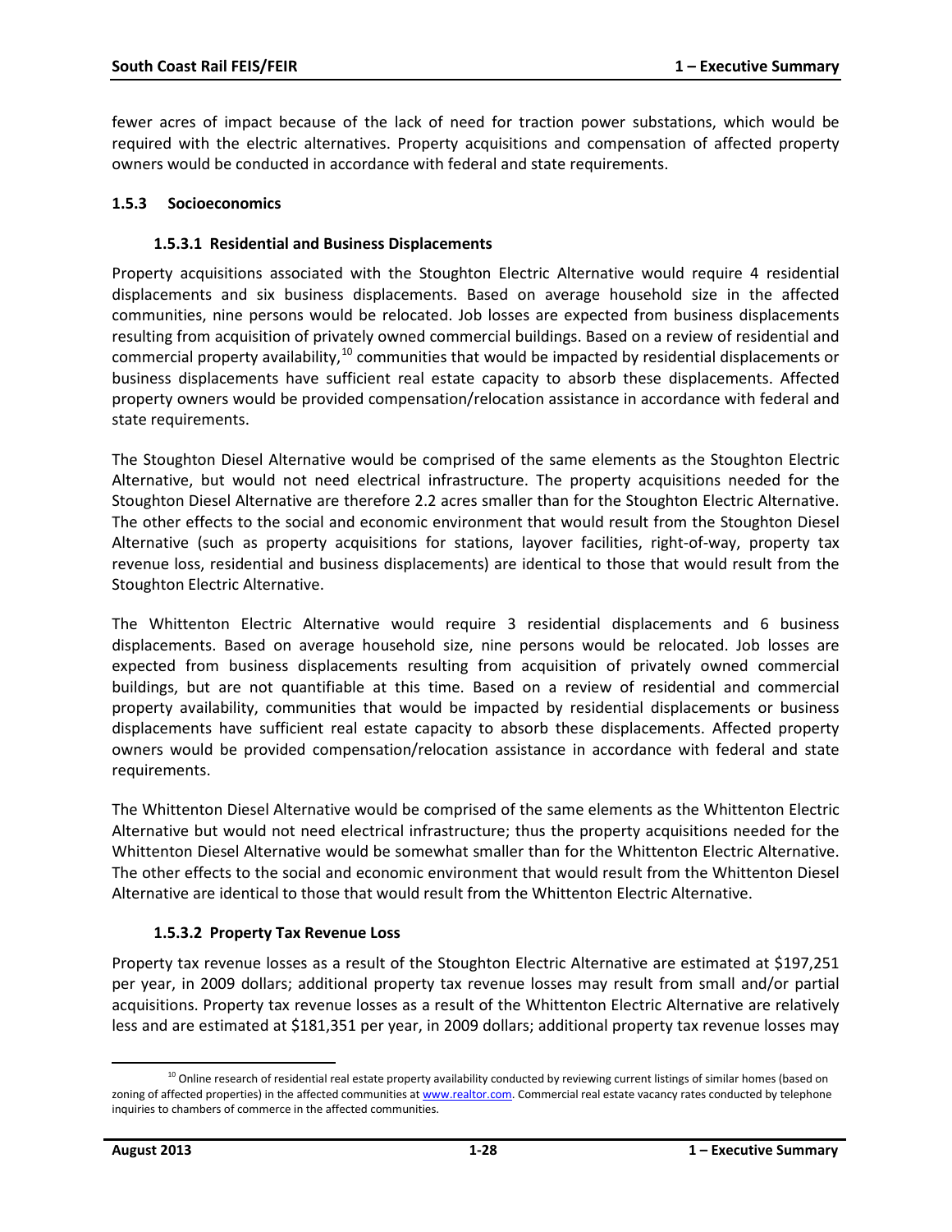fewer acres of impact because of the lack of need for traction power substations, which would be required with the electric alternatives. Property acquisitions and compensation of affected property owners would be conducted in accordance with federal and state requirements.

### 1.5.3 Socioeconomics

#### 1.5.3.1 Residential and Business Displacements

Property acquisitions associated with the Stoughton Electric Alternative would require 4 residential displacements and six business displacements. Based on average household size in the affected communities, nine persons would be relocated. Job losses are expected from business displacements resulting from acquisition of privately owned commercial buildings. Based on a review of residential and commercial property availability,[10] communities that would be impacted by residential displacements or business displacements have sufficient real estate capacity to absorb these displacements. Affected property owners would be provided compensation/relocation assistance in accordance with federal and state requirements.

The Stoughton Diesel Alternative would be comprised of the same elements as the Stoughton Electric Alternative, but would not need electrical infrastructure. The property acquisitions needed for the Stoughton Diesel Alternative are therefore 2.2 acres smaller than for the Stoughton Electric Alternative. The other effects to the social and economic environment that would result from the Stoughton Diesel Alternative (such as property acquisitions for stations, layover facilities, right-of-way, property tax revenue loss, residential and business displacements) are identical to those that would result from the Stoughton Electric Alternative.

The Whittenton Electric Alternative would require 3 residential displacements and 6 business displacements. Based on average household size, nine persons would be relocated. Job losses are expected from business displacements resulting from acquisition of privately owned commercial buildings, but are not quantifiable at this time. Based on a review of residential and commercial property availability, communities that would be impacted by residential displacements or business displacements have sufficient real estate capacity to absorb these displacements. Affected property owners would be provided compensation/relocation assistance in accordance with federal and state requirements.

The Whittenton Diesel Alternative would be comprised of the same elements as the Whittenton Electric Alternative but would not need electrical infrastructure; thus the property acquisitions needed for the Whittenton Diesel Alternative would be somewhat smaller than for the Whittenton Electric Alternative. The other effects to the social and economic environment that would result from the Whittenton Diesel Alternative are identical to those that would result from the Whittenton Electric Alternative.

#### 1.5.3.2 Property Tax Revenue Loss

Property tax revenue losses as a result of the Stoughton Electric Alternative are estimated at $197,251 per year, in 2009 dollars; additional property tax revenue losses may result from small and/or partial acquisitions. Property tax revenue losses as a result of the Whittenton Electric Alternative are relatively less and are estimated at $181,351 per year, in 2009 dollars; additional property tax revenue losses may

---

[10] Online research of residential real estate property availability conducted by reviewing current listings of similar homes (based on zoning of affected properties) in the affected communities at www.realtor.com. Commercial real estate vacancy rates conducted by telephone inquiries to chambers of commerce in the affected communities.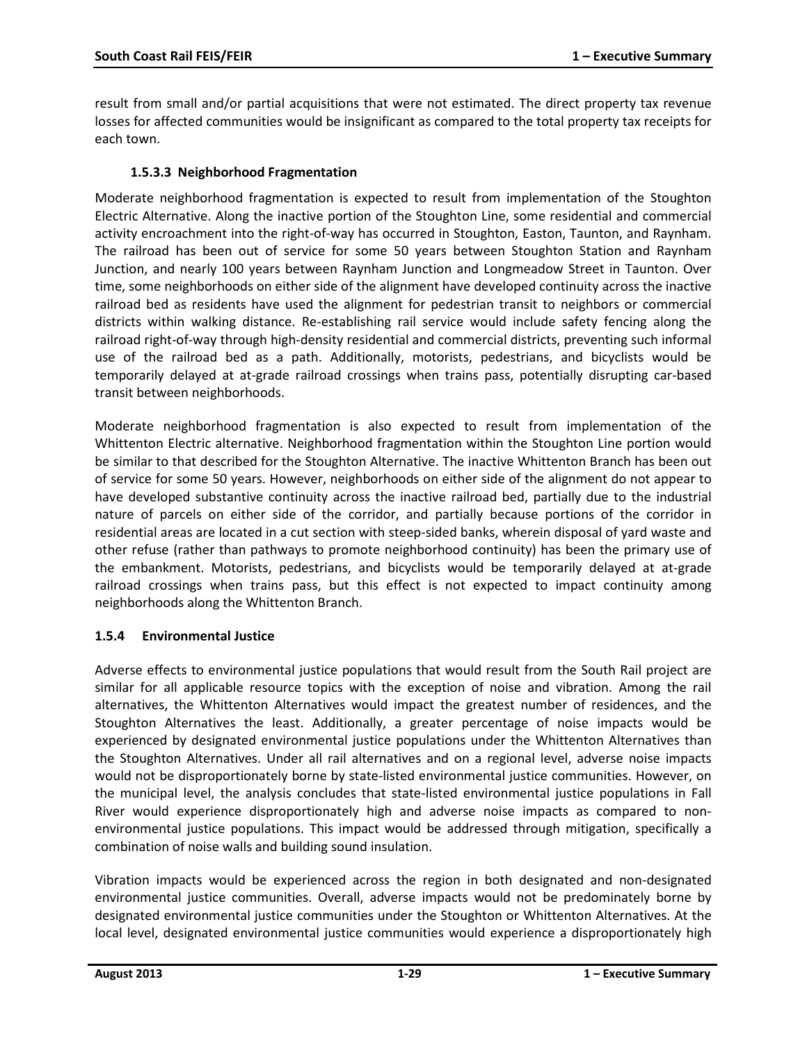result from small and/or partial acquisitions that were not estimated. The direct property tax revenue losses for affected communities would be insignificant as compared to the total property tax receipts for each town.

#### 1.5.3.3 Neighborhood Fragmentation

Moderate neighborhood fragmentation is expected to result from implementation of the Stoughton Electric Alternative. Along the inactive portion of the Stoughton Line, some residential and commercial activity encroachment into the right-of-way has occurred in Stoughton, Easton, Taunton, and Raynham. The railroad has been out of service for some 50 years between Stoughton Station and Raynham Junction, and nearly 100 years between Raynham Junction and Longmeadow Street in Taunton. Over time, some neighborhoods on either side of the alignment have developed continuity across the inactive railroad bed as residents have used the alignment for pedestrian transit to neighbors or commercial districts within walking distance. Re-establishing rail service would include safety fencing along the railroad right-of-way through high-density residential and commercial districts, preventing such informal use of the railroad bed as a path. Additionally, motorists, pedestrians, and bicyclists would be temporarily delayed at at-grade railroad crossings when trains pass, potentially disrupting car-based transit between neighborhoods.

Moderate neighborhood fragmentation is also expected to result from implementation of the Whittenton Electric alternative. Neighborhood fragmentation within the Stoughton Line portion would be similar to that described for the Stoughton Alternative. The inactive Whittenton Branch has been out of service for some 50 years. However, neighborhoods on either side of the alignment do not appear to have developed substantive continuity across the inactive railroad bed, partially due to the industrial nature of parcels on either side of the corridor, and partially because portions of the corridor in residential areas are located in a cut section with steep-sided banks, wherein disposal of yard waste and other refuse (rather than pathways to promote neighborhood continuity) has been the primary use of the embankment. Motorists, pedestrians, and bicyclists would be temporarily delayed at at-grade railroad crossings when trains pass, but this effect is not expected to impact continuity among neighborhoods along the Whittenton Branch.

### 1.5.4 Environmental Justice

Adverse effects to environmental justice populations that would result from the South Rail project are similar for all applicable resource topics with the exception of noise and vibration. Among the rail alternatives, the Whittenton Alternatives would impact the greatest number of residences, and the Stoughton Alternatives the least. Additionally, a greater percentage of noise impacts would be experienced by designated environmental justice populations under the Whittenton Alternatives than the Stoughton Alternatives. Under all rail alternatives and on a regional level, adverse noise impacts would not be disproportionately borne by state-listed environmental justice communities. However, on the municipal level, the analysis concludes that state-listed environmental justice populations in Fall River would experience disproportionately high and adverse noise impacts as compared to non-environmental justice populations. This impact would be addressed through mitigation, specifically a combination of noise walls and building sound insulation.

Vibration impacts would be experienced across the region in both designated and non-designated environmental justice communities. Overall, adverse impacts would not be predominately borne by designated environmental justice communities under the Stoughton or Whittenton Alternatives. At the local level, designated environmental justice communities would experience a disproportionately high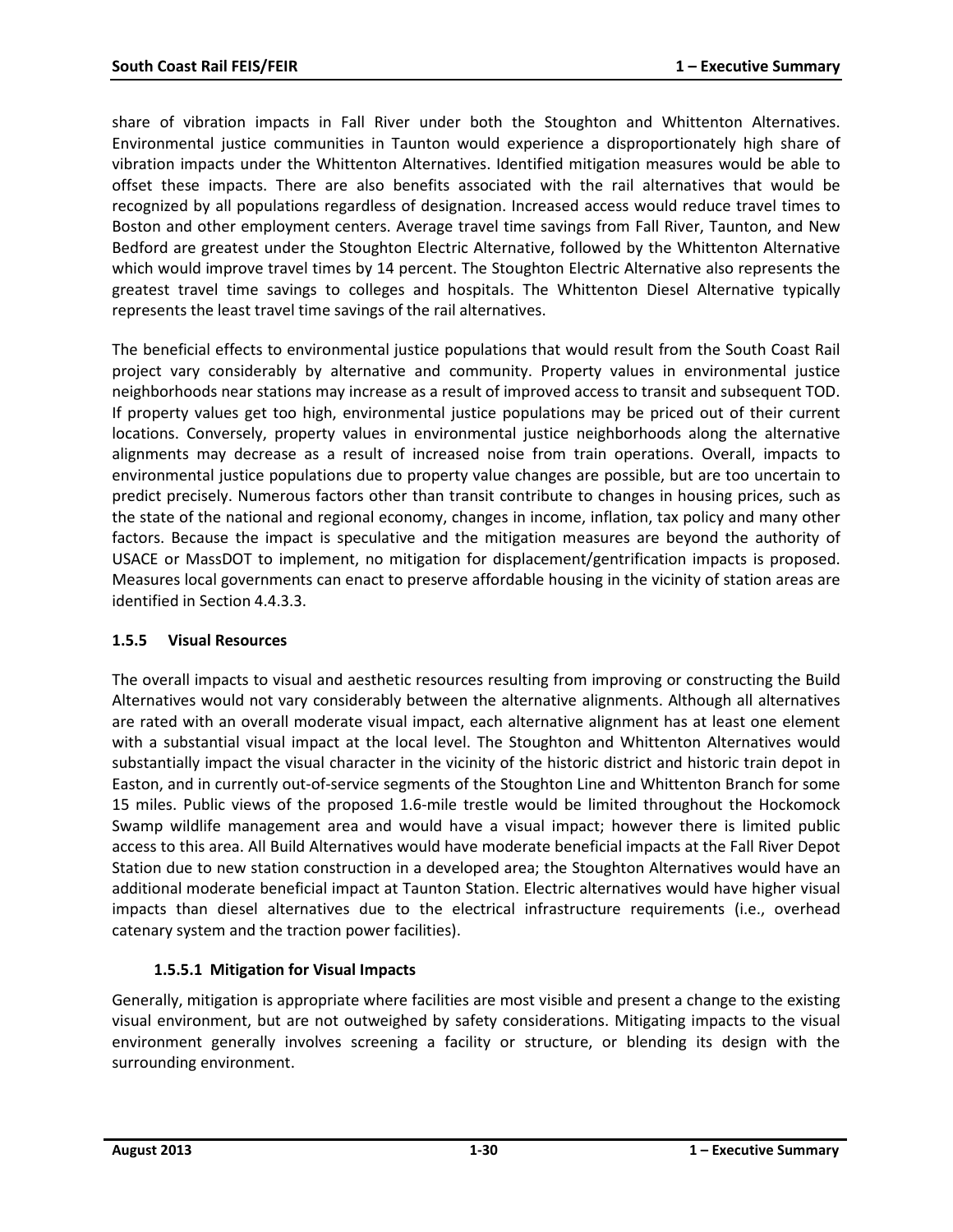share of vibration impacts in Fall River under both the Stoughton and Whittenton Alternatives. Environmental justice communities in Taunton would experience a disproportionately high share of vibration impacts under the Whittenton Alternatives. Identified mitigation measures would be able to offset these impacts. There are also benefits associated with the rail alternatives that would be recognized by all populations regardless of designation. Increased access would reduce travel times to Boston and other employment centers. Average travel time savings from Fall River, Taunton, and New Bedford are greatest under the Stoughton Electric Alternative, followed by the Whittenton Alternative which would improve travel times by 14 percent. The Stoughton Electric Alternative also represents the greatest travel time savings to colleges and hospitals. The Whittenton Diesel Alternative typically represents the least travel time savings of the rail alternatives.

The beneficial effects to environmental justice populations that would result from the South Coast Rail project vary considerably by alternative and community. Property values in environmental justice neighborhoods near stations may increase as a result of improved access to transit and subsequent TOD. If property values get too high, environmental justice populations may be priced out of their current locations. Conversely, property values in environmental justice neighborhoods along the alternative alignments may decrease as a result of increased noise from train operations. Overall, impacts to environmental justice populations due to property value changes are possible, but are too uncertain to predict precisely. Numerous factors other than transit contribute to changes in housing prices, such as the state of the national and regional economy, changes in income, inflation, tax policy and many other factors. Because the impact is speculative and the mitigation measures are beyond the authority of USACE or MassDOT to implement, no mitigation for displacement/gentrification impacts is proposed. Measures local governments can enact to preserve affordable housing in the vicinity of station areas are identified in Section 4.4.3.3.

### 1.5.5 Visual Resources

The overall impacts to visual and aesthetic resources resulting from improving or constructing the Build Alternatives would not vary considerably between the alternative alignments. Although all alternatives are rated with an overall moderate visual impact, each alternative alignment has at least one element with a substantial visual impact at the local level. The Stoughton and Whittenton Alternatives would substantially impact the visual character in the vicinity of the historic district and historic train depot in Easton, and in currently out-of-service segments of the Stoughton Line and Whittenton Branch for some 15 miles. Public views of the proposed 1.6-mile trestle would be limited throughout the Hockomock Swamp wildlife management area and would have a visual impact; however there is limited public access to this area. All Build Alternatives would have moderate beneficial impacts at the Fall River Depot Station due to new station construction in a developed area; the Stoughton Alternatives would have an additional moderate beneficial impact at Taunton Station. Electric alternatives would have higher visual impacts than diesel alternatives due to the electrical infrastructure requirements (i.e., overhead catenary system and the traction power facilities).

#### 1.5.5.1 Mitigation for Visual Impacts

Generally, mitigation is appropriate where facilities are most visible and present a change to the existing visual environment, but are not outweighed by safety considerations. Mitigating impacts to the visual environment generally involves screening a facility or structure, or blending its design with the surrounding environment.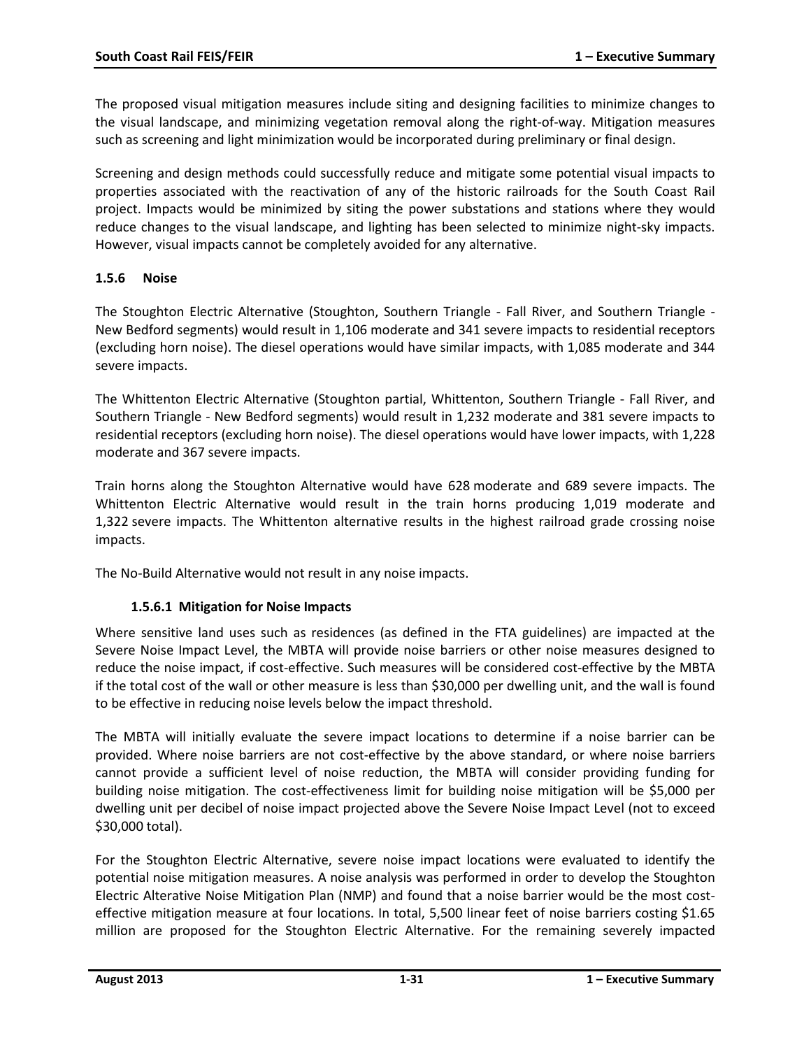The proposed visual mitigation measures include siting and designing facilities to minimize changes to the visual landscape, and minimizing vegetation removal along the right-of-way. Mitigation measures such as screening and light minimization would be incorporated during preliminary or final design.

Screening and design methods could successfully reduce and mitigate some potential visual impacts to properties associated with the reactivation of any of the historic railroads for the South Coast Rail project. Impacts would be minimized by siting the power substations and stations where they would reduce changes to the visual landscape, and lighting has been selected to minimize night-sky impacts. However, visual impacts cannot be completely avoided for any alternative.

### 1.5.6 Noise

The Stoughton Electric Alternative (Stoughton, Southern Triangle - Fall River, and Southern Triangle - New Bedford segments) would result in 1,106 moderate and 341 severe impacts to residential receptors (excluding horn noise). The diesel operations would have similar impacts, with 1,085 moderate and 344 severe impacts.

The Whittenton Electric Alternative (Stoughton partial, Whittenton, Southern Triangle - Fall River, and Southern Triangle - New Bedford segments) would result in 1,232 moderate and 381 severe impacts to residential receptors (excluding horn noise). The diesel operations would have lower impacts, with 1,228 moderate and 367 severe impacts.

Train horns along the Stoughton Alternative would have 628 moderate and 689 severe impacts. The Whittenton Electric Alternative would result in the train horns producing 1,019 moderate and 1,322 severe impacts. The Whittenton alternative results in the highest railroad grade crossing noise impacts.

The No-Build Alternative would not result in any noise impacts.

#### 1.5.6.1 Mitigation for Noise Impacts

Where sensitive land uses such as residences (as defined in the FTA guidelines) are impacted at the Severe Noise Impact Level, the MBTA will provide noise barriers or other noise measures designed to reduce the noise impact, if cost-effective. Such measures will be considered cost-effective by the MBTA if the total cost of the wall or other measure is less than $30,000 per dwelling unit, and the wall is found to be effective in reducing noise levels below the impact threshold.

The MBTA will initially evaluate the severe impact locations to determine if a noise barrier can be provided. Where noise barriers are not cost-effective by the above standard, or where noise barriers cannot provide a sufficient level of noise reduction, the MBTA will consider providing funding for building noise mitigation. The cost-effectiveness limit for building noise mitigation will be $5,000 per dwelling unit per decibel of noise impact projected above the Severe Noise Impact Level (not to exceed $30,000 total).

For the Stoughton Electric Alternative, severe noise impact locations were evaluated to identify the potential noise mitigation measures. A noise analysis was performed in order to develop the Stoughton Electric Alterative Noise Mitigation Plan (NMP) and found that a noise barrier would be the most cost-effective mitigation measure at four locations. In total, 5,500 linear feet of noise barriers costing $1.65 million are proposed for the Stoughton Electric Alternative. For the remaining severely impacted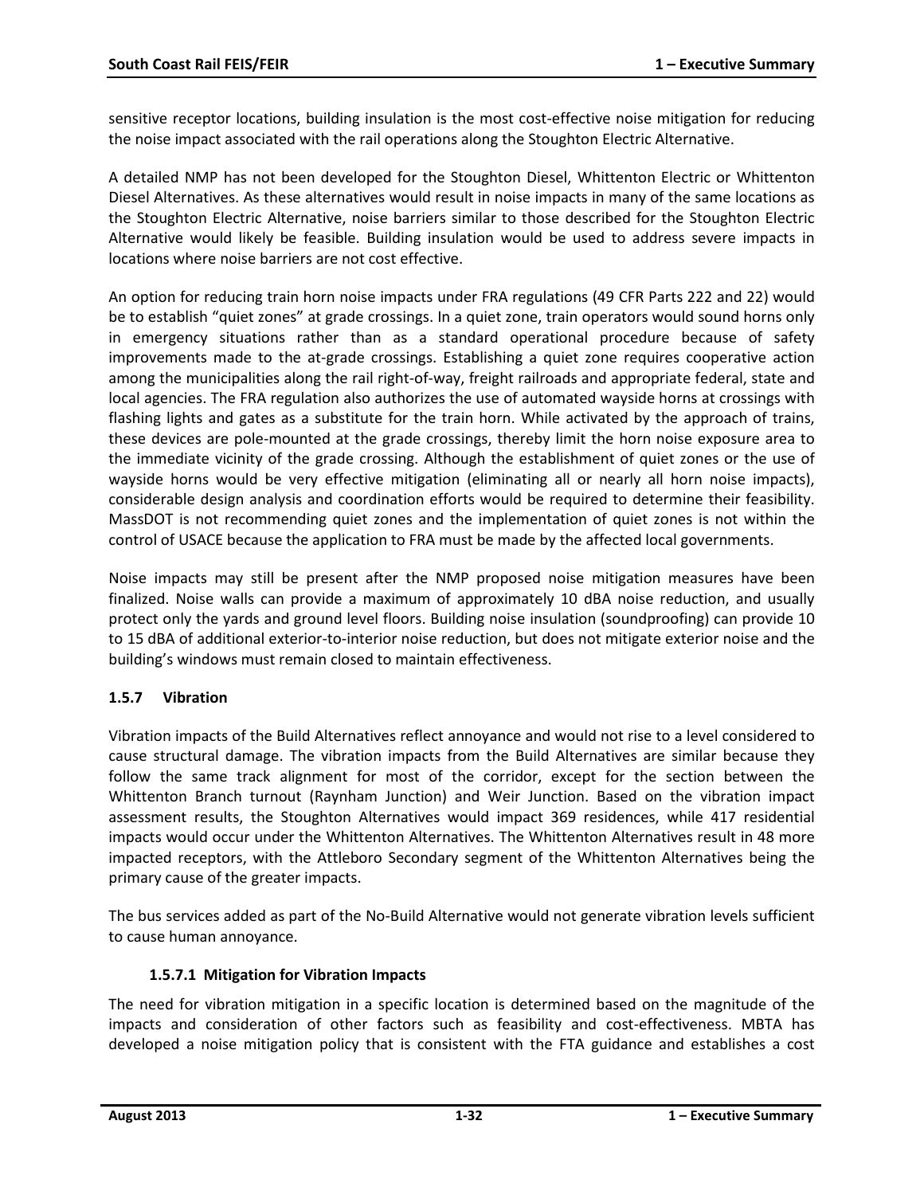sensitive receptor locations, building insulation is the most cost-effective noise mitigation for reducing the noise impact associated with the rail operations along the Stoughton Electric Alternative.

A detailed NMP has not been developed for the Stoughton Diesel, Whittenton Electric or Whittenton Diesel Alternatives. As these alternatives would result in noise impacts in many of the same locations as the Stoughton Electric Alternative, noise barriers similar to those described for the Stoughton Electric Alternative would likely be feasible. Building insulation would be used to address severe impacts in locations where noise barriers are not cost effective.

An option for reducing train horn noise impacts under FRA regulations (49 CFR Parts 222 and 22) would be to establish "quiet zones" at grade crossings. In a quiet zone, train operators would sound horns only in emergency situations rather than as a standard operational procedure because of safety improvements made to the at-grade crossings. Establishing a quiet zone requires cooperative action among the municipalities along the rail right-of-way, freight railroads and appropriate federal, state and local agencies. The FRA regulation also authorizes the use of automated wayside horns at crossings with flashing lights and gates as a substitute for the train horn. While activated by the approach of trains, these devices are pole-mounted at the grade crossings, thereby limit the horn noise exposure area to the immediate vicinity of the grade crossing. Although the establishment of quiet zones or the use of wayside horns would be very effective mitigation (eliminating all or nearly all horn noise impacts), considerable design analysis and coordination efforts would be required to determine their feasibility. MassDOT is not recommending quiet zones and the implementation of quiet zones is not within the control of USACE because the application to FRA must be made by the affected local governments.

Noise impacts may still be present after the NMP proposed noise mitigation measures have been finalized. Noise walls can provide a maximum of approximately 10 dBA noise reduction, and usually protect only the yards and ground level floors. Building noise insulation (soundproofing) can provide 10 to 15 dBA of additional exterior-to-interior noise reduction, but does not mitigate exterior noise and the building's windows must remain closed to maintain effectiveness.

### 1.5.7 Vibration

Vibration impacts of the Build Alternatives reflect annoyance and would not rise to a level considered to cause structural damage. The vibration impacts from the Build Alternatives are similar because they follow the same track alignment for most of the corridor, except for the section between the Whittenton Branch turnout (Raynham Junction) and Weir Junction. Based on the vibration impact assessment results, the Stoughton Alternatives would impact 369 residences, while 417 residential impacts would occur under the Whittenton Alternatives. The Whittenton Alternatives result in 48 more impacted receptors, with the Attleboro Secondary segment of the Whittenton Alternatives being the primary cause of the greater impacts.

The bus services added as part of the No-Build Alternative would not generate vibration levels sufficient to cause human annoyance.

#### 1.5.7.1 Mitigation for Vibration Impacts

The need for vibration mitigation in a specific location is determined based on the magnitude of the impacts and consideration of other factors such as feasibility and cost-effectiveness. MBTA has developed a noise mitigation policy that is consistent with the FTA guidance and establishes a cost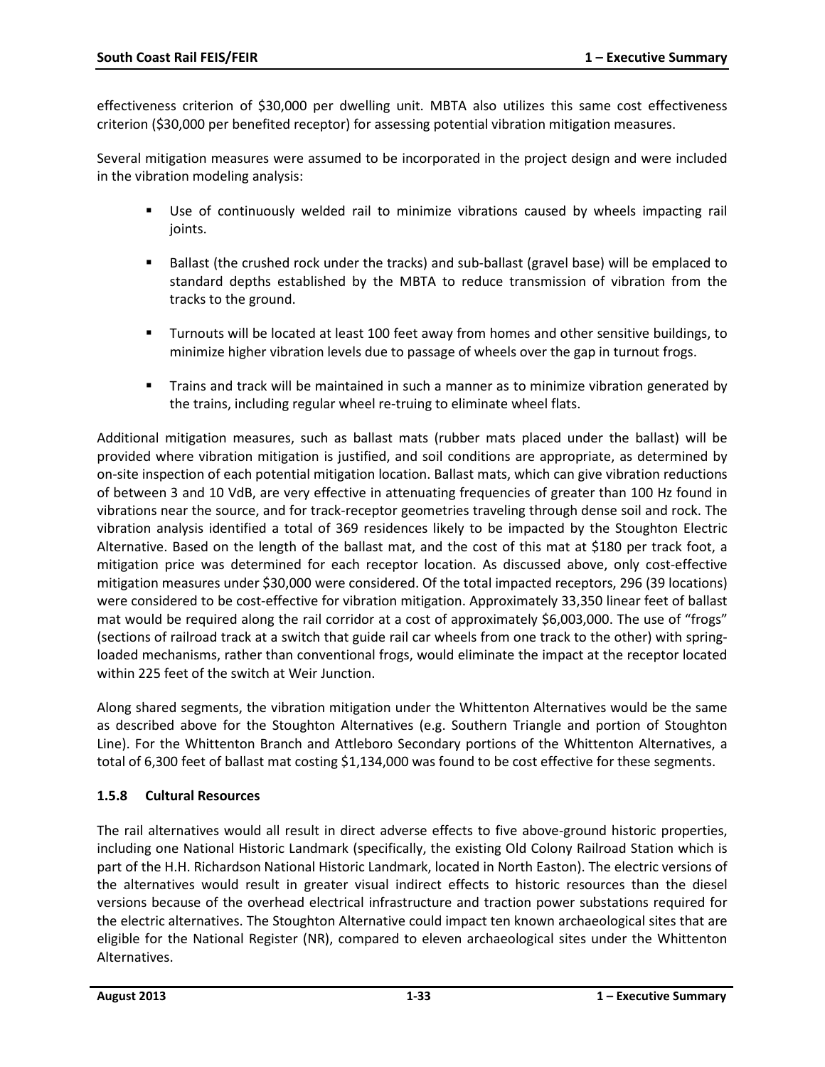effectiveness criterion of $30,000 per dwelling unit. MBTA also utilizes this same cost effectiveness criterion ($30,000 per benefited receptor) for assessing potential vibration mitigation measures.

Several mitigation measures were assumed to be incorporated in the project design and were included in the vibration modeling analysis:

- Use of continuously welded rail to minimize vibrations caused by wheels impacting rail joints.
- Ballast (the crushed rock under the tracks) and sub-ballast (gravel base) will be emplaced to standard depths established by the MBTA to reduce transmission of vibration from the tracks to the ground.
- Turnouts will be located at least 100 feet away from homes and other sensitive buildings, to minimize higher vibration levels due to passage of wheels over the gap in turnout frogs.
- Trains and track will be maintained in such a manner as to minimize vibration generated by the trains, including regular wheel re-truing to eliminate wheel flats.

Additional mitigation measures, such as ballast mats (rubber mats placed under the ballast) will be provided where vibration mitigation is justified, and soil conditions are appropriate, as determined by on-site inspection of each potential mitigation location. Ballast mats, which can give vibration reductions of between 3 and 10 VdB, are very effective in attenuating frequencies of greater than 100 Hz found in vibrations near the source, and for track-receptor geometries traveling through dense soil and rock. The vibration analysis identified a total of 369 residences likely to be impacted by the Stoughton Electric Alternative. Based on the length of the ballast mat, and the cost of this mat at $180 per track foot, a mitigation price was determined for each receptor location. As discussed above, only cost-effective mitigation measures under $30,000 were considered. Of the total impacted receptors, 296 (39 locations) were considered to be cost-effective for vibration mitigation. Approximately 33,350 linear feet of ballast mat would be required along the rail corridor at a cost of approximately $6,003,000. The use of "frogs" (sections of railroad track at a switch that guide rail car wheels from one track to the other) with spring-loaded mechanisms, rather than conventional frogs, would eliminate the impact at the receptor located within 225 feet of the switch at Weir Junction.

Along shared segments, the vibration mitigation under the Whittenton Alternatives would be the same as described above for the Stoughton Alternatives (e.g. Southern Triangle and portion of Stoughton Line). For the Whittenton Branch and Attleboro Secondary portions of the Whittenton Alternatives, a total of 6,300 feet of ballast mat costing $1,134,000 was found to be cost effective for these segments.

### 1.5.8 Cultural Resources

The rail alternatives would all result in direct adverse effects to five above-ground historic properties, including one National Historic Landmark (specifically, the existing Old Colony Railroad Station which is part of the H.H. Richardson National Historic Landmark, located in North Easton). The electric versions of the alternatives would result in greater visual indirect effects to historic resources than the diesel versions because of the overhead electrical infrastructure and traction power substations required for the electric alternatives. The Stoughton Alternative could impact ten known archaeological sites that are eligible for the National Register (NR), compared to eleven archaeological sites under the Whittenton Alternatives.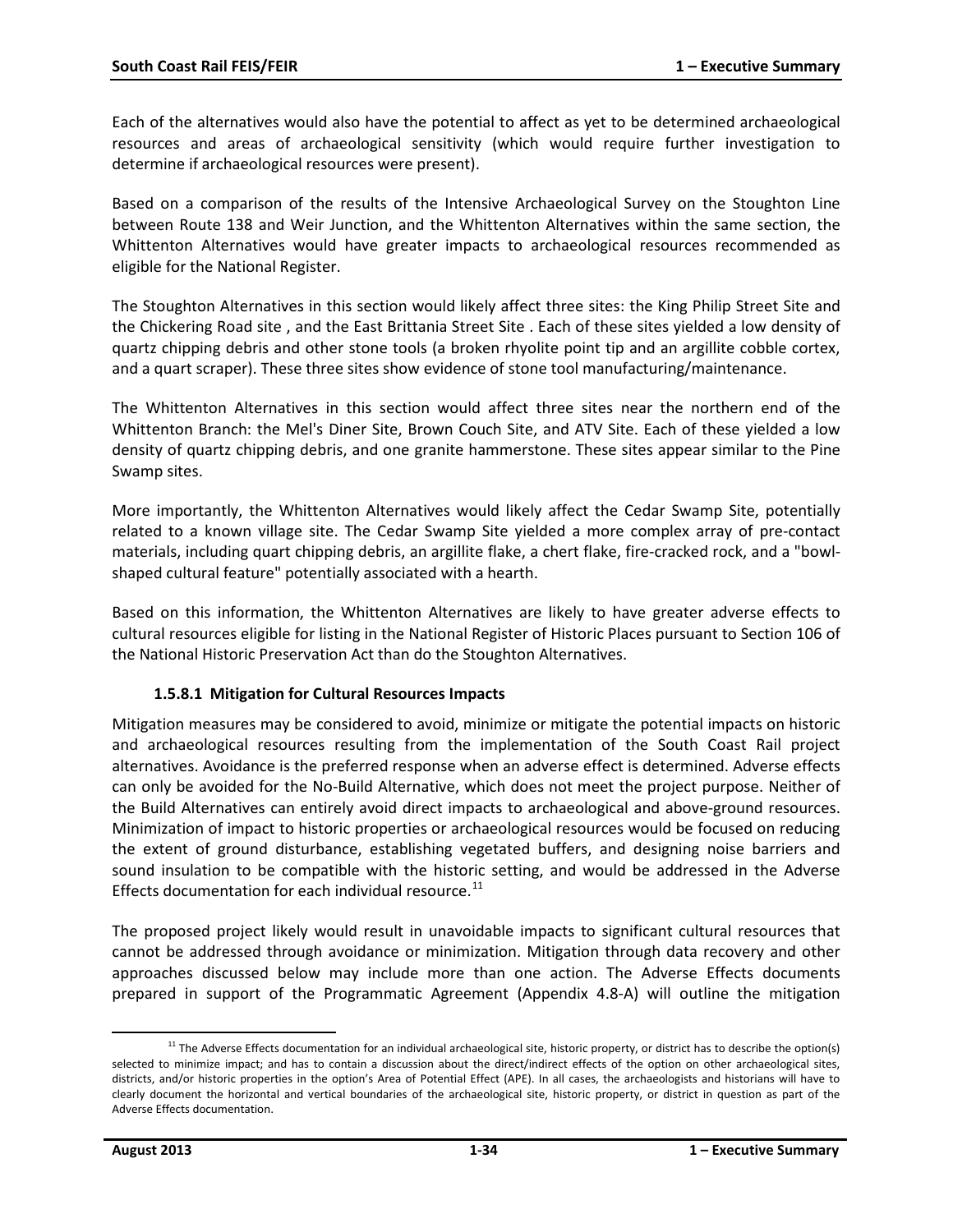Each of the alternatives would also have the potential to affect as yet to be determined archaeological resources and areas of archaeological sensitivity (which would require further investigation to determine if archaeological resources were present).

Based on a comparison of the results of the Intensive Archaeological Survey on the Stoughton Line between Route 138 and Weir Junction, and the Whittenton Alternatives within the same section, the Whittenton Alternatives would have greater impacts to archaeological resources recommended as eligible for the National Register.

The Stoughton Alternatives in this section would likely affect three sites: the King Philip Street Site and the Chickering Road site , and the East Brittania Street Site . Each of these sites yielded a low density of quartz chipping debris and other stone tools (a broken rhyolite point tip and an argillite cobble cortex, and a quart scraper). These three sites show evidence of stone tool manufacturing/maintenance.

The Whittenton Alternatives in this section would affect three sites near the northern end of the Whittenton Branch: the Mel's Diner Site, Brown Couch Site, and ATV Site. Each of these yielded a low density of quartz chipping debris, and one granite hammerstone. These sites appear similar to the Pine Swamp sites.

More importantly, the Whittenton Alternatives would likely affect the Cedar Swamp Site, potentially related to a known village site. The Cedar Swamp Site yielded a more complex array of pre-contact materials, including quart chipping debris, an argillite flake, a chert flake, fire-cracked rock, and a "bowl-shaped cultural feature" potentially associated with a hearth.

Based on this information, the Whittenton Alternatives are likely to have greater adverse effects to cultural resources eligible for listing in the National Register of Historic Places pursuant to Section 106 of the National Historic Preservation Act than do the Stoughton Alternatives.

#### 1.5.8.1 Mitigation for Cultural Resources Impacts

Mitigation measures may be considered to avoid, minimize or mitigate the potential impacts on historic and archaeological resources resulting from the implementation of the South Coast Rail project alternatives. Avoidance is the preferred response when an adverse effect is determined. Adverse effects can only be avoided for the No-Build Alternative, which does not meet the project purpose. Neither of the Build Alternatives can entirely avoid direct impacts to archaeological and above-ground resources. Minimization of impact to historic properties or archaeological resources would be focused on reducing the extent of ground disturbance, establishing vegetated buffers, and designing noise barriers and sound insulation to be compatible with the historic setting, and would be addressed in the Adverse Effects documentation for each individual resource.[11]

The proposed project likely would result in unavoidable impacts to significant cultural resources that cannot be addressed through avoidance or minimization. Mitigation through data recovery and other approaches discussed below may include more than one action. The Adverse Effects documents prepared in support of the Programmatic Agreement (Appendix 4.8-A) will outline the mitigation

[11] The Adverse Effects documentation for an individual archaeological site, historic property, or district has to describe the option(s) selected to minimize impact; and has to contain a discussion about the direct/indirect effects of the option on other archaeological sites, districts, and/or historic properties in the option's Area of Potential Effect (APE). In all cases, the archaeologists and historians will have to clearly document the horizontal and vertical boundaries of the archaeological site, historic property, or district in question as part of the Adverse Effects documentation.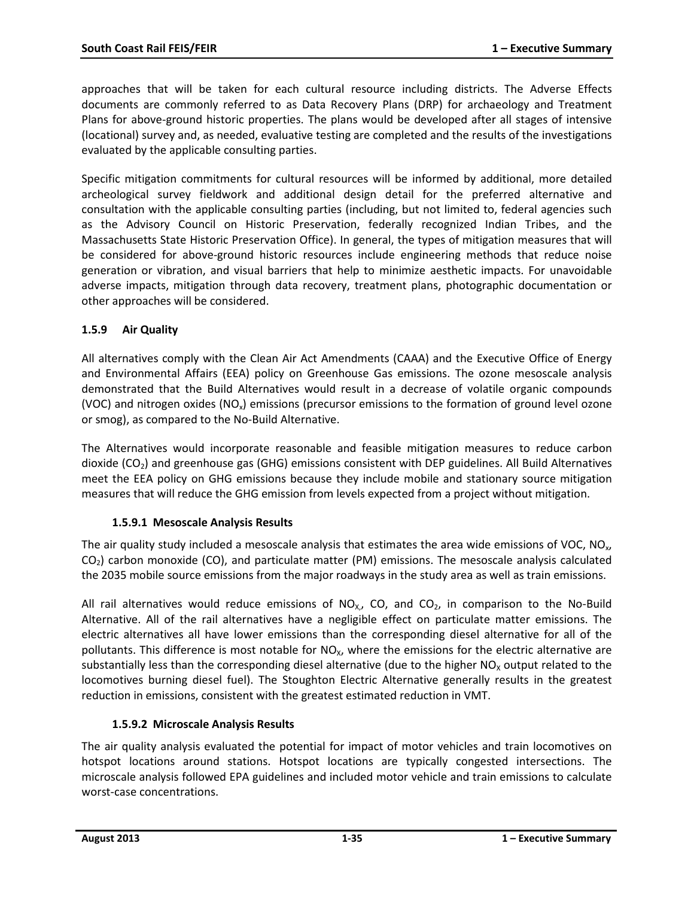approaches that will be taken for each cultural resource including districts. The Adverse Effects documents are commonly referred to as Data Recovery Plans (DRP) for archaeology and Treatment Plans for above-ground historic properties. The plans would be developed after all stages of intensive (locational) survey and, as needed, evaluative testing are completed and the results of the investigations evaluated by the applicable consulting parties.

Specific mitigation commitments for cultural resources will be informed by additional, more detailed archeological survey fieldwork and additional design detail for the preferred alternative and consultation with the applicable consulting parties (including, but not limited to, federal agencies such as the Advisory Council on Historic Preservation, federally recognized Indian Tribes, and the Massachusetts State Historic Preservation Office). In general, the types of mitigation measures that will be considered for above-ground historic resources include engineering methods that reduce noise generation or vibration, and visual barriers that help to minimize aesthetic impacts. For unavoidable adverse impacts, mitigation through data recovery, treatment plans, photographic documentation or other approaches will be considered.

### 1.5.9 Air Quality

All alternatives comply with the Clean Air Act Amendments (CAAA) and the Executive Office of Energy and Environmental Affairs (EEA) policy on Greenhouse Gas emissions. The ozone mesoscale analysis demonstrated that the Build Alternatives would result in a decrease of volatile organic compounds (VOC) and nitrogen oxides ($NO_x$) emissions (precursor emissions to the formation of ground level ozone or smog), as compared to the No-Build Alternative.

The Alternatives would incorporate reasonable and feasible mitigation measures to reduce carbon dioxide ($CO_2$) and greenhouse gas (GHG) emissions consistent with DEP guidelines. All Build Alternatives meet the EEA policy on GHG emissions because they include mobile and stationary source mitigation measures that will reduce the GHG emission from levels expected from a project without mitigation.

#### 1.5.9.1 Mesoscale Analysis Results

The air quality study included a mesoscale analysis that estimates the area wide emissions of VOC, $NO_x$, $CO_2$) carbon monoxide (CO), and particulate matter (PM) emissions. The mesoscale analysis calculated the 2035 mobile source emissions from the major roadways in the study area as well as train emissions.

All rail alternatives would reduce emissions of $NO_X$, CO, and $CO_2$, in comparison to the No-Build Alternative. All of the rail alternatives have a negligible effect on particulate matter emissions. The electric alternatives all have lower emissions than the corresponding diesel alternative for all of the pollutants. This difference is most notable for $NO_X$, where the emissions for the electric alternative are substantially less than the corresponding diesel alternative (due to the higher $NO_X$ output related to the locomotives burning diesel fuel). The Stoughton Electric Alternative generally results in the greatest reduction in emissions, consistent with the greatest estimated reduction in VMT.

#### 1.5.9.2 Microscale Analysis Results

The air quality analysis evaluated the potential for impact of motor vehicles and train locomotives on hotspot locations around stations. Hotspot locations are typically congested intersections. The microscale analysis followed EPA guidelines and included motor vehicle and train emissions to calculate worst-case concentrations.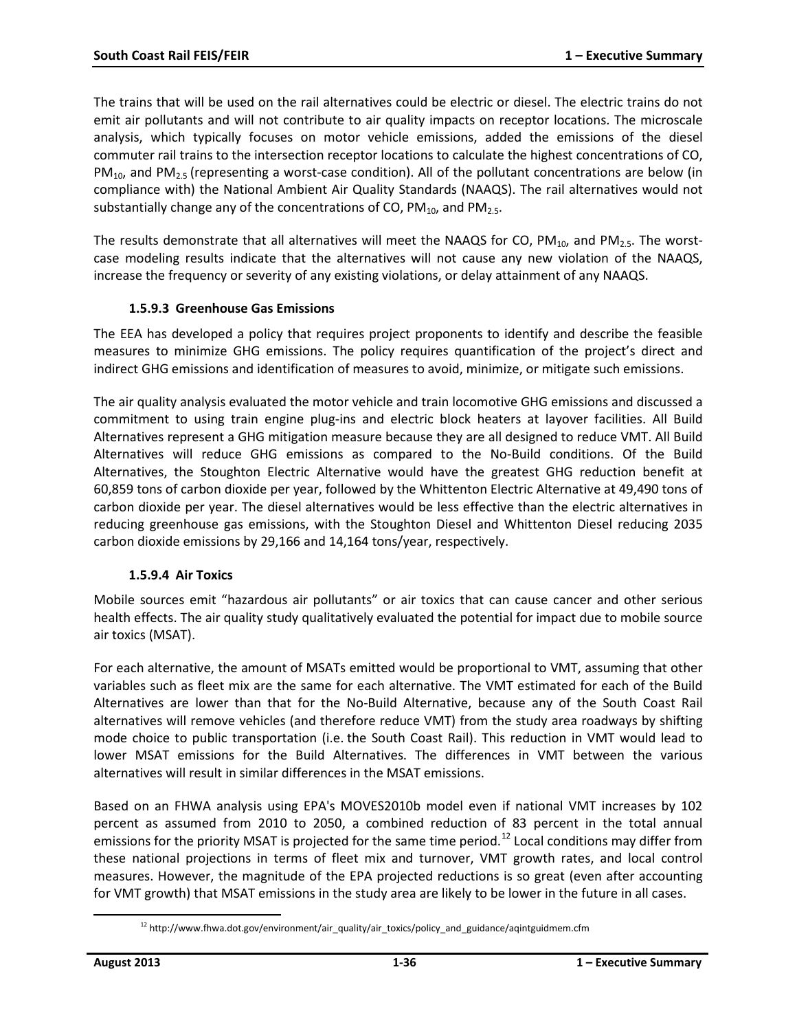The trains that will be used on the rail alternatives could be electric or diesel. The electric trains do not emit air pollutants and will not contribute to air quality impacts on receptor locations. The microscale analysis, which typically focuses on motor vehicle emissions, added the emissions of the diesel commuter rail trains to the intersection receptor locations to calculate the highest concentrations of CO, $PM_{10}$, and $PM_{2.5}$ (representing a worst-case condition). All of the pollutant concentrations are below (in compliance with) the National Ambient Air Quality Standards (NAAQS). The rail alternatives would not substantially change any of the concentrations of CO, $PM_{10}$, and $PM_{2.5}$.

The results demonstrate that all alternatives will meet the NAAQS for CO, $PM_{10}$, and $PM_{2.5}$. The worst-case modeling results indicate that the alternatives will not cause any new violation of the NAAQS, increase the frequency or severity of any existing violations, or delay attainment of any NAAQS.

#### 1.5.9.3 Greenhouse Gas Emissions

The EEA has developed a policy that requires project proponents to identify and describe the feasible measures to minimize GHG emissions. The policy requires quantification of the project's direct and indirect GHG emissions and identification of measures to avoid, minimize, or mitigate such emissions.

The air quality analysis evaluated the motor vehicle and train locomotive GHG emissions and discussed a commitment to using train engine plug-ins and electric block heaters at layover facilities. All Build Alternatives represent a GHG mitigation measure because they are all designed to reduce VMT. All Build Alternatives will reduce GHG emissions as compared to the No-Build conditions. Of the Build Alternatives, the Stoughton Electric Alternative would have the greatest GHG reduction benefit at 60,859 tons of carbon dioxide per year, followed by the Whittenton Electric Alternative at 49,490 tons of carbon dioxide per year. The diesel alternatives would be less effective than the electric alternatives in reducing greenhouse gas emissions, with the Stoughton Diesel and Whittenton Diesel reducing 2035 carbon dioxide emissions by 29,166 and 14,164 tons/year, respectively.

#### 1.5.9.4 Air Toxics

Mobile sources emit "hazardous air pollutants" or air toxics that can cause cancer and other serious health effects. The air quality study qualitatively evaluated the potential for impact due to mobile source air toxics (MSAT).

For each alternative, the amount of MSATs emitted would be proportional to VMT, assuming that other variables such as fleet mix are the same for each alternative. The VMT estimated for each of the Build Alternatives are lower than that for the No-Build Alternative, because any of the South Coast Rail alternatives will remove vehicles (and therefore reduce VMT) from the study area roadways by shifting mode choice to public transportation (i.e. the South Coast Rail). This reduction in VMT would lead to lower MSAT emissions for the Build Alternatives. The differences in VMT between the various alternatives will result in similar differences in the MSAT emissions.

Based on an FHWA analysis using EPA's MOVES2010b model even if national VMT increases by 102 percent as assumed from 2010 to 2050, a combined reduction of 83 percent in the total annual emissions for the priority MSAT is projected for the same time period.[12] Local conditions may differ from these national projections in terms of fleet mix and turnover, VMT growth rates, and local control measures. However, the magnitude of the EPA projected reductions is so great (even after accounting for VMT growth) that MSAT emissions in the study area are likely to be lower in the future in all cases.

[12] http://www.fhwa.dot.gov/environment/air_quality/air_toxics/policy_and_guidance/aqintguidmem.cfm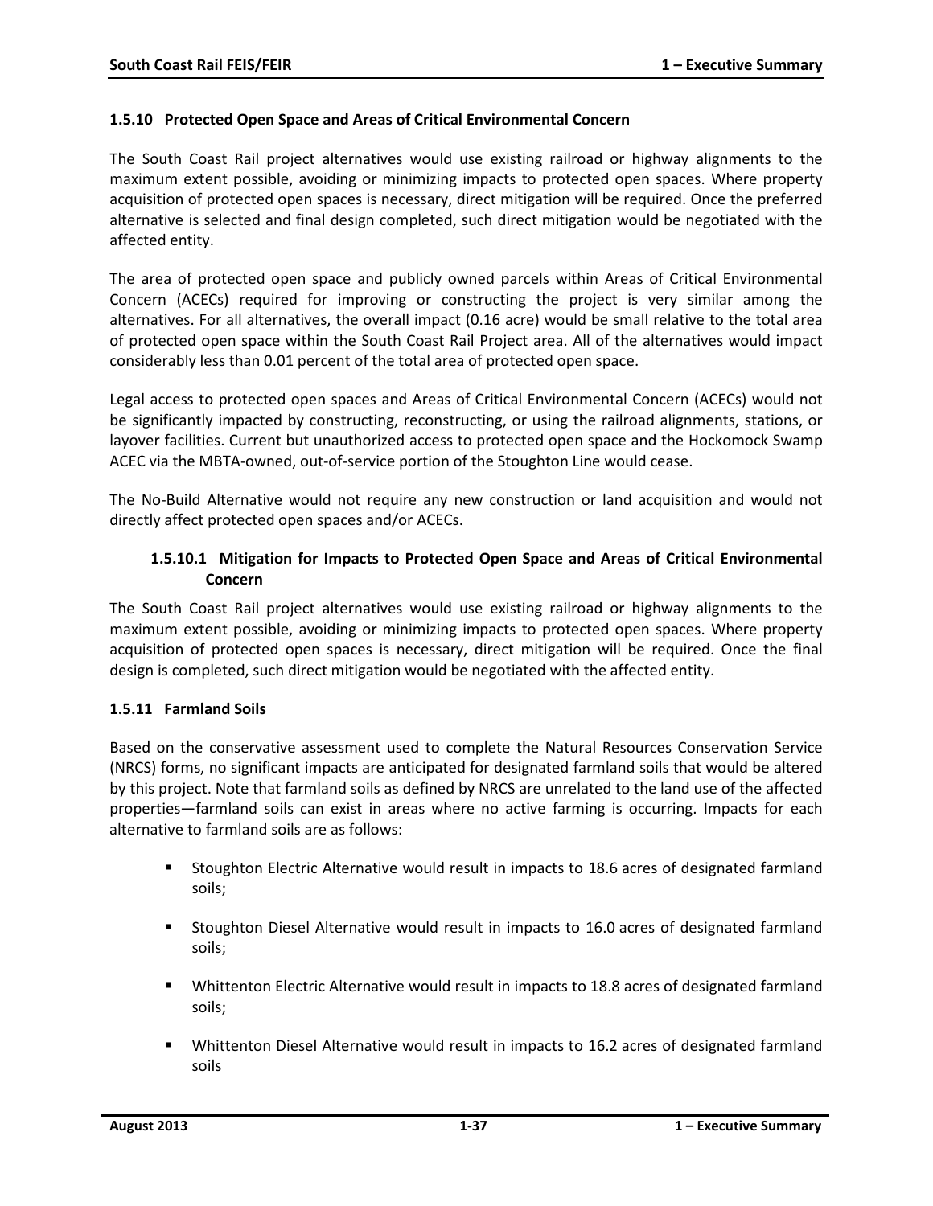### 1.5.10 Protected Open Space and Areas of Critical Environmental Concern

The South Coast Rail project alternatives would use existing railroad or highway alignments to the maximum extent possible, avoiding or minimizing impacts to protected open spaces. Where property acquisition of protected open spaces is necessary, direct mitigation will be required. Once the preferred alternative is selected and final design completed, such direct mitigation would be negotiated with the affected entity.

The area of protected open space and publicly owned parcels within Areas of Critical Environmental Concern (ACECs) required for improving or constructing the project is very similar among the alternatives. For all alternatives, the overall impact (0.16 acre) would be small relative to the total area of protected open space within the South Coast Rail Project area. All of the alternatives would impact considerably less than 0.01 percent of the total area of protected open space.

Legal access to protected open spaces and Areas of Critical Environmental Concern (ACECs) would not be significantly impacted by constructing, reconstructing, or using the railroad alignments, stations, or layover facilities. Current but unauthorized access to protected open space and the Hockomock Swamp ACEC via the MBTA-owned, out-of-service portion of the Stoughton Line would cease.

The No-Build Alternative would not require any new construction or land acquisition and would not directly affect protected open spaces and/or ACECs.

#### 1.5.10.1 Mitigation for Impacts to Protected Open Space and Areas of Critical Environmental Concern

The South Coast Rail project alternatives would use existing railroad or highway alignments to the maximum extent possible, avoiding or minimizing impacts to protected open spaces. Where property acquisition of protected open spaces is necessary, direct mitigation will be required. Once the final design is completed, such direct mitigation would be negotiated with the affected entity.

### 1.5.11 Farmland Soils

Based on the conservative assessment used to complete the Natural Resources Conservation Service (NRCS) forms, no significant impacts are anticipated for designated farmland soils that would be altered by this project. Note that farmland soils as defined by NRCS are unrelated to the land use of the affected properties—farmland soils can exist in areas where no active farming is occurring. Impacts for each alternative to farmland soils are as follows:

- Stoughton Electric Alternative would result in impacts to 18.6 acres of designated farmland soils;
- Stoughton Diesel Alternative would result in impacts to 16.0 acres of designated farmland soils;
- Whittenton Electric Alternative would result in impacts to 18.8 acres of designated farmland soils;
- Whittenton Diesel Alternative would result in impacts to 16.2 acres of designated farmland soils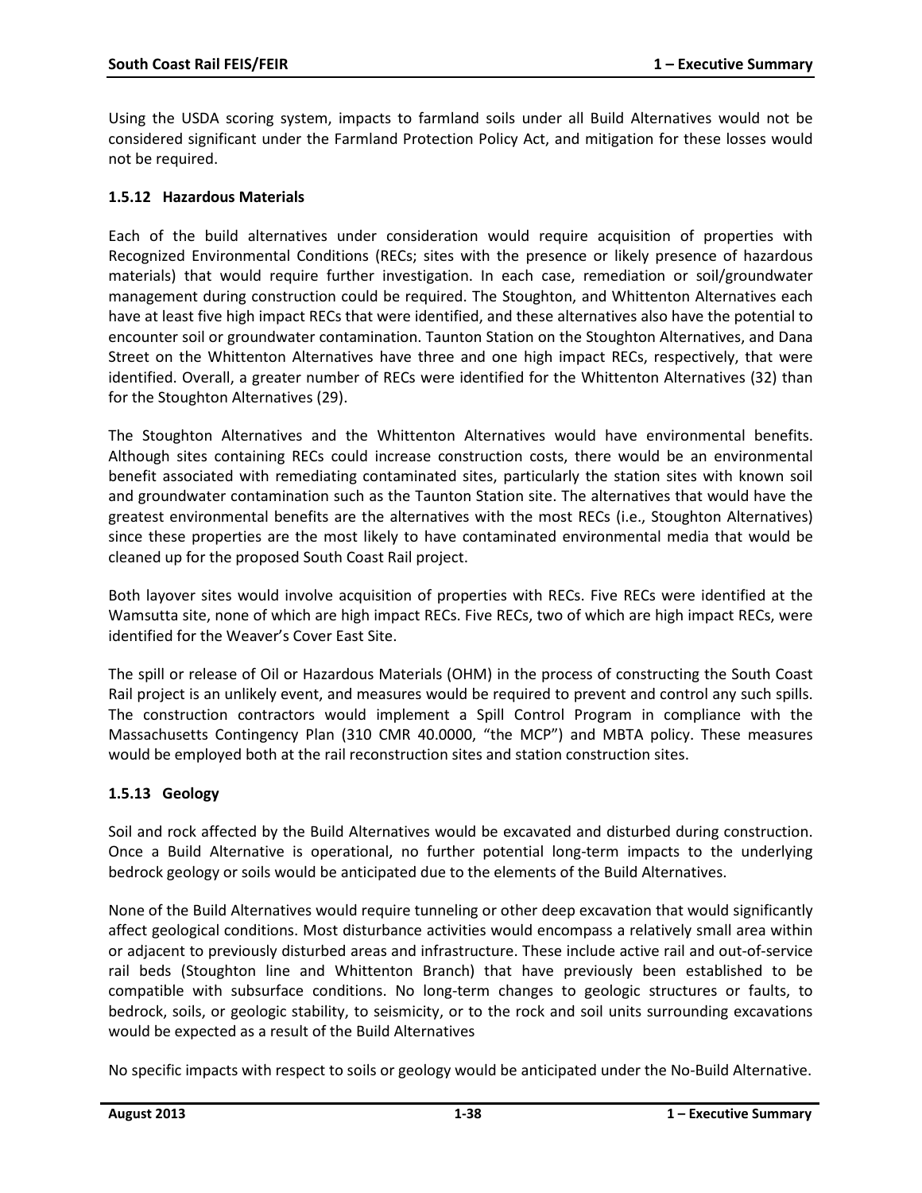Using the USDA scoring system, impacts to farmland soils under all Build Alternatives would not be considered significant under the Farmland Protection Policy Act, and mitigation for these losses would not be required.

### 1.5.12 Hazardous Materials

Each of the build alternatives under consideration would require acquisition of properties with Recognized Environmental Conditions (RECs; sites with the presence or likely presence of hazardous materials) that would require further investigation. In each case, remediation or soil/groundwater management during construction could be required. The Stoughton, and Whittenton Alternatives each have at least five high impact RECs that were identified, and these alternatives also have the potential to encounter soil or groundwater contamination. Taunton Station on the Stoughton Alternatives, and Dana Street on the Whittenton Alternatives have three and one high impact RECs, respectively, that were identified. Overall, a greater number of RECs were identified for the Whittenton Alternatives (32) than for the Stoughton Alternatives (29).

The Stoughton Alternatives and the Whittenton Alternatives would have environmental benefits. Although sites containing RECs could increase construction costs, there would be an environmental benefit associated with remediating contaminated sites, particularly the station sites with known soil and groundwater contamination such as the Taunton Station site. The alternatives that would have the greatest environmental benefits are the alternatives with the most RECs (i.e., Stoughton Alternatives) since these properties are the most likely to have contaminated environmental media that would be cleaned up for the proposed South Coast Rail project.

Both layover sites would involve acquisition of properties with RECs. Five RECs were identified at the Wamsutta site, none of which are high impact RECs. Five RECs, two of which are high impact RECs, were identified for the Weaver's Cover East Site.

The spill or release of Oil or Hazardous Materials (OHM) in the process of constructing the South Coast Rail project is an unlikely event, and measures would be required to prevent and control any such spills. The construction contractors would implement a Spill Control Program in compliance with the Massachusetts Contingency Plan (310 CMR 40.0000, "the MCP") and MBTA policy. These measures would be employed both at the rail reconstruction sites and station construction sites.

### 1.5.13 Geology

Soil and rock affected by the Build Alternatives would be excavated and disturbed during construction. Once a Build Alternative is operational, no further potential long-term impacts to the underlying bedrock geology or soils would be anticipated due to the elements of the Build Alternatives.

None of the Build Alternatives would require tunneling or other deep excavation that would significantly affect geological conditions. Most disturbance activities would encompass a relatively small area within or adjacent to previously disturbed areas and infrastructure. These include active rail and out-of-service rail beds (Stoughton line and Whittenton Branch) that have previously been established to be compatible with subsurface conditions. No long-term changes to geologic structures or faults, to bedrock, soils, or geologic stability, to seismicity, or to the rock and soil units surrounding excavations would be expected as a result of the Build Alternatives

No specific impacts with respect to soils or geology would be anticipated under the No-Build Alternative.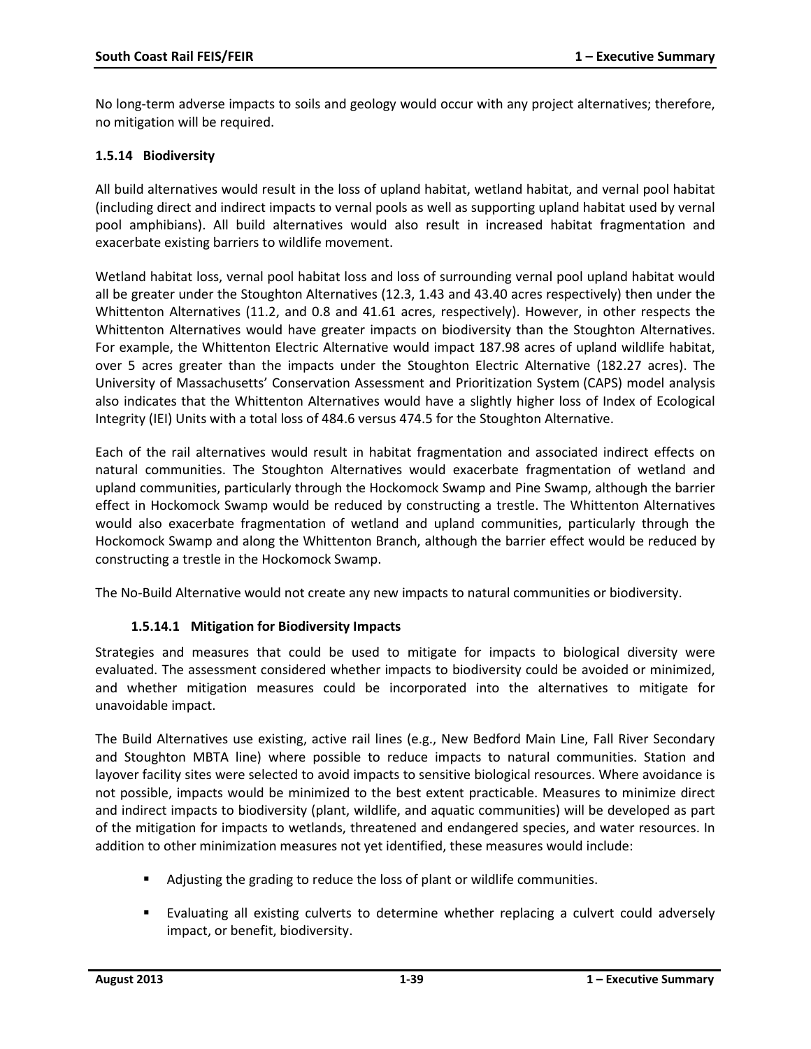No long-term adverse impacts to soils and geology would occur with any project alternatives; therefore, no mitigation will be required.

### 1.5.14 Biodiversity

All build alternatives would result in the loss of upland habitat, wetland habitat, and vernal pool habitat (including direct and indirect impacts to vernal pools as well as supporting upland habitat used by vernal pool amphibians). All build alternatives would also result in increased habitat fragmentation and exacerbate existing barriers to wildlife movement.

Wetland habitat loss, vernal pool habitat loss and loss of surrounding vernal pool upland habitat would all be greater under the Stoughton Alternatives (12.3, 1.43 and 43.40 acres respectively) then under the Whittenton Alternatives (11.2, and 0.8 and 41.61 acres, respectively). However, in other respects the Whittenton Alternatives would have greater impacts on biodiversity than the Stoughton Alternatives. For example, the Whittenton Electric Alternative would impact 187.98 acres of upland wildlife habitat, over 5 acres greater than the impacts under the Stoughton Electric Alternative (182.27 acres). The University of Massachusetts' Conservation Assessment and Prioritization System (CAPS) model analysis also indicates that the Whittenton Alternatives would have a slightly higher loss of Index of Ecological Integrity (IEI) Units with a total loss of 484.6 versus 474.5 for the Stoughton Alternative.

Each of the rail alternatives would result in habitat fragmentation and associated indirect effects on natural communities. The Stoughton Alternatives would exacerbate fragmentation of wetland and upland communities, particularly through the Hockomock Swamp and Pine Swamp, although the barrier effect in Hockomock Swamp would be reduced by constructing a trestle. The Whittenton Alternatives would also exacerbate fragmentation of wetland and upland communities, particularly through the Hockomock Swamp and along the Whittenton Branch, although the barrier effect would be reduced by constructing a trestle in the Hockomock Swamp.

The No-Build Alternative would not create any new impacts to natural communities or biodiversity.

#### 1.5.14.1 Mitigation for Biodiversity Impacts

Strategies and measures that could be used to mitigate for impacts to biological diversity were evaluated. The assessment considered whether impacts to biodiversity could be avoided or minimized, and whether mitigation measures could be incorporated into the alternatives to mitigate for unavoidable impact.

The Build Alternatives use existing, active rail lines (e.g., New Bedford Main Line, Fall River Secondary and Stoughton MBTA line) where possible to reduce impacts to natural communities. Station and layover facility sites were selected to avoid impacts to sensitive biological resources. Where avoidance is not possible, impacts would be minimized to the best extent practicable. Measures to minimize direct and indirect impacts to biodiversity (plant, wildlife, and aquatic communities) will be developed as part of the mitigation for impacts to wetlands, threatened and endangered species, and water resources. In addition to other minimization measures not yet identified, these measures would include:

- Adjusting the grading to reduce the loss of plant or wildlife communities.
- Evaluating all existing culverts to determine whether replacing a culvert could adversely impact, or benefit, biodiversity.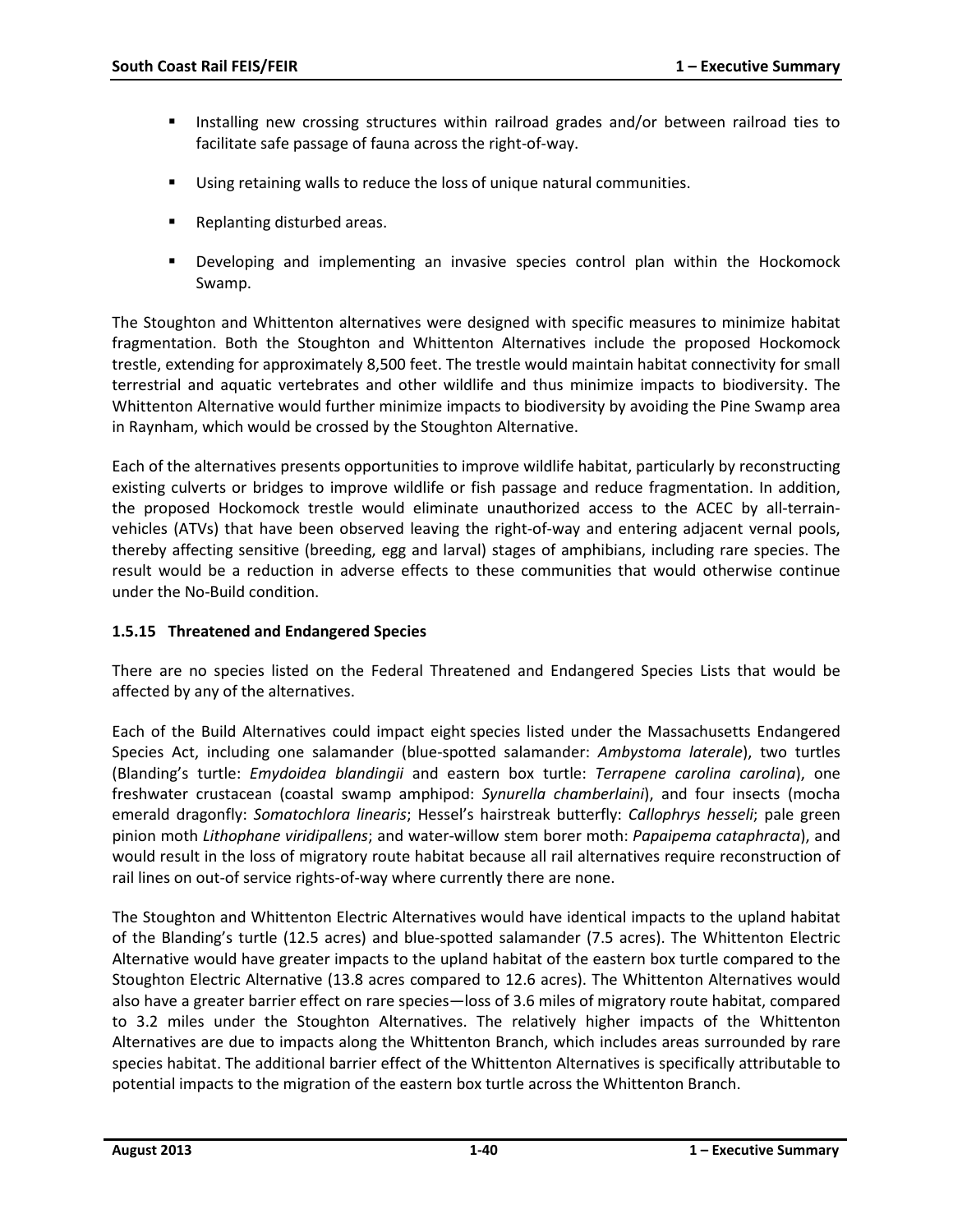- Installing new crossing structures within railroad grades and/or between railroad ties to facilitate safe passage of fauna across the right-of-way.
- Using retaining walls to reduce the loss of unique natural communities.
- Replanting disturbed areas.
- Developing and implementing an invasive species control plan within the Hockomock Swamp.

The Stoughton and Whittenton alternatives were designed with specific measures to minimize habitat fragmentation. Both the Stoughton and Whittenton Alternatives include the proposed Hockomock trestle, extending for approximately 8,500 feet. The trestle would maintain habitat connectivity for small terrestrial and aquatic vertebrates and other wildlife and thus minimize impacts to biodiversity. The Whittenton Alternative would further minimize impacts to biodiversity by avoiding the Pine Swamp area in Raynham, which would be crossed by the Stoughton Alternative.

Each of the alternatives presents opportunities to improve wildlife habitat, particularly by reconstructing existing culverts or bridges to improve wildlife or fish passage and reduce fragmentation. In addition, the proposed Hockomock trestle would eliminate unauthorized access to the ACEC by all-terrain-vehicles (ATVs) that have been observed leaving the right-of-way and entering adjacent vernal pools, thereby affecting sensitive (breeding, egg and larval) stages of amphibians, including rare species. The result would be a reduction in adverse effects to these communities that would otherwise continue under the No-Build condition.

### 1.5.15 Threatened and Endangered Species

There are no species listed on the Federal Threatened and Endangered Species Lists that would be affected by any of the alternatives.

Each of the Build Alternatives could impact eight species listed under the Massachusetts Endangered Species Act, including one salamander (blue-spotted salamander: *Ambystoma laterale*), two turtles (Blanding's turtle: *Emydoidea blandingii* and eastern box turtle: *Terrapene carolina carolina*), one freshwater crustacean (coastal swamp amphipod: *Synurella chamberlaini*), and four insects (mocha emerald dragonfly: *Somatochlora linearis*; Hessel's hairstreak butterfly: *Callophrys hesseli*; pale green pinion moth *Lithophane viridipallens*; and water-willow stem borer moth: *Papaipema cataphracta*), and would result in the loss of migratory route habitat because all rail alternatives require reconstruction of rail lines on out-of service rights-of-way where currently there are none.

The Stoughton and Whittenton Electric Alternatives would have identical impacts to the upland habitat of the Blanding's turtle (12.5 acres) and blue-spotted salamander (7.5 acres). The Whittenton Electric Alternative would have greater impacts to the upland habitat of the eastern box turtle compared to the Stoughton Electric Alternative (13.8 acres compared to 12.6 acres). The Whittenton Alternatives would also have a greater barrier effect on rare species—loss of 3.6 miles of migratory route habitat, compared to 3.2 miles under the Stoughton Alternatives. The relatively higher impacts of the Whittenton Alternatives are due to impacts along the Whittenton Branch, which includes areas surrounded by rare species habitat. The additional barrier effect of the Whittenton Alternatives is specifically attributable to potential impacts to the migration of the eastern box turtle across the Whittenton Branch.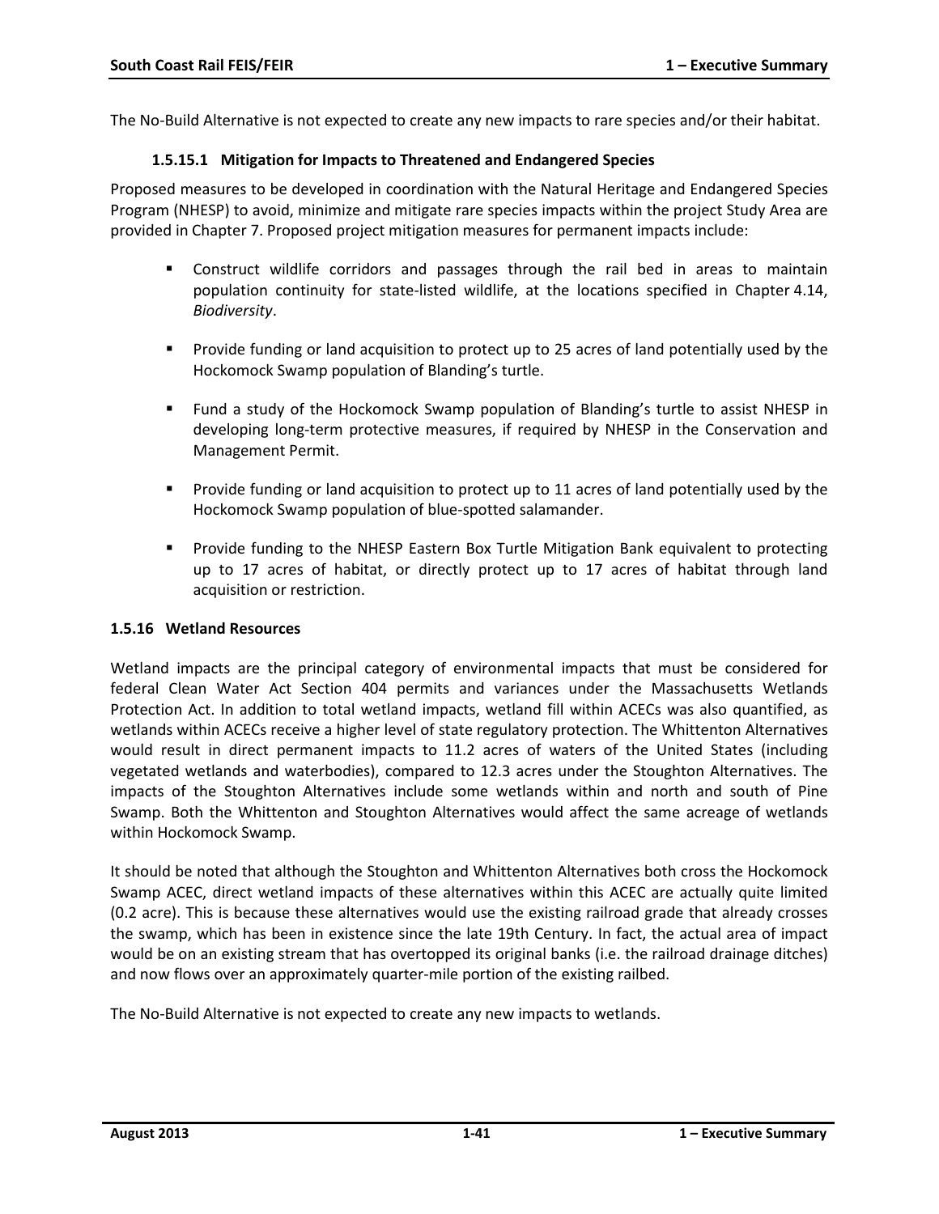The No-Build Alternative is not expected to create any new impacts to rare species and/or their habitat.

#### 1.5.15.1 Mitigation for Impacts to Threatened and Endangered Species

Proposed measures to be developed in coordination with the Natural Heritage and Endangered Species Program (NHESP) to avoid, minimize and mitigate rare species impacts within the project Study Area are provided in Chapter 7. Proposed project mitigation measures for permanent impacts include:

- Construct wildlife corridors and passages through the rail bed in areas to maintain population continuity for state-listed wildlife, at the locations specified in Chapter 4.14, *Biodiversity*.
- Provide funding or land acquisition to protect up to 25 acres of land potentially used by the Hockomock Swamp population of Blanding's turtle.
- Fund a study of the Hockomock Swamp population of Blanding's turtle to assist NHESP in developing long-term protective measures, if required by NHESP in the Conservation and Management Permit.
- Provide funding or land acquisition to protect up to 11 acres of land potentially used by the Hockomock Swamp population of blue-spotted salamander.
- Provide funding to the NHESP Eastern Box Turtle Mitigation Bank equivalent to protecting up to 17 acres of habitat, or directly protect up to 17 acres of habitat through land acquisition or restriction.

### 1.5.16 Wetland Resources

Wetland impacts are the principal category of environmental impacts that must be considered for federal Clean Water Act Section 404 permits and variances under the Massachusetts Wetlands Protection Act. In addition to total wetland impacts, wetland fill within ACECs was also quantified, as wetlands within ACECs receive a higher level of state regulatory protection. The Whittenton Alternatives would result in direct permanent impacts to 11.2 acres of waters of the United States (including vegetated wetlands and waterbodies), compared to 12.3 acres under the Stoughton Alternatives. The impacts of the Stoughton Alternatives include some wetlands within and north and south of Pine Swamp. Both the Whittenton and Stoughton Alternatives would affect the same acreage of wetlands within Hockomock Swamp.

It should be noted that although the Stoughton and Whittenton Alternatives both cross the Hockomock Swamp ACEC, direct wetland impacts of these alternatives within this ACEC are actually quite limited (0.2 acre). This is because these alternatives would use the existing railroad grade that already crosses the swamp, which has been in existence since the late 19th Century. In fact, the actual area of impact would be on an existing stream that has overtopped its original banks (i.e. the railroad drainage ditches) and now flows over an approximately quarter-mile portion of the existing railbed.

The No-Build Alternative is not expected to create any new impacts to wetlands.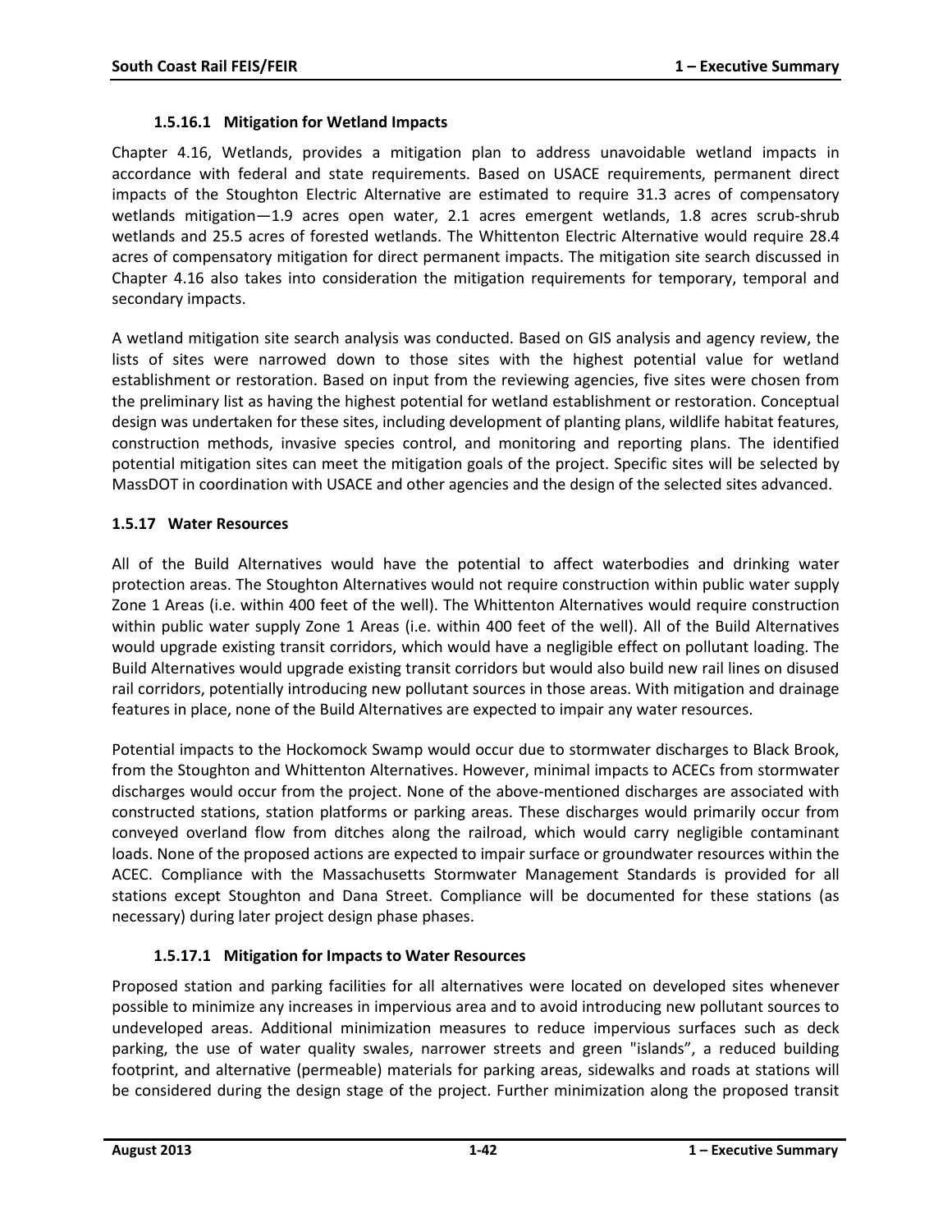#### 1.5.16.1 Mitigation for Wetland Impacts

Chapter 4.16, Wetlands, provides a mitigation plan to address unavoidable wetland impacts in accordance with federal and state requirements. Based on USACE requirements, permanent direct impacts of the Stoughton Electric Alternative are estimated to require 31.3 acres of compensatory wetlands mitigation—1.9 acres open water, 2.1 acres emergent wetlands, 1.8 acres scrub-shrub wetlands and 25.5 acres of forested wetlands. The Whittenton Electric Alternative would require 28.4 acres of compensatory mitigation for direct permanent impacts. The mitigation site search discussed in Chapter 4.16 also takes into consideration the mitigation requirements for temporary, temporal and secondary impacts.

A wetland mitigation site search analysis was conducted. Based on GIS analysis and agency review, the lists of sites were narrowed down to those sites with the highest potential value for wetland establishment or restoration. Based on input from the reviewing agencies, five sites were chosen from the preliminary list as having the highest potential for wetland establishment or restoration. Conceptual design was undertaken for these sites, including development of planting plans, wildlife habitat features, construction methods, invasive species control, and monitoring and reporting plans. The identified potential mitigation sites can meet the mitigation goals of the project. Specific sites will be selected by MassDOT in coordination with USACE and other agencies and the design of the selected sites advanced.

### 1.5.17 Water Resources

All of the Build Alternatives would have the potential to affect waterbodies and drinking water protection areas. The Stoughton Alternatives would not require construction within public water supply Zone 1 Areas (i.e. within 400 feet of the well). The Whittenton Alternatives would require construction within public water supply Zone 1 Areas (i.e. within 400 feet of the well). All of the Build Alternatives would upgrade existing transit corridors, which would have a negligible effect on pollutant loading. The Build Alternatives would upgrade existing transit corridors but would also build new rail lines on disused rail corridors, potentially introducing new pollutant sources in those areas. With mitigation and drainage features in place, none of the Build Alternatives are expected to impair any water resources.

Potential impacts to the Hockomock Swamp would occur due to stormwater discharges to Black Brook, from the Stoughton and Whittenton Alternatives. However, minimal impacts to ACECs from stormwater discharges would occur from the project. None of the above-mentioned discharges are associated with constructed stations, station platforms or parking areas. These discharges would primarily occur from conveyed overland flow from ditches along the railroad, which would carry negligible contaminant loads. None of the proposed actions are expected to impair surface or groundwater resources within the ACEC. Compliance with the Massachusetts Stormwater Management Standards is provided for all stations except Stoughton and Dana Street. Compliance will be documented for these stations (as necessary) during later project design phase phases.

#### 1.5.17.1 Mitigation for Impacts to Water Resources

Proposed station and parking facilities for all alternatives were located on developed sites whenever possible to minimize any increases in impervious area and to avoid introducing new pollutant sources to undeveloped areas. Additional minimization measures to reduce impervious surfaces such as deck parking, the use of water quality swales, narrower streets and green "islands", a reduced building footprint, and alternative (permeable) materials for parking areas, sidewalks and roads at stations will be considered during the design stage of the project. Further minimization along the proposed transit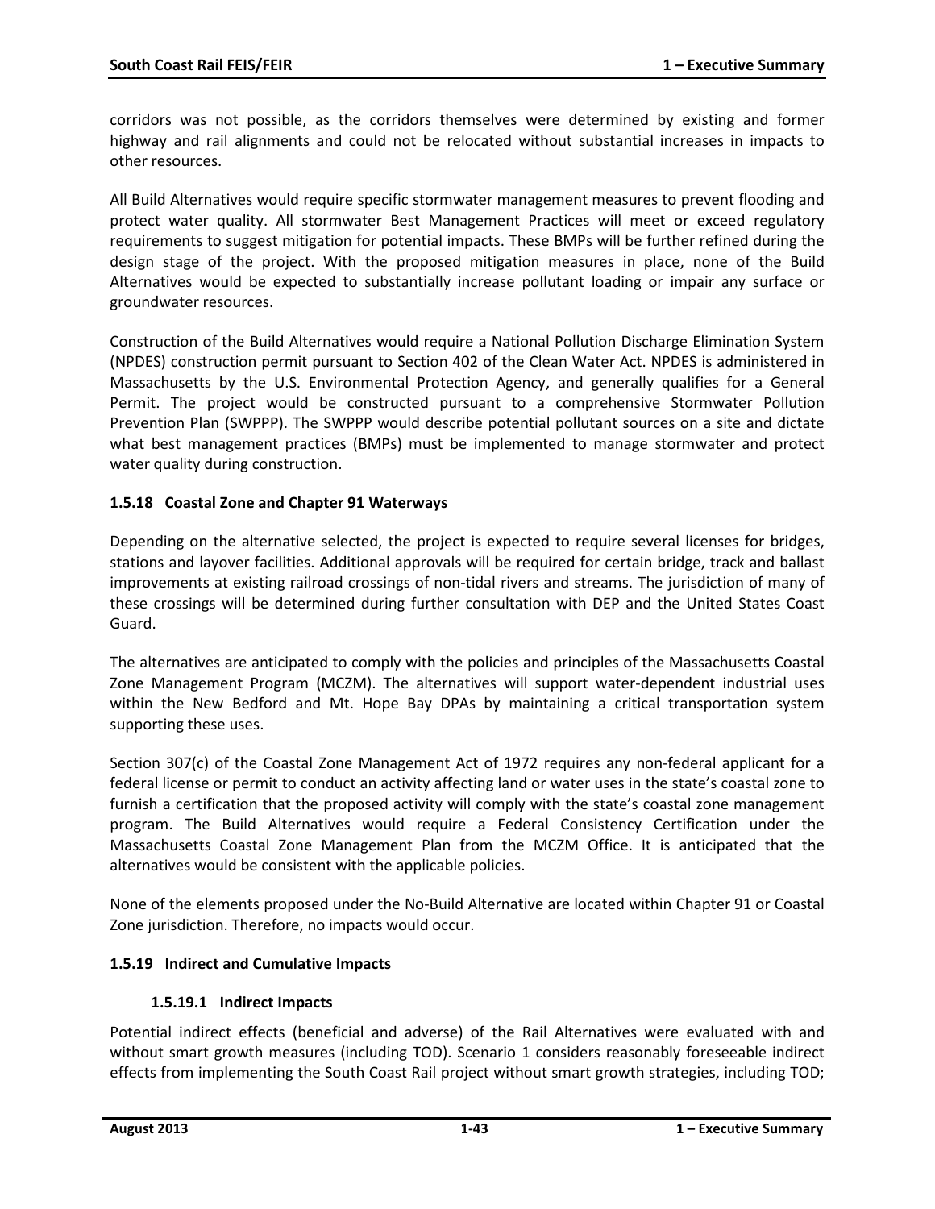corridors was not possible, as the corridors themselves were determined by existing and former highway and rail alignments and could not be relocated without substantial increases in impacts to other resources.

All Build Alternatives would require specific stormwater management measures to prevent flooding and protect water quality. All stormwater Best Management Practices will meet or exceed regulatory requirements to suggest mitigation for potential impacts. These BMPs will be further refined during the design stage of the project. With the proposed mitigation measures in place, none of the Build Alternatives would be expected to substantially increase pollutant loading or impair any surface or groundwater resources.

Construction of the Build Alternatives would require a National Pollution Discharge Elimination System (NPDES) construction permit pursuant to Section 402 of the Clean Water Act. NPDES is administered in Massachusetts by the U.S. Environmental Protection Agency, and generally qualifies for a General Permit. The project would be constructed pursuant to a comprehensive Stormwater Pollution Prevention Plan (SWPPP). The SWPPP would describe potential pollutant sources on a site and dictate what best management practices (BMPs) must be implemented to manage stormwater and protect water quality during construction.

### 1.5.18 Coastal Zone and Chapter 91 Waterways

Depending on the alternative selected, the project is expected to require several licenses for bridges, stations and layover facilities. Additional approvals will be required for certain bridge, track and ballast improvements at existing railroad crossings of non-tidal rivers and streams. The jurisdiction of many of these crossings will be determined during further consultation with DEP and the United States Coast Guard.

The alternatives are anticipated to comply with the policies and principles of the Massachusetts Coastal Zone Management Program (MCZM). The alternatives will support water-dependent industrial uses within the New Bedford and Mt. Hope Bay DPAs by maintaining a critical transportation system supporting these uses.

Section 307(c) of the Coastal Zone Management Act of 1972 requires any non-federal applicant for a federal license or permit to conduct an activity affecting land or water uses in the state's coastal zone to furnish a certification that the proposed activity will comply with the state's coastal zone management program. The Build Alternatives would require a Federal Consistency Certification under the Massachusetts Coastal Zone Management Plan from the MCZM Office. It is anticipated that the alternatives would be consistent with the applicable policies.

None of the elements proposed under the No-Build Alternative are located within Chapter 91 or Coastal Zone jurisdiction. Therefore, no impacts would occur.

### 1.5.19 Indirect and Cumulative Impacts

#### 1.5.19.1 Indirect Impacts

Potential indirect effects (beneficial and adverse) of the Rail Alternatives were evaluated with and without smart growth measures (including TOD). Scenario 1 considers reasonably foreseeable indirect effects from implementing the South Coast Rail project without smart growth strategies, including TOD;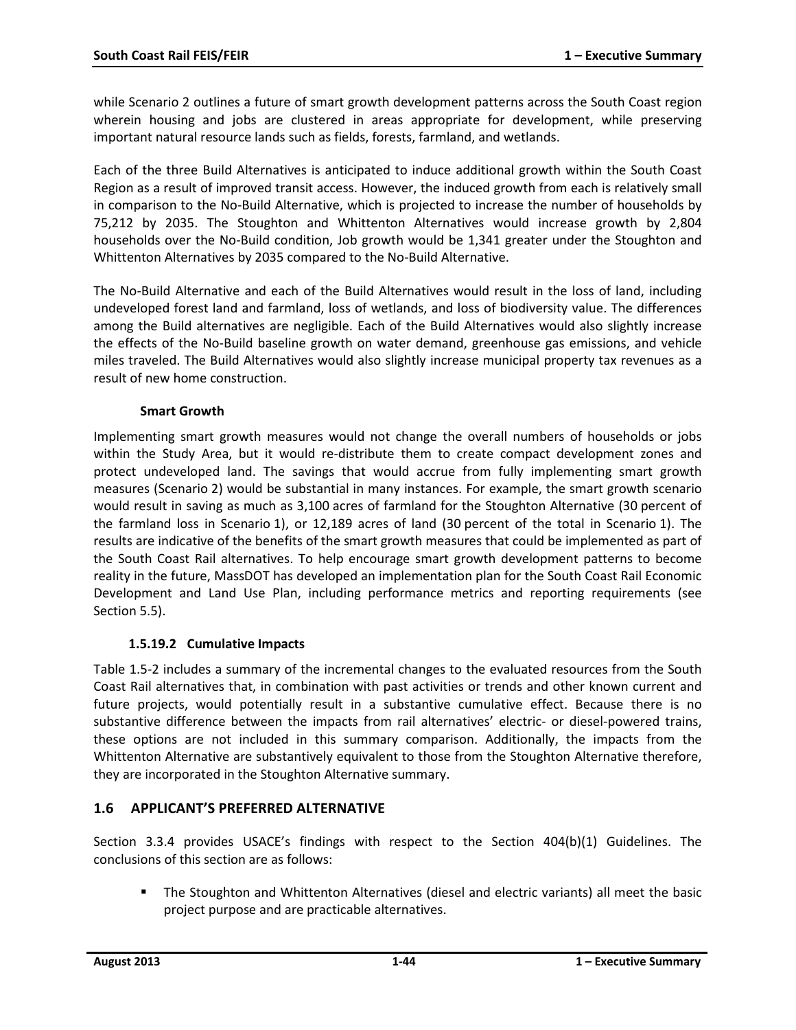while Scenario 2 outlines a future of smart growth development patterns across the South Coast region wherein housing and jobs are clustered in areas appropriate for development, while preserving important natural resource lands such as fields, forests, farmland, and wetlands.

Each of the three Build Alternatives is anticipated to induce additional growth within the South Coast Region as a result of improved transit access. However, the induced growth from each is relatively small in comparison to the No-Build Alternative, which is projected to increase the number of households by 75,212 by 2035. The Stoughton and Whittenton Alternatives would increase growth by 2,804 households over the No-Build condition, Job growth would be 1,341 greater under the Stoughton and Whittenton Alternatives by 2035 compared to the No-Build Alternative.

The No-Build Alternative and each of the Build Alternatives would result in the loss of land, including undeveloped forest land and farmland, loss of wetlands, and loss of biodiversity value. The differences among the Build alternatives are negligible. Each of the Build Alternatives would also slightly increase the effects of the No-Build baseline growth on water demand, greenhouse gas emissions, and vehicle miles traveled. The Build Alternatives would also slightly increase municipal property tax revenues as a result of new home construction.

**Smart Growth**

Implementing smart growth measures would not change the overall numbers of households or jobs within the Study Area, but it would re-distribute them to create compact development zones and protect undeveloped land. The savings that would accrue from fully implementing smart growth measures (Scenario 2) would be substantial in many instances. For example, the smart growth scenario would result in saving as much as 3,100 acres of farmland for the Stoughton Alternative (30 percent of the farmland loss in Scenario 1), or 12,189 acres of land (30 percent of the total in Scenario 1). The results are indicative of the benefits of the smart growth measures that could be implemented as part of the South Coast Rail alternatives. To help encourage smart growth development patterns to become reality in the future, MassDOT has developed an implementation plan for the South Coast Rail Economic Development and Land Use Plan, including performance metrics and reporting requirements (see Section 5.5).

#### 1.5.19.2 Cumulative Impacts

Table 1.5-2 includes a summary of the incremental changes to the evaluated resources from the South Coast Rail alternatives that, in combination with past activities or trends and other known current and future projects, would potentially result in a substantive cumulative effect. Because there is no substantive difference between the impacts from rail alternatives' electric- or diesel-powered trains, these options are not included in this summary comparison. Additionally, the impacts from the Whittenton Alternative are substantively equivalent to those from the Stoughton Alternative therefore, they are incorporated in the Stoughton Alternative summary.

## 1.6 APPLICANT'S PREFERRED ALTERNATIVE

Section 3.3.4 provides USACE's findings with respect to the Section 404(b)(1) Guidelines. The conclusions of this section are as follows:

- The Stoughton and Whittenton Alternatives (diesel and electric variants) all meet the basic project purpose and are practicable alternatives.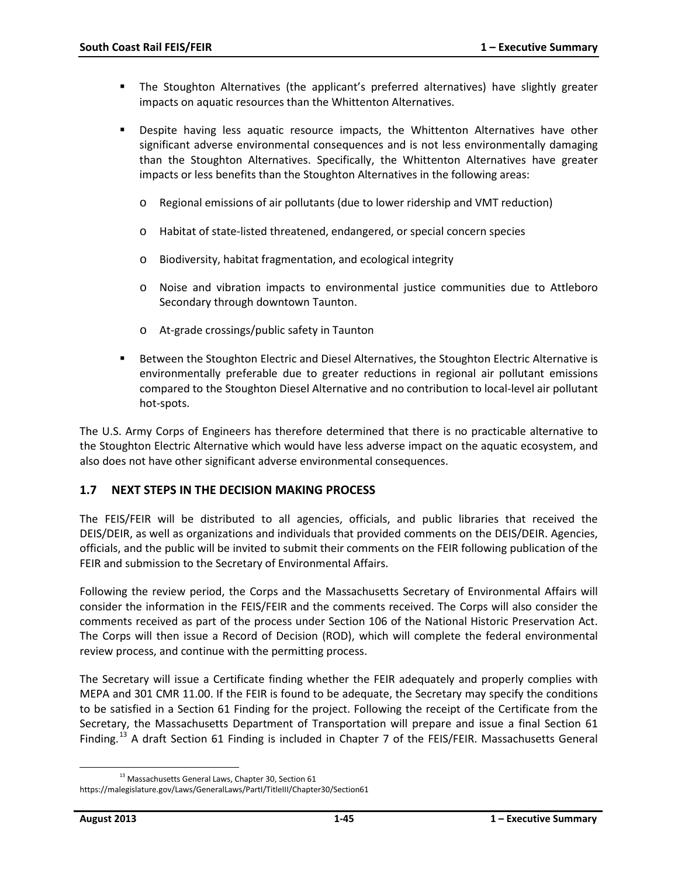- The Stoughton Alternatives (the applicant's preferred alternatives) have slightly greater impacts on aquatic resources than the Whittenton Alternatives.

- Despite having less aquatic resource impacts, the Whittenton Alternatives have other significant adverse environmental consequences and is not less environmentally damaging than the Stoughton Alternatives. Specifically, the Whittenton Alternatives have greater impacts or less benefits than the Stoughton Alternatives in the following areas:

  - Regional emissions of air pollutants (due to lower ridership and VMT reduction)
  - Habitat of state-listed threatened, endangered, or special concern species
  - Biodiversity, habitat fragmentation, and ecological integrity
  - Noise and vibration impacts to environmental justice communities due to Attleboro Secondary through downtown Taunton.
  - At-grade crossings/public safety in Taunton

- Between the Stoughton Electric and Diesel Alternatives, the Stoughton Electric Alternative is environmentally preferable due to greater reductions in regional air pollutant emissions compared to the Stoughton Diesel Alternative and no contribution to local-level air pollutant hot-spots.

The U.S. Army Corps of Engineers has therefore determined that there is no practicable alternative to the Stoughton Electric Alternative which would have less adverse impact on the aquatic ecosystem, and also does not have other significant adverse environmental consequences.

## 1.7 NEXT STEPS IN THE DECISION MAKING PROCESS

The FEIS/FEIR will be distributed to all agencies, officials, and public libraries that received the DEIS/DEIR, as well as organizations and individuals that provided comments on the DEIS/DEIR. Agencies, officials, and the public will be invited to submit their comments on the FEIR following publication of the FEIR and submission to the Secretary of Environmental Affairs.

Following the review period, the Corps and the Massachusetts Secretary of Environmental Affairs will consider the information in the FEIS/FEIR and the comments received. The Corps will also consider the comments received as part of the process under Section 106 of the National Historic Preservation Act. The Corps will then issue a Record of Decision (ROD), which will complete the federal environmental review process, and continue with the permitting process.

The Secretary will issue a Certificate finding whether the FEIR adequately and properly complies with MEPA and 301 CMR 11.00. If the FEIR is found to be adequate, the Secretary may specify the conditions to be satisfied in a Section 61 Finding for the project. Following the receipt of the Certificate from the Secretary, the Massachusetts Department of Transportation will prepare and issue a final Section 61 Finding.[13] A draft Section 61 Finding is included in Chapter 7 of the FEIS/FEIR. Massachusetts General

[13] Massachusetts General Laws, Chapter 30, Section 61 https://malegislature.gov/Laws/GeneralLaws/PartI/TitleIII/Chapter30/Section61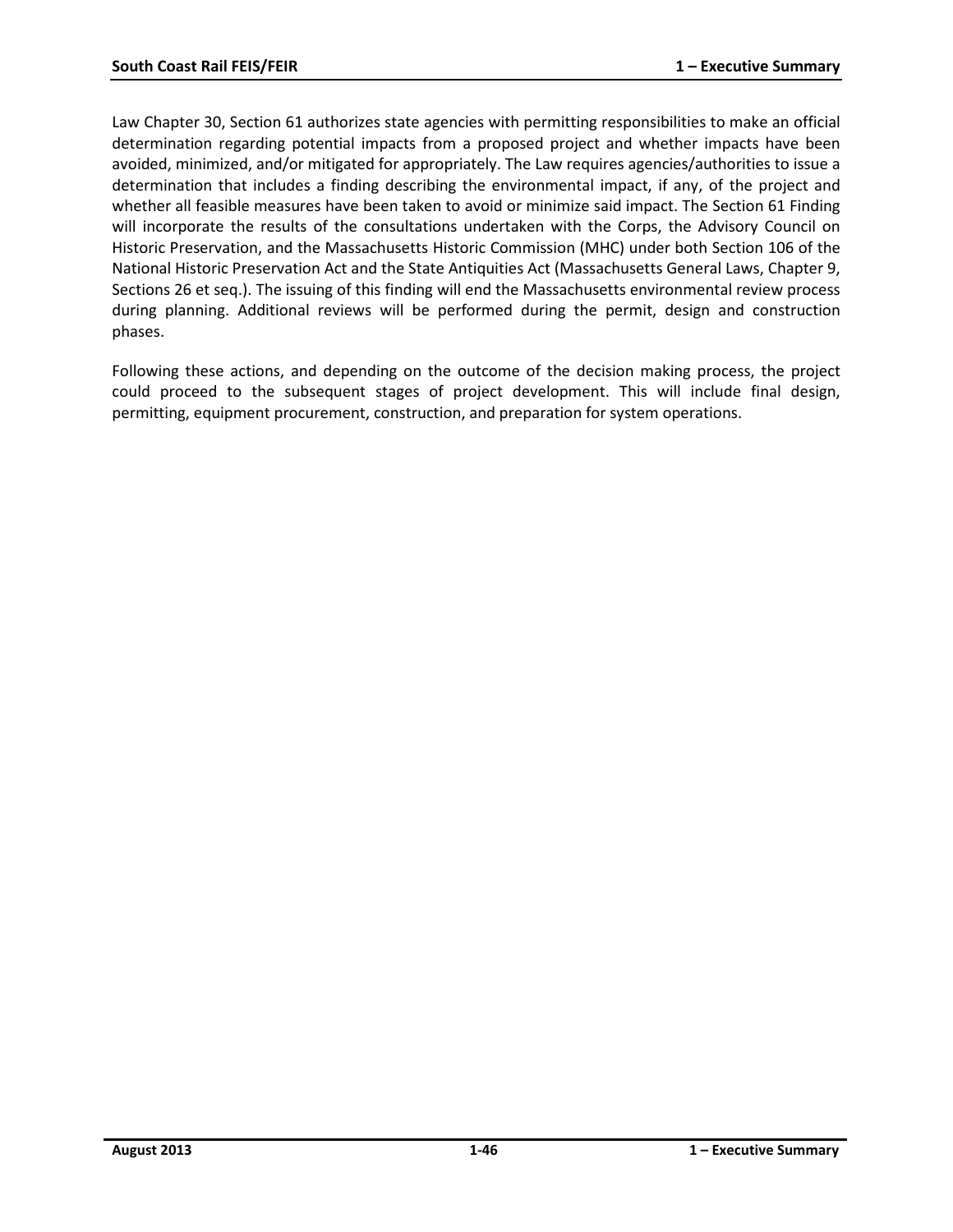Law Chapter 30, Section 61 authorizes state agencies with permitting responsibilities to make an official determination regarding potential impacts from a proposed project and whether impacts have been avoided, minimized, and/or mitigated for appropriately. The Law requires agencies/authorities to issue a determination that includes a finding describing the environmental impact, if any, of the project and whether all feasible measures have been taken to avoid or minimize said impact. The Section 61 Finding will incorporate the results of the consultations undertaken with the Corps, the Advisory Council on Historic Preservation, and the Massachusetts Historic Commission (MHC) under both Section 106 of the National Historic Preservation Act and the State Antiquities Act (Massachusetts General Laws, Chapter 9, Sections 26 et seq.). The issuing of this finding will end the Massachusetts environmental review process during planning. Additional reviews will be performed during the permit, design and construction phases.

Following these actions, and depending on the outcome of the decision making process, the project could proceed to the subsequent stages of project development. This will include final design, permitting, equipment procurement, construction, and preparation for system operations.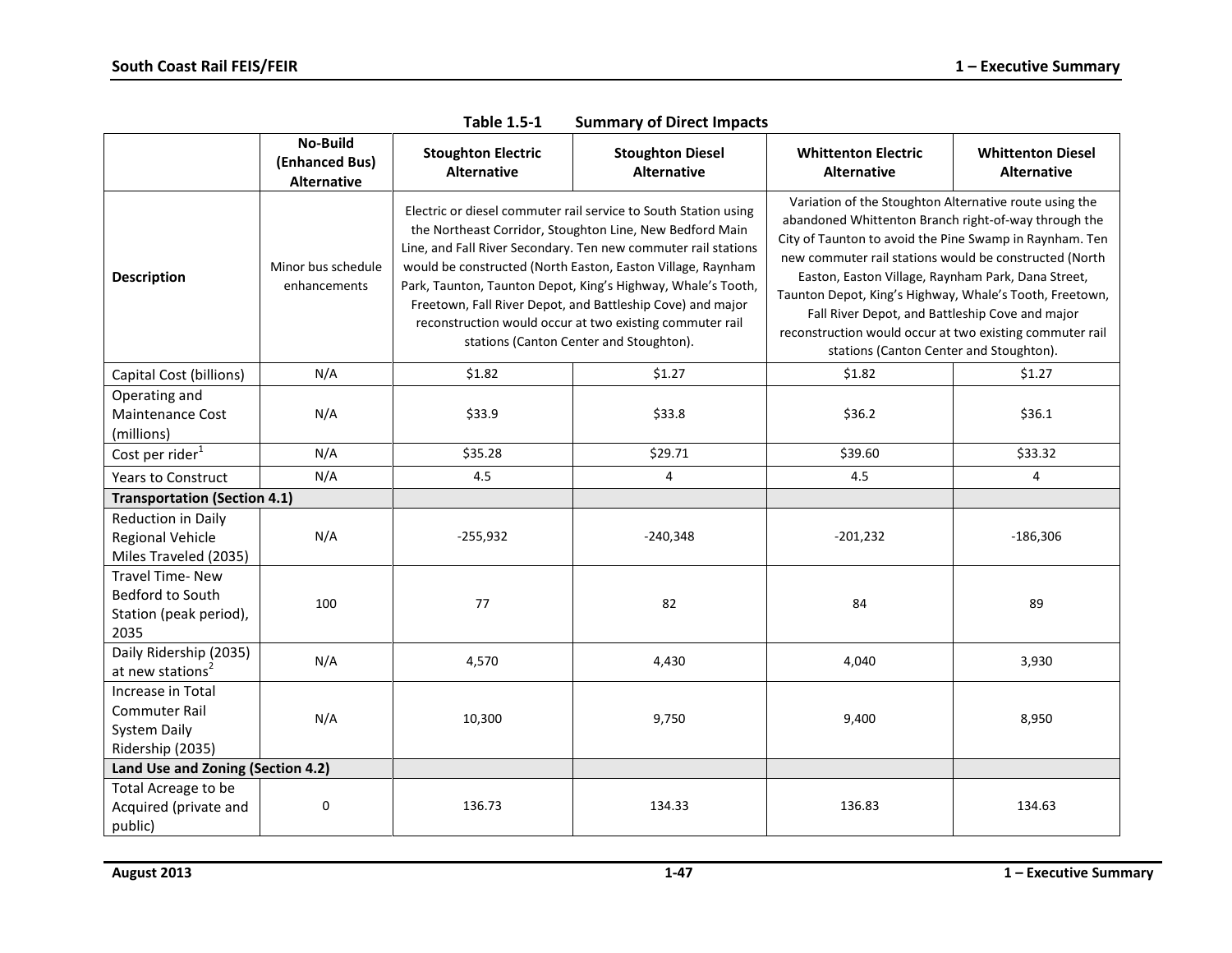**Table 1.5-1 Summary of Direct Impacts**

| | No-Build (Enhanced Bus) Alternative | Stoughton Electric Alternative | Stoughton Diesel Alternative | Whittenton Electric Alternative | Whittenton Diesel Alternative |
|---|---|---|---|---|---|
| **Description** | Minor bus schedule enhancements | Electric or diesel commuter rail service to South Station using the Northeast Corridor, Stoughton Line, New Bedford Main Line, and Fall River Secondary. Ten new commuter rail stations would be constructed (North Easton, Easton Village, Raynham Park, Taunton, Taunton Depot, King's Highway, Whale's Tooth, Freetown, Fall River Depot, and Battleship Cove) and major reconstruction would occur at two existing commuter rail stations (Canton Center and Stoughton). | | Variation of the Stoughton Alternative route using the abandoned Whittenton Branch right-of-way through the City of Taunton to avoid the Pine Swamp in Raynham. Ten new commuter rail stations would be constructed (North Easton, Easton Village, Raynham Park, Dana Street, Taunton Depot, King's Highway, Whale's Tooth, Freetown, Fall River Depot, and Battleship Cove and major reconstruction would occur at two existing commuter rail stations (Canton Center and Stoughton). | |
| Capital Cost (billions) | N/A | $1.82 | $1.27 | $1.82 | $1.27 |
| Operating and Maintenance Cost (millions) | N/A | $33.9 | $33.8 | $36.2 | $36.1 |
| Cost per rider[1] | N/A | $35.28 | $29.71 | $39.60 | $33.32 |
| Years to Construct | N/A | 4.5 | 4 | 4.5 | 4 |
| **Transportation (Section 4.1)** | | | | | |
| Reduction in Daily Regional Vehicle Miles Traveled (2035) | N/A | -255,932 | -240,348 | -201,232 | -186,306 |
| Travel Time- New Bedford to South Station (peak period), 2035 | 100 | 77 | 82 | 84 | 89 |
| Daily Ridership (2035) at new stations[2] | N/A | 4,570 | 4,430 | 4,040 | 3,930 |
| Increase in Total Commuter Rail System Daily Ridership (2035) | N/A | 10,300 | 9,750 | 9,400 | 8,950 |
| **Land Use and Zoning (Section 4.2)** | | | | | |
| Total Acreage to be Acquired (private and public) | 0 | 136.73 | 134.33 | 136.83 | 134.63 |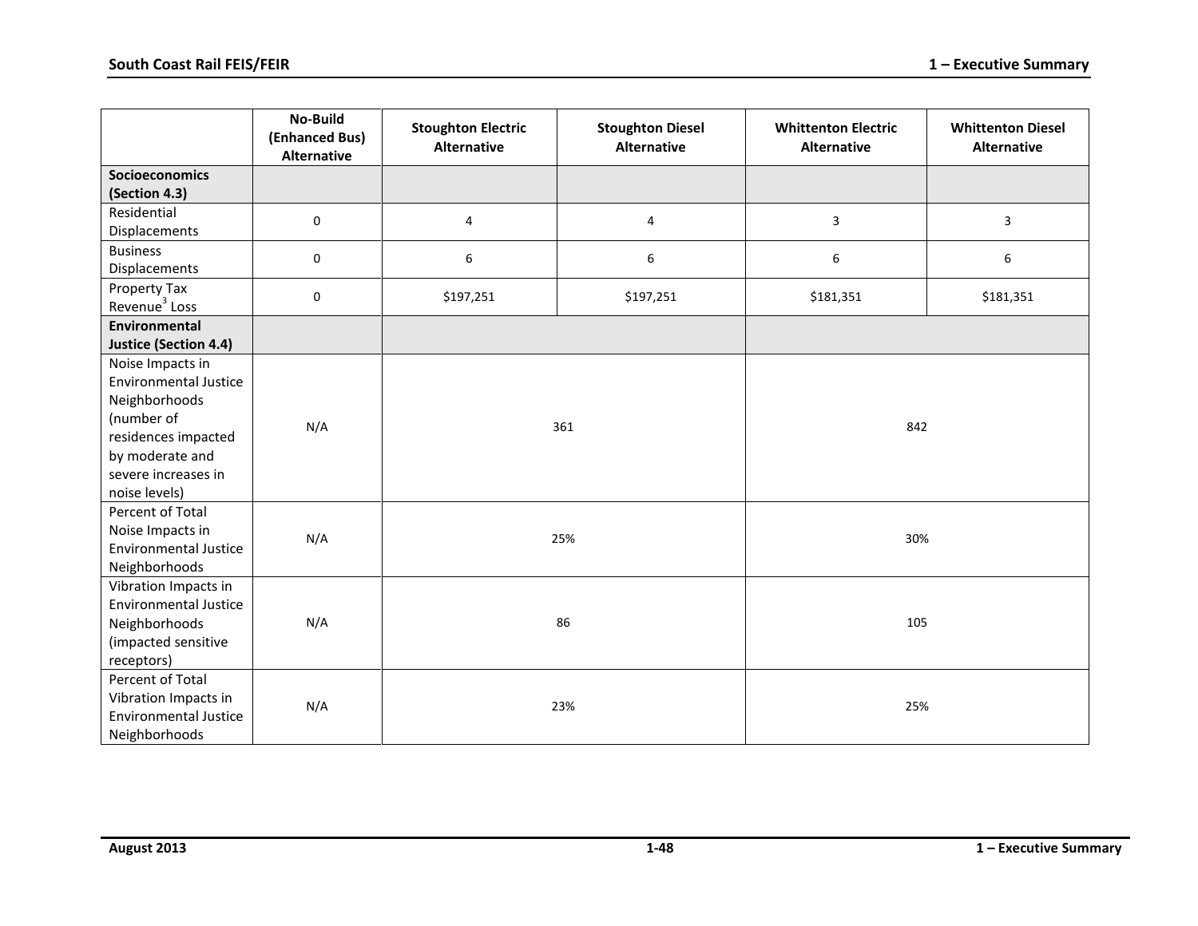| | No-Build (Enhanced Bus) Alternative | Stoughton Electric Alternative | Stoughton Diesel Alternative | Whittenton Electric Alternative | Whittenton Diesel Alternative |
|---|---|---|---|---|---|
| **Socioeconomics (Section 4.3)** | | | | | |
| Residential Displacements | 0 | 4 | 4 | 3 | 3 |
| Business Displacements | 0 | 6 | 6 | 6 | 6 |
| Property Tax Revenue[3] Loss | 0 | $197,251 | $197,251 | $181,351 | $181,351 |
| **Environmental Justice (Section 4.4)** | | | | | |
| Noise Impacts in Environmental Justice Neighborhoods (number of residences impacted by moderate and severe increases in noise levels) | N/A | 361 | | 842 | |
| Percent of Total Noise Impacts in Environmental Justice Neighborhoods | N/A | 25% | | 30% | |
| Vibration Impacts in Environmental Justice Neighborhoods (impacted sensitive receptors) | N/A | 86 | | 105 | |
| Percent of Total Vibration Impacts in Environmental Justice Neighborhoods | N/A | 23% | | 25% | |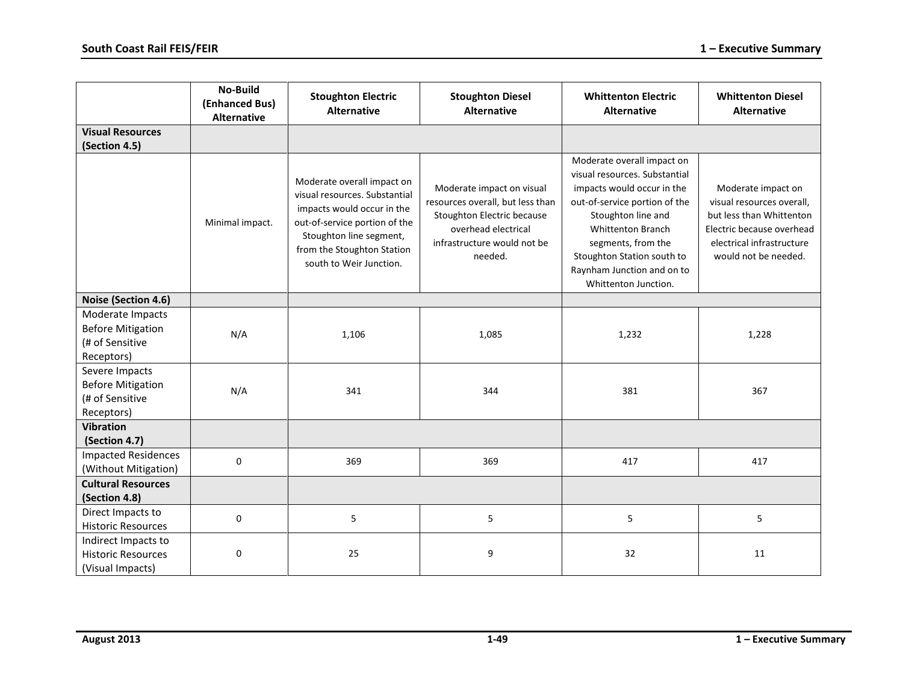| | No-Build (Enhanced Bus) Alternative | Stoughton Electric Alternative | Stoughton Diesel Alternative | Whittenton Electric Alternative | Whittenton Diesel Alternative |
|---|---|---|---|---|---|
| **Visual Resources (Section 4.5)** | | | | | |
| | Minimal impact. | Moderate overall impact on visual resources. Substantial impacts would occur in the out-of-service portion of the Stoughton line segment, from the Stoughton Station south to Weir Junction. | Moderate impact on visual resources overall, but less than Stoughton Electric because overhead electrical infrastructure would not be needed. | Moderate overall impact on visual resources. Substantial impacts would occur in the out-of-service portion of the Stoughton line and Whittenton Branch segments, from the Stoughton Station south to Raynham Junction and on to Whittenton Junction. | Moderate impact on visual resources overall, but less than Whittenton Electric because overhead electrical infrastructure would not be needed. |
| **Noise (Section 4.6)** | | | | | |
| Moderate Impacts Before Mitigation (# of Sensitive Receptors) | N/A | 1,106 | 1,085 | 1,232 | 1,228 |
| Severe Impacts Before Mitigation (# of Sensitive Receptors) | N/A | 341 | 344 | 381 | 367 |
| **Vibration (Section 4.7)** | | | | | |
| Impacted Residences (Without Mitigation) | 0 | 369 | 369 | 417 | 417 |
| **Cultural Resources (Section 4.8)** | | | | | |
| Direct Impacts to Historic Resources | 0 | 5 | 5 | 5 | 5 |
| Indirect Impacts to Historic Resources (Visual Impacts) | 0 | 25 | 9 | 32 | 11 |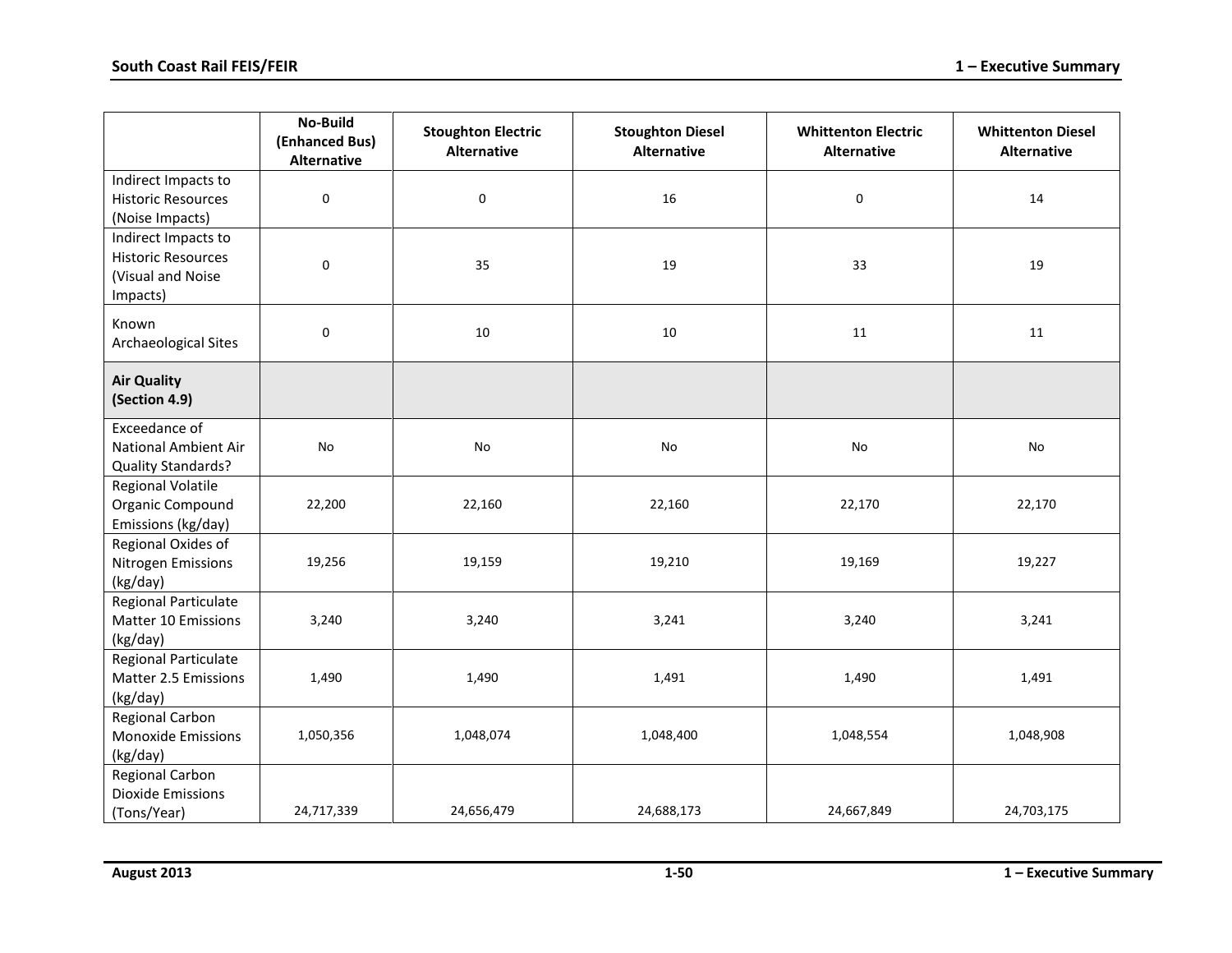| | No-Build (Enhanced Bus) Alternative | Stoughton Electric Alternative | Stoughton Diesel Alternative | Whittenton Electric Alternative | Whittenton Diesel Alternative |
|---|---|---|---|---|---|
| Indirect Impacts to Historic Resources (Noise Impacts) | 0 | 0 | 16 | 0 | 14 |
| Indirect Impacts to Historic Resources (Visual and Noise Impacts) | 0 | 35 | 19 | 33 | 19 |
| Known Archaeological Sites | 0 | 10 | 10 | 11 | 11 |
| **Air Quality (Section 4.9)** | | | | | |
| Exceedance of National Ambient Air Quality Standards? | No | No | No | No | No |
| Regional Volatile Organic Compound Emissions (kg/day) | 22,200 | 22,160 | 22,160 | 22,170 | 22,170 |
| Regional Oxides of Nitrogen Emissions (kg/day) | 19,256 | 19,159 | 19,210 | 19,169 | 19,227 |
| Regional Particulate Matter 10 Emissions (kg/day) | 3,240 | 3,240 | 3,241 | 3,240 | 3,241 |
| Regional Particulate Matter 2.5 Emissions (kg/day) | 1,490 | 1,490 | 1,491 | 1,490 | 1,491 |
| Regional Carbon Monoxide Emissions (kg/day) | 1,050,356 | 1,048,074 | 1,048,400 | 1,048,554 | 1,048,908 |
| Regional Carbon Dioxide Emissions (Tons/Year) | 24,717,339 | 24,656,479 | 24,688,173 | 24,667,849 | 24,703,175 |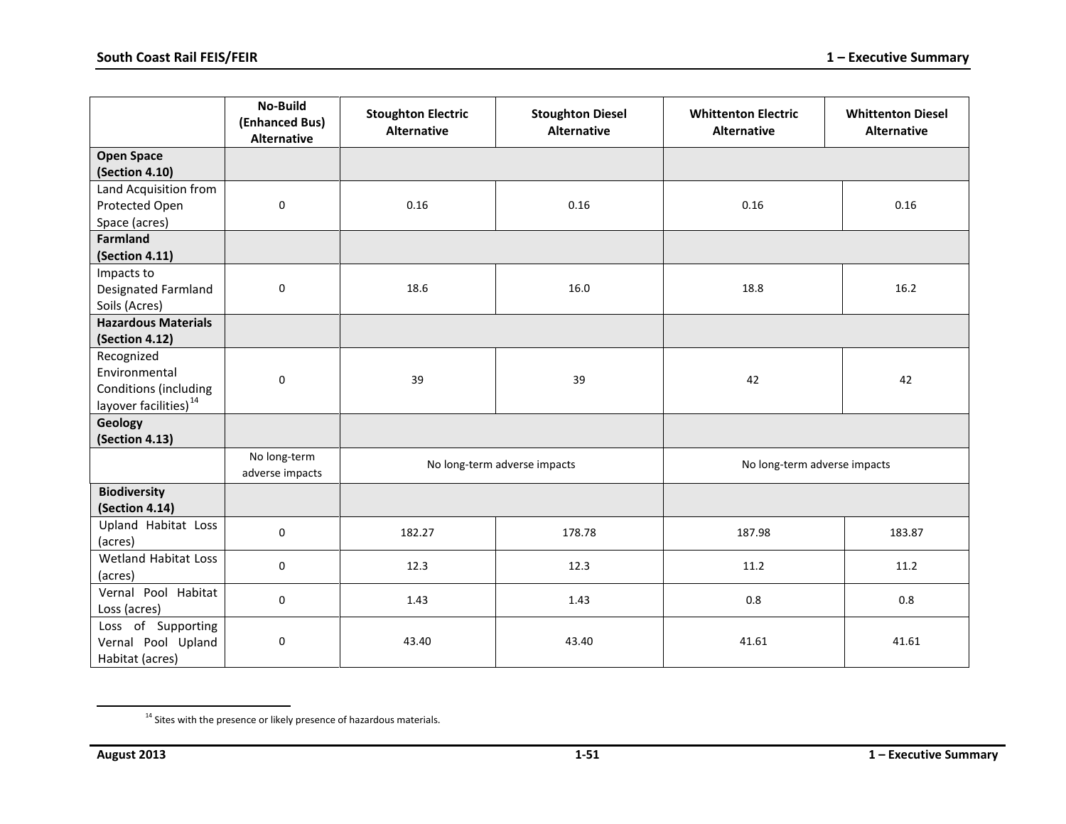| | No-Build (Enhanced Bus) Alternative | Stoughton Electric Alternative | Stoughton Diesel Alternative | Whittenton Electric Alternative | Whittenton Diesel Alternative |
|---|---|---|---|---|---|
| **Open Space (Section 4.10)** | | | | | |
| Land Acquisition from Protected Open Space (acres) | 0 | 0.16 | 0.16 | 0.16 | 0.16 |
| **Farmland (Section 4.11)** | | | | | |
| Impacts to Designated Farmland Soils (Acres) | 0 | 18.6 | 16.0 | 18.8 | 16.2 |
| **Hazardous Materials (Section 4.12)** | | | | | |
| Recognized Environmental Conditions (including layover facilities)[14] | 0 | 39 | 39 | 42 | 42 |
| **Geology (Section 4.13)** | | | | | |
| | No long-term adverse impacts | No long-term adverse impacts | | No long-term adverse impacts | |
| **Biodiversity (Section 4.14)** | | | | | |
| Upland Habitat Loss (acres) | 0 | 182.27 | 178.78 | 187.98 | 183.87 |
| Wetland Habitat Loss (acres) | 0 | 12.3 | 12.3 | 11.2 | 11.2 |
| Vernal Pool Habitat Loss (acres) | 0 | 1.43 | 1.43 | 0.8 | 0.8 |
| Loss of Supporting Vernal Pool Upland Habitat (acres) | 0 | 43.40 | 43.40 | 41.61 | 41.61 |

[14] Sites with the presence or likely presence of hazardous materials.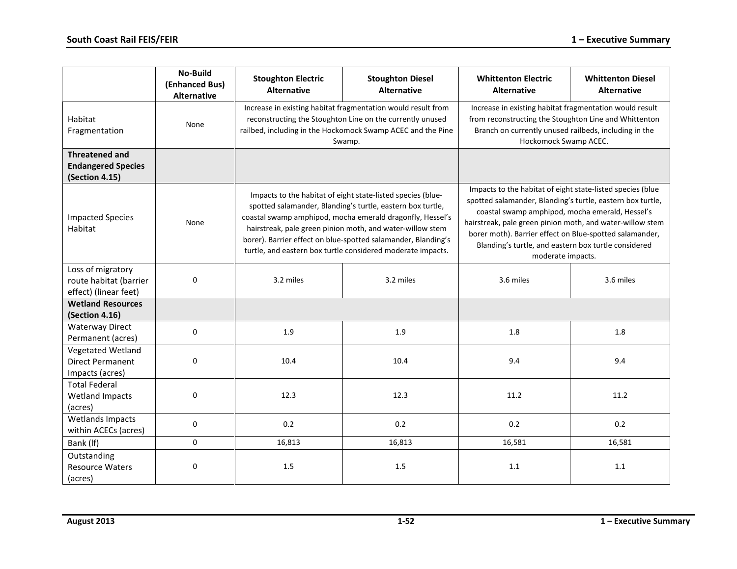| | No-Build (Enhanced Bus) Alternative | Stoughton Electric Alternative | Stoughton Diesel Alternative | Whittenton Electric Alternative | Whittenton Diesel Alternative |
|---|---|---|---|---|---|
| Habitat Fragmentation | None | Increase in existing habitat fragmentation would result from reconstructing the Stoughton Line on the currently unused railbed, including in the Hockomock Swamp ACEC and the Pine Swamp. | | Increase in existing habitat fragmentation would result from reconstructing the Stoughton Line and Whittenton Branch on currently unused railbeds, including in the Hockomock Swamp ACEC. | |
| **Threatened and Endangered Species (Section 4.15)** | | | | | |
| Impacted Species Habitat | None | Impacts to the habitat of eight state-listed species (blue-spotted salamander, Blanding's turtle, eastern box turtle, coastal swamp amphipod, mocha emerald dragonfly, Hessel's hairstreak, pale green pinion moth, and water-willow stem borer). Barrier effect on blue-spotted salamander, Blanding's turtle, and eastern box turtle considered moderate impacts. | | Impacts to the habitat of eight state-listed species (blue spotted salamander, Blanding's turtle, eastern box turtle, coastal swamp amphipod, mocha emerald, Hessel's hairstreak, pale green pinion moth, and water-willow stem borer moth). Barrier effect on Blue-spotted salamander, Blanding's turtle, and eastern box turtle considered moderate impacts. | |
| Loss of migratory route habitat (barrier effect) (linear feet) | 0 | 3.2 miles | 3.2 miles | 3.6 miles | 3.6 miles |
| **Wetland Resources (Section 4.16)** | | | | | |
| Waterway Direct Permanent (acres) | 0 | 1.9 | 1.9 | 1.8 | 1.8 |
| Vegetated Wetland Direct Permanent Impacts (acres) | 0 | 10.4 | 10.4 | 9.4 | 9.4 |
| Total Federal Wetland Impacts (acres) | 0 | 12.3 | 12.3 | 11.2 | 11.2 |
| Wetlands Impacts within ACECs (acres) | 0 | 0.2 | 0.2 | 0.2 | 0.2 |
| Bank (lf) | 0 | 16,813 | 16,813 | 16,581 | 16,581 |
| Outstanding Resource Waters (acres) | 0 | 1.5 | 1.5 | 1.1 | 1.1 |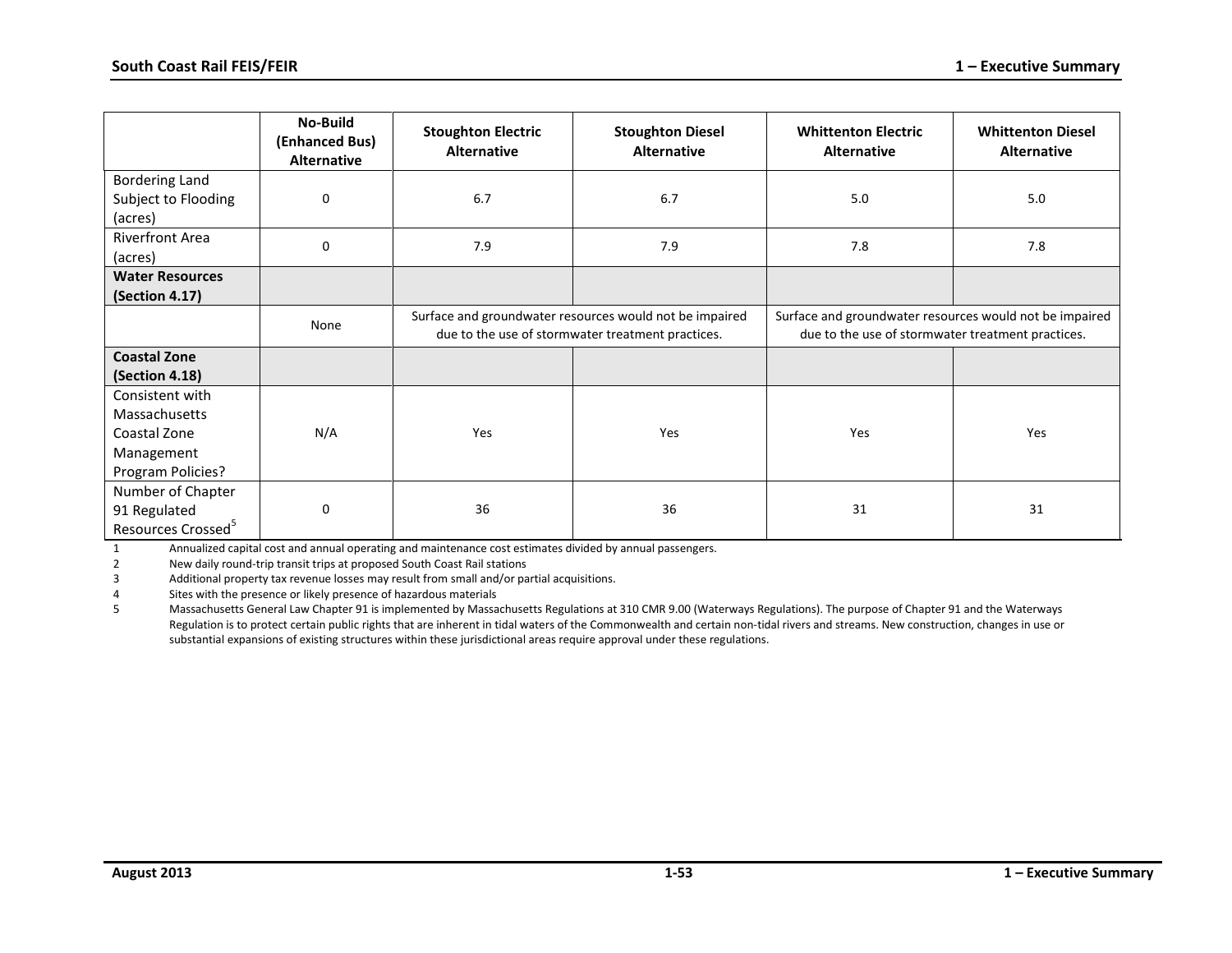| | No-Build (Enhanced Bus) Alternative | Stoughton Electric Alternative | Stoughton Diesel Alternative | Whittenton Electric Alternative | Whittenton Diesel Alternative |
|---|---|---|---|---|---|
| Bordering Land Subject to Flooding (acres) | 0 | 6.7 | 6.7 | 5.0 | 5.0 |
| Riverfront Area (acres) | 0 | 7.9 | 7.9 | 7.8 | 7.8 |
| **Water Resources (Section 4.17)** | | | | | |
| | None | Surface and groundwater resources would not be impaired due to the use of stormwater treatment practices. | | Surface and groundwater resources would not be impaired due to the use of stormwater treatment practices. | |
| **Coastal Zone (Section 4.18)** | | | | | |
| Consistent with Massachusetts Coastal Zone Management Program Policies? | N/A | Yes | Yes | Yes | Yes |
| Number of Chapter 91 Regulated Resources Crossed[5] | 0 | 36 | 36 | 31 | 31 |

1 Annualized capital cost and annual operating and maintenance cost estimates divided by annual passengers.

2 New daily round-trip transit trips at proposed South Coast Rail stations

3 Additional property tax revenue losses may result from small and/or partial acquisitions.

4 Sites with the presence or likely presence of hazardous materials

5 Massachusetts General Law Chapter 91 is implemented by Massachusetts Regulations at 310 CMR 9.00 (Waterways Regulations). The purpose of Chapter 91 and the Waterways Regulation is to protect certain public rights that are inherent in tidal waters of the Commonwealth and certain non-tidal rivers and streams. New construction, changes in use or substantial expansions of existing structures within these jurisdictional areas require approval under these regulations.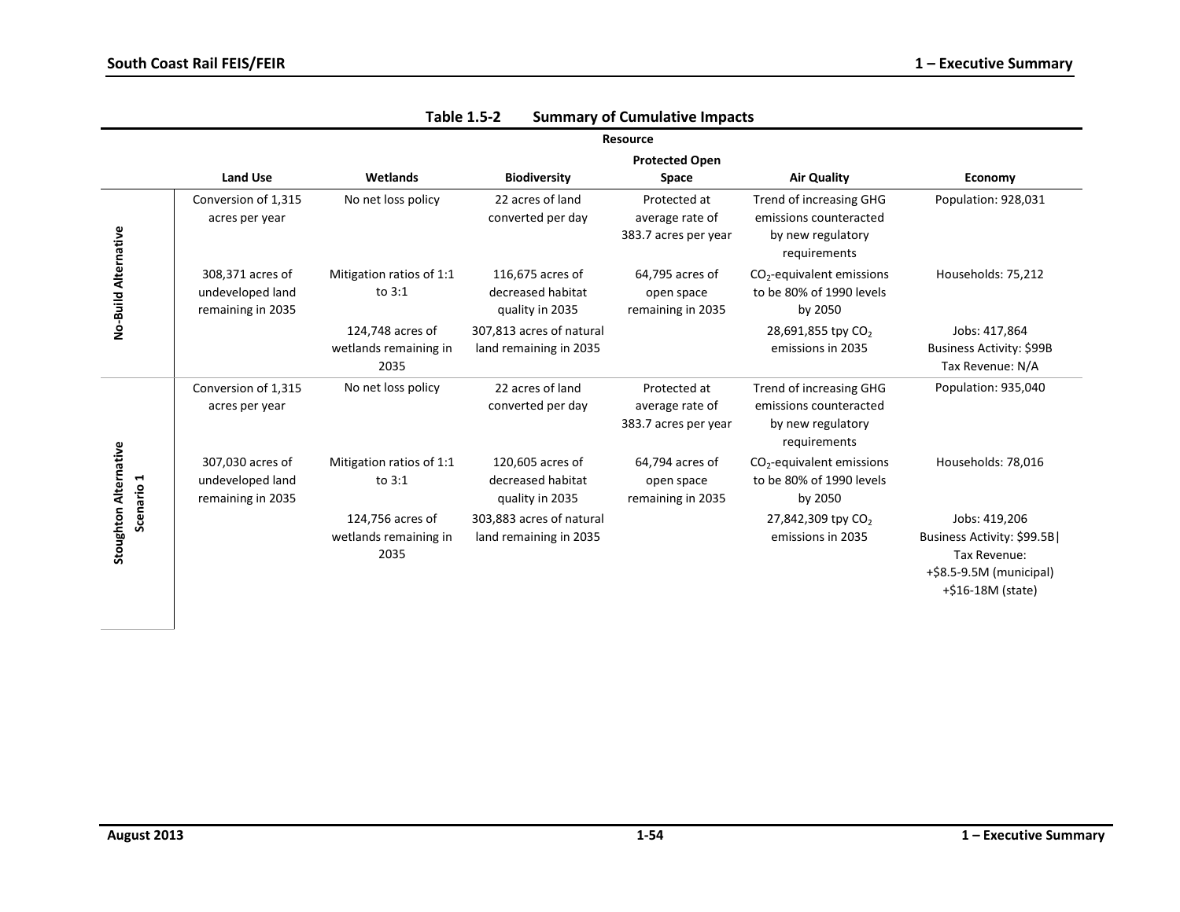**Table 1.5-2 Summary of Cumulative Impacts**

| | Resource | | | | | |
|---|---|---|---|---|---|---|
| | Land Use | Wetlands | Biodiversity | Protected Open Space | Air Quality | Economy |
| **No-Build Alternative** | Conversion of 1,315 acres per year | No net loss policy | 22 acres of land converted per day | Protected at average rate of 383.7 acres per year | Trend of increasing GHG emissions counteracted by new regulatory requirements | Population: 928,031 |
| | 308,371 acres of undeveloped land remaining in 2035 | Mitigation ratios of 1:1 to 3:1 | 116,675 acres of decreased habitat quality in 2035 | 64,795 acres of open space remaining in 2035 | $CO_2$-equivalent emissions to be 80% of 1990 levels by 2050 | Households: 75,212 |
| | | 124,748 acres of wetlands remaining in 2035 | 307,813 acres of natural land remaining in 2035 | | 28,691,855 tpy $CO_2$ emissions in 2035 | Jobs: 417,864<br>Business Activity: $99B<br>Tax Revenue: N/A |
| **Stoughton Alternative Scenario 1** | Conversion of 1,315 acres per year | No net loss policy | 22 acres of land converted per day | Protected at average rate of 383.7 acres per year | Trend of increasing GHG emissions counteracted by new regulatory requirements | Population: 935,040 |
| | 307,030 acres of undeveloped land remaining in 2035 | Mitigation ratios of 1:1 to 3:1 | 120,605 acres of decreased habitat quality in 2035 | 64,794 acres of open space remaining in 2035 | $CO_2$-equivalent emissions to be 80% of 1990 levels by 2050 | Households: 78,016 |
| | | 124,756 acres of wetlands remaining in 2035 | 303,883 acres of natural land remaining in 2035 | | 27,842,309 tpy $CO_2$ emissions in 2035 | Jobs: 419,206<br>Business Activity: $99.5B<br>Tax Revenue:<br>+$8.5-9.5M (municipal)<br>+$16-18M (state) |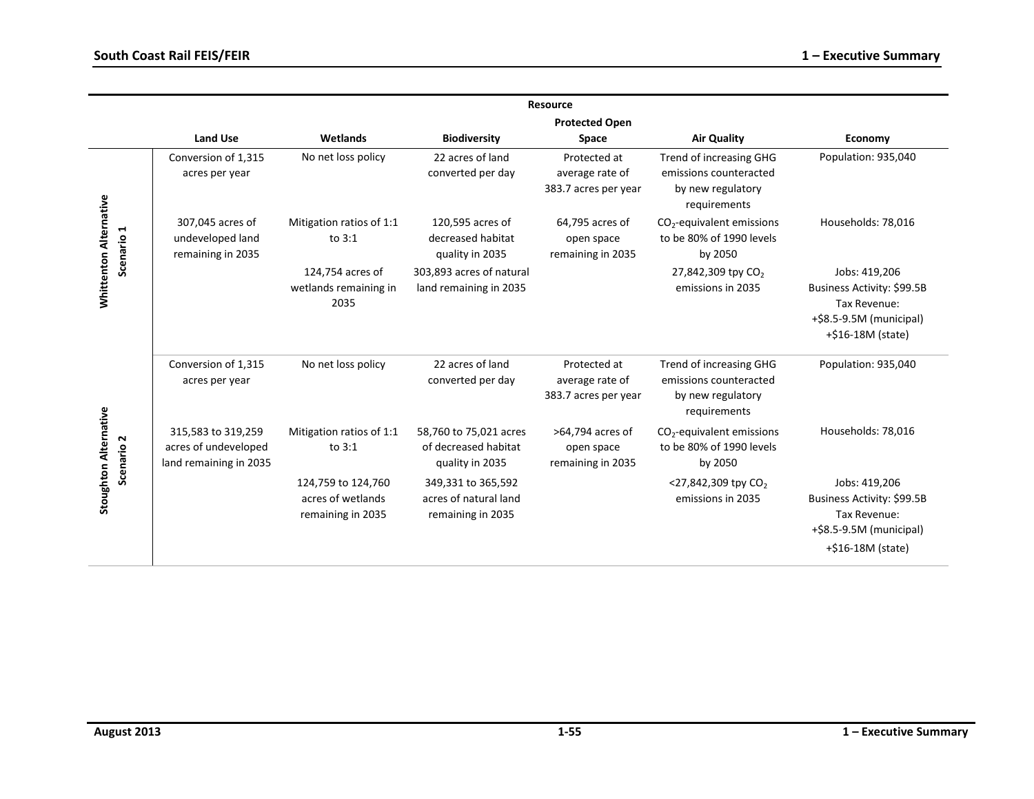| | Land Use | Wetlands | Biodiversity | Protected Open Space | Air Quality | Economy |
|---|---|---|---|---|---|---|
| | **Resource** | | | | | |
| **Whittenton Alternative Scenario 1** | Conversion of 1,315 acres per year | No net loss policy | 22 acres of land converted per day | Protected at average rate of 383.7 acres per year | Trend of increasing GHG emissions counteracted by new regulatory requirements | Population: 935,040 |
| | 307,045 acres of undeveloped land remaining in 2035 | Mitigation ratios of 1:1 to 3:1 | 120,595 acres of decreased habitat quality in 2035 | 64,795 acres of open space remaining in 2035 | $CO_2$-equivalent emissions to be 80% of 1990 levels by 2050 | Households: 78,016 |
| | | 124,754 acres of wetlands remaining in 2035 | 303,893 acres of natural land remaining in 2035 | | 27,842,309 tpy $CO_2$ emissions in 2035 | Jobs: 419,206<br>Business Activity: $99.5B<br>Tax Revenue:<br>+$8.5-9.5M (municipal)<br>+$16-18M (state) |
| **Stoughton Alternative Scenario 2** | Conversion of 1,315 acres per year | No net loss policy | 22 acres of land converted per day | Protected at average rate of 383.7 acres per year | Trend of increasing GHG emissions counteracted by new regulatory requirements | Population: 935,040 |
| | 315,583 to 319,259 acres of undeveloped land remaining in 2035 | Mitigation ratios of 1:1 to 3:1 | 58,760 to 75,021 acres of decreased habitat quality in 2035 | >64,794 acres of open space remaining in 2035 | $CO_2$-equivalent emissions to be 80% of 1990 levels by 2050 | Households: 78,016 |
| | | 124,759 to 124,760 acres of wetlands remaining in 2035 | 349,331 to 365,592 acres of natural land remaining in 2035 | | <27,842,309 tpy $CO_2$ emissions in 2035 | Jobs: 419,206<br>Business Activity: $99.5B<br>Tax Revenue:<br>+$8.5-9.5M (municipal)<br>+$16-18M (state) |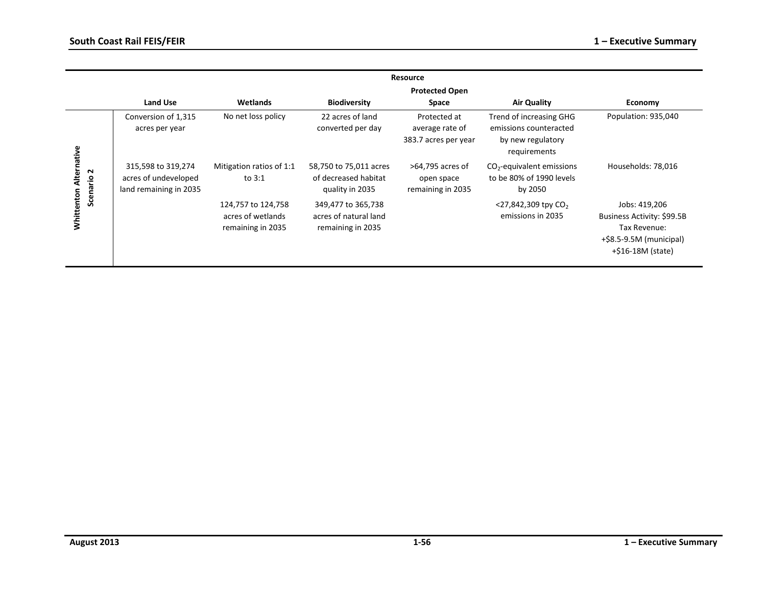| | Resource | | | | | |
|---|---|---|---|---|---|---|
| | Land Use | Wetlands | Biodiversity | Protected Open Space | Air Quality | Economy |
| Whittenton Alternative Scenario 2 | Conversion of 1,315 acres per year | No net loss policy | 22 acres of land converted per day | Protected at average rate of 383.7 acres per year | Trend of increasing GHG emissions counteracted by new regulatory requirements | Population: 935,040 |
| | 315,598 to 319,274 acres of undeveloped land remaining in 2035 | Mitigation ratios of 1:1 to 3:1 | 58,750 to 75,011 acres of decreased habitat quality in 2035 | >64,795 acres of open space remaining in 2035 | $CO_2$-equivalent emissions to be 80% of 1990 levels by 2050 | Households: 78,016 |
| | | 124,757 to 124,758 acres of wetlands remaining in 2035 | 349,477 to 365,738 acres of natural land remaining in 2035 | | <27,842,309 tpy $CO_2$ emissions in 2035 | Jobs: 419,206<br>Business Activity: $99.5B<br>Tax Revenue:<br>+$8.5-9.5M (municipal)<br>+$16-18M (state) |